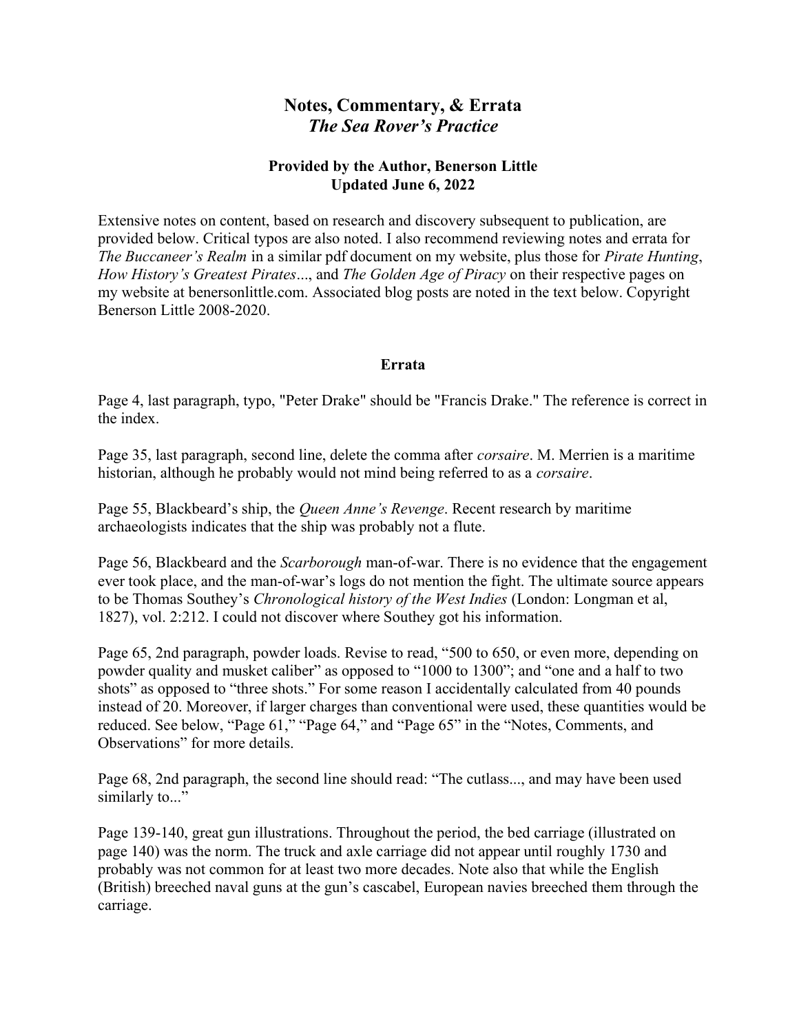# Notes, Commentary, & Errata
## *The Sea Rover's Practice*

### Provided by the Author, Benerson Little
### Updated June 6, 2022

Extensive notes on content, based on research and discovery subsequent to publication, are provided below. Critical typos are also noted. I also recommend reviewing notes and errata for *The Buccaneer's Realm* in a similar pdf document on my website, plus those for *Pirate Hunting*, *How History's Greatest Pirates*..., and *The Golden Age of Piracy* on their respective pages on my website at benersonlittle.com. Associated blog posts are noted in the text below. Copyright Benerson Little 2008-2020.

### Errata

Page 4, last paragraph, typo, "Peter Drake" should be "Francis Drake." The reference is correct in the index.

Page 35, last paragraph, second line, delete the comma after *corsaire*. M. Merrien is a maritime historian, although he probably would not mind being referred to as a *corsaire*.

Page 55, Blackbeard's ship, the *Queen Anne's Revenge*. Recent research by maritime archaeologists indicates that the ship was probably not a flute.

Page 56, Blackbeard and the *Scarborough* man-of-war. There is no evidence that the engagement ever took place, and the man-of-war's logs do not mention the fight. The ultimate source appears to be Thomas Southey's *Chronological history of the West Indies* (London: Longman et al, 1827), vol. 2:212. I could not discover where Southey got his information.

Page 65, 2nd paragraph, powder loads. Revise to read, "500 to 650, or even more, depending on powder quality and musket caliber" as opposed to "1000 to 1300"; and "one and a half to two shots" as opposed to "three shots." For some reason I accidentally calculated from 40 pounds instead of 20. Moreover, if larger charges than conventional were used, these quantities would be reduced. See below, "Page 61," "Page 64," and "Page 65" in the "Notes, Comments, and Observations" for more details.

Page 68, 2nd paragraph, the second line should read: "The cutlass..., and may have been used similarly to..."

Page 139-140, great gun illustrations. Throughout the period, the bed carriage (illustrated on page 140) was the norm. The truck and axle carriage did not appear until roughly 1730 and probably was not common for at least two more decades. Note also that while the English (British) breeched naval guns at the gun's cascabel, European navies breeched them through the carriage.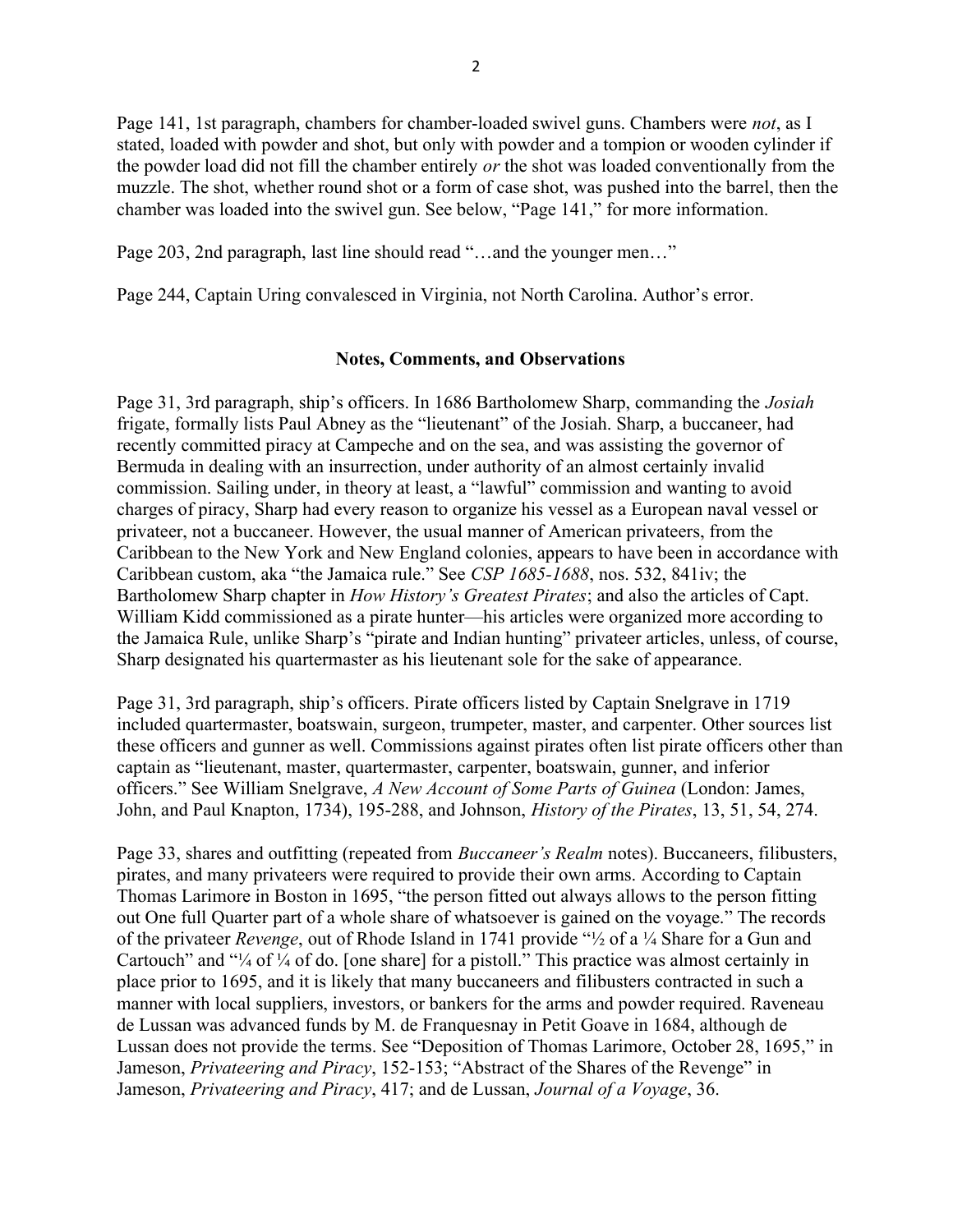Page 141, 1st paragraph, chambers for chamber-loaded swivel guns. Chambers were *not*, as I stated, loaded with powder and shot, but only with powder and a tompion or wooden cylinder if the powder load did not fill the chamber entirely *or* the shot was loaded conventionally from the muzzle. The shot, whether round shot or a form of case shot, was pushed into the barrel, then the chamber was loaded into the swivel gun. See below, "Page 141," for more information.

Page 203, 2nd paragraph, last line should read "…and the younger men…"

Page 244, Captain Uring convalesced in Virginia, not North Carolina. Author's error.

## Notes, Comments, and Observations

Page 31, 3rd paragraph, ship's officers. In 1686 Bartholomew Sharp, commanding the *Josiah* frigate, formally lists Paul Abney as the "lieutenant" of the Josiah. Sharp, a buccaneer, had recently committed piracy at Campeche and on the sea, and was assisting the governor of Bermuda in dealing with an insurrection, under authority of an almost certainly invalid commission. Sailing under, in theory at least, a "lawful" commission and wanting to avoid charges of piracy, Sharp had every reason to organize his vessel as a European naval vessel or privateer, not a buccaneer. However, the usual manner of American privateers, from the Caribbean to the New York and New England colonies, appears to have been in accordance with Caribbean custom, aka "the Jamaica rule." See *CSP 1685-1688*, nos. 532, 841iv; the Bartholomew Sharp chapter in *How History's Greatest Pirates*; and also the articles of Capt. William Kidd commissioned as a pirate hunter—his articles were organized more according to the Jamaica Rule, unlike Sharp's "pirate and Indian hunting" privateer articles, unless, of course, Sharp designated his quartermaster as his lieutenant sole for the sake of appearance.

Page 31, 3rd paragraph, ship's officers. Pirate officers listed by Captain Snelgrave in 1719 included quartermaster, boatswain, surgeon, trumpeter, master, and carpenter. Other sources list these officers and gunner as well. Commissions against pirates often list pirate officers other than captain as "lieutenant, master, quartermaster, carpenter, boatswain, gunner, and inferior officers." See William Snelgrave, *A New Account of Some Parts of Guinea* (London: James, John, and Paul Knapton, 1734), 195-288, and Johnson, *History of the Pirates*, 13, 51, 54, 274.

Page 33, shares and outfitting (repeated from *Buccaneer's Realm* notes). Buccaneers, filibusters, pirates, and many privateers were required to provide their own arms. According to Captain Thomas Larimore in Boston in 1695, "the person fitted out always allows to the person fitting out One full Quarter part of a whole share of whatsoever is gained on the voyage." The records of the privateer *Revenge*, out of Rhode Island in 1741 provide "½ of a ¼ Share for a Gun and Cartouch" and "¼ of ¼ of do. [one share] for a pistoll." This practice was almost certainly in place prior to 1695, and it is likely that many buccaneers and filibusters contracted in such a manner with local suppliers, investors, or bankers for the arms and powder required. Raveneau de Lussan was advanced funds by M. de Franquesnay in Petit Goave in 1684, although de Lussan does not provide the terms. See "Deposition of Thomas Larimore, October 28, 1695," in Jameson, *Privateering and Piracy*, 152-153; "Abstract of the Shares of the Revenge" in Jameson, *Privateering and Piracy*, 417; and de Lussan, *Journal of a Voyage*, 36.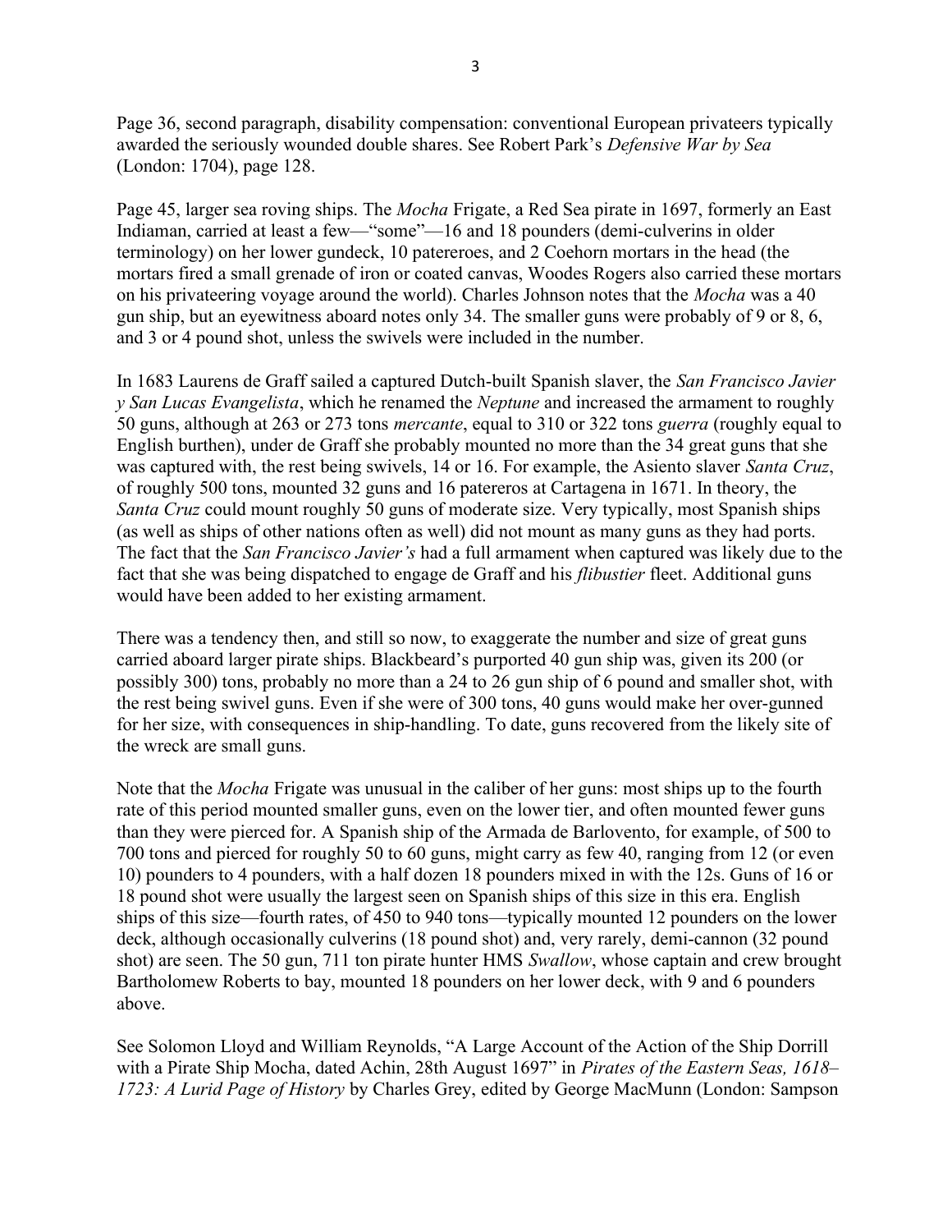Page 36, second paragraph, disability compensation: conventional European privateers typically awarded the seriously wounded double shares. See Robert Park's *Defensive War by Sea* (London: 1704), page 128.

Page 45, larger sea roving ships. The *Mocha* Frigate, a Red Sea pirate in 1697, formerly an East Indiaman, carried at least a few—"some"—16 and 18 pounders (demi-culverins in older terminology) on her lower gundeck, 10 patereroes, and 2 Coehorn mortars in the head (the mortars fired a small grenade of iron or coated canvas, Woodes Rogers also carried these mortars on his privateering voyage around the world). Charles Johnson notes that the *Mocha* was a 40 gun ship, but an eyewitness aboard notes only 34. The smaller guns were probably of 9 or 8, 6, and 3 or 4 pound shot, unless the swivels were included in the number.

In 1683 Laurens de Graff sailed a captured Dutch-built Spanish slaver, the *San Francisco Javier y San Lucas Evangelista*, which he renamed the *Neptune* and increased the armament to roughly 50 guns, although at 263 or 273 tons *mercante*, equal to 310 or 322 tons *guerra* (roughly equal to English burthen), under de Graff she probably mounted no more than the 34 great guns that she was captured with, the rest being swivels, 14 or 16. For example, the Asiento slaver *Santa Cruz*, of roughly 500 tons, mounted 32 guns and 16 patereros at Cartagena in 1671. In theory, the *Santa Cruz* could mount roughly 50 guns of moderate size. Very typically, most Spanish ships (as well as ships of other nations often as well) did not mount as many guns as they had ports. The fact that the *San Francisco Javier's* had a full armament when captured was likely due to the fact that she was being dispatched to engage de Graff and his *flibustier* fleet. Additional guns would have been added to her existing armament.

There was a tendency then, and still so now, to exaggerate the number and size of great guns carried aboard larger pirate ships. Blackbeard's purported 40 gun ship was, given its 200 (or possibly 300) tons, probably no more than a 24 to 26 gun ship of 6 pound and smaller shot, with the rest being swivel guns. Even if she were of 300 tons, 40 guns would make her over-gunned for her size, with consequences in ship-handling. To date, guns recovered from the likely site of the wreck are small guns.

Note that the *Mocha* Frigate was unusual in the caliber of her guns: most ships up to the fourth rate of this period mounted smaller guns, even on the lower tier, and often mounted fewer guns than they were pierced for. A Spanish ship of the Armada de Barlovento, for example, of 500 to 700 tons and pierced for roughly 50 to 60 guns, might carry as few 40, ranging from 12 (or even 10) pounders to 4 pounders, with a half dozen 18 pounders mixed in with the 12s. Guns of 16 or 18 pound shot were usually the largest seen on Spanish ships of this size in this era. English ships of this size—fourth rates, of 450 to 940 tons—typically mounted 12 pounders on the lower deck, although occasionally culverins (18 pound shot) and, very rarely, demi-cannon (32 pound shot) are seen. The 50 gun, 711 ton pirate hunter HMS *Swallow*, whose captain and crew brought Bartholomew Roberts to bay, mounted 18 pounders on her lower deck, with 9 and 6 pounders above.

See Solomon Lloyd and William Reynolds, "A Large Account of the Action of the Ship Dorrill with a Pirate Ship Mocha, dated Achin, 28th August 1697" in *Pirates of the Eastern Seas, 1618–1723: A Lurid Page of History* by Charles Grey, edited by George MacMunn (London: Sampson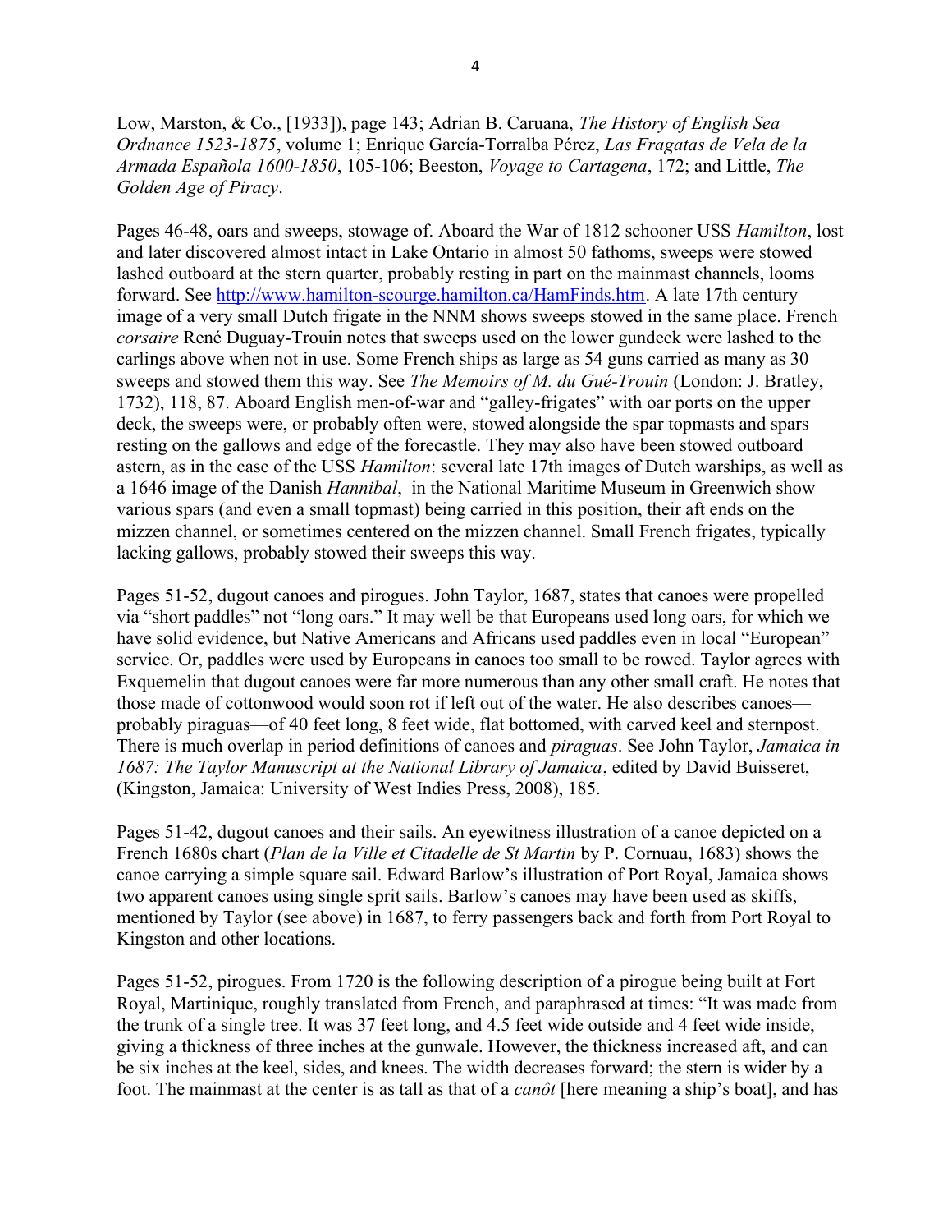Low, Marston, & Co., [1933]), page 143; Adrian B. Caruana, *The History of English Sea Ordnance 1523-1875*, volume 1; Enrique García-Torralba Pérez, *Las Fragatas de Vela de la Armada Española 1600-1850*, 105-106; Beeston, *Voyage to Cartagena*, 172; and Little, *The Golden Age of Piracy*.

Pages 46-48, oars and sweeps, stowage of. Aboard the War of 1812 schooner USS *Hamilton*, lost and later discovered almost intact in Lake Ontario in almost 50 fathoms, sweeps were stowed lashed outboard at the stern quarter, probably resting in part on the mainmast channels, looms forward. See http://www.hamilton-scourge.hamilton.ca/HamFinds.htm. A late 17th century image of a very small Dutch frigate in the NNM shows sweeps stowed in the same place. French *corsaire* René Duguay-Trouin notes that sweeps used on the lower gundeck were lashed to the carlings above when not in use. Some French ships as large as 54 guns carried as many as 30 sweeps and stowed them this way. See *The Memoirs of M. du Gué-Trouin* (London: J. Bratley, 1732), 118, 87. Aboard English men-of-war and "galley-frigates" with oar ports on the upper deck, the sweeps were, or probably often were, stowed alongside the spar topmasts and spars resting on the gallows and edge of the forecastle. They may also have been stowed outboard astern, as in the case of the USS *Hamilton*: several late 17th images of Dutch warships, as well as a 1646 image of the Danish *Hannibal*, in the National Maritime Museum in Greenwich show various spars (and even a small topmast) being carried in this position, their aft ends on the mizzen channel, or sometimes centered on the mizzen channel. Small French frigates, typically lacking gallows, probably stowed their sweeps this way.

Pages 51-52, dugout canoes and pirogues. John Taylor, 1687, states that canoes were propelled via "short paddles" not "long oars." It may well be that Europeans used long oars, for which we have solid evidence, but Native Americans and Africans used paddles even in local "European" service. Or, paddles were used by Europeans in canoes too small to be rowed. Taylor agrees with Exquemelin that dugout canoes were far more numerous than any other small craft. He notes that those made of cottonwood would soon rot if left out of the water. He also describes canoes—probably piraguas—of 40 feet long, 8 feet wide, flat bottomed, with carved keel and sternpost. There is much overlap in period definitions of canoes and *piraguas*. See John Taylor, *Jamaica in 1687: The Taylor Manuscript at the National Library of Jamaica*, edited by David Buisseret, (Kingston, Jamaica: University of West Indies Press, 2008), 185.

Pages 51-42, dugout canoes and their sails. An eyewitness illustration of a canoe depicted on a French 1680s chart (*Plan de la Ville et Citadelle de St Martin* by P. Cornuau, 1683) shows the canoe carrying a simple square sail. Edward Barlow's illustration of Port Royal, Jamaica shows two apparent canoes using single sprit sails. Barlow's canoes may have been used as skiffs, mentioned by Taylor (see above) in 1687, to ferry passengers back and forth from Port Royal to Kingston and other locations.

Pages 51-52, pirogues. From 1720 is the following description of a pirogue being built at Fort Royal, Martinique, roughly translated from French, and paraphrased at times: "It was made from the trunk of a single tree. It was 37 feet long, and 4.5 feet wide outside and 4 feet wide inside, giving a thickness of three inches at the gunwale. However, the thickness increased aft, and can be six inches at the keel, sides, and knees. The width decreases forward; the stern is wider by a foot. The mainmast at the center is as tall as that of a *canôt* [here meaning a ship's boat], and has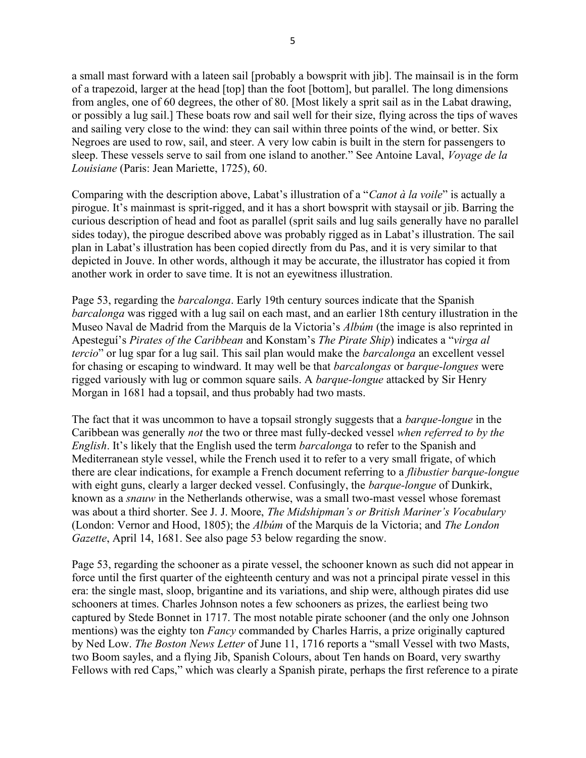a small mast forward with a lateen sail [probably a bowsprit with jib]. The mainsail is in the form of a trapezoid, larger at the head [top] than the foot [bottom], but parallel. The long dimensions from angles, one of 60 degrees, the other of 80. [Most likely a sprit sail as in the Labat drawing, or possibly a lug sail.] These boats row and sail well for their size, flying across the tips of waves and sailing very close to the wind: they can sail within three points of the wind, or better. Six Negroes are used to row, sail, and steer. A very low cabin is built in the stern for passengers to sleep. These vessels serve to sail from one island to another." See Antoine Laval, *Voyage de la Louisiane* (Paris: Jean Mariette, 1725), 60.

Comparing with the description above, Labat's illustration of a "*Canot à la voile*" is actually a pirogue. It's mainmast is sprit-rigged, and it has a short bowsprit with staysail or jib. Barring the curious description of head and foot as parallel (sprit sails and lug sails generally have no parallel sides today), the pirogue described above was probably rigged as in Labat's illustration. The sail plan in Labat's illustration has been copied directly from du Pas, and it is very similar to that depicted in Jouve. In other words, although it may be accurate, the illustrator has copied it from another work in order to save time. It is not an eyewitness illustration.

Page 53, regarding the *barcalonga*. Early 19th century sources indicate that the Spanish *barcalonga* was rigged with a lug sail on each mast, and an earlier 18th century illustration in the Museo Naval de Madrid from the Marquis de la Victoria's *Albúm* (the image is also reprinted in Apesteguí's *Pirates of the Caribbean* and Konstam's *The Pirate Ship*) indicates a "*virga al tercio*" or lug spar for a lug sail. This sail plan would make the *barcalonga* an excellent vessel for chasing or escaping to windward. It may well be that *barcalongas* or *barque-longues* were rigged variously with lug or common square sails. A *barque-longue* attacked by Sir Henry Morgan in 1681 had a topsail, and thus probably had two masts.

The fact that it was uncommon to have a topsail strongly suggests that a *barque-longue* in the Caribbean was generally *not* the two or three mast fully-decked vessel *when referred to by the English*. It's likely that the English used the term *barcalonga* to refer to the Spanish and Mediterranean style vessel, while the French used it to refer to a very small frigate, of which there are clear indications, for example a French document referring to a *flibustier barque-longue* with eight guns, clearly a larger decked vessel. Confusingly, the *barque-longue* of Dunkirk, known as a *snauw* in the Netherlands otherwise, was a small two-mast vessel whose foremast was about a third shorter. See J. J. Moore, *The Midshipman's or British Mariner's Vocabulary* (London: Vernor and Hood, 1805); the *Albúm* of the Marquis de la Victoria; and *The London Gazette*, April 14, 1681. See also page 53 below regarding the snow.

Page 53, regarding the schooner as a pirate vessel, the schooner known as such did not appear in force until the first quarter of the eighteenth century and was not a principal pirate vessel in this era: the single mast, sloop, brigantine and its variations, and ship were, although pirates did use schooners at times. Charles Johnson notes a few schooners as prizes, the earliest being two captured by Stede Bonnet in 1717. The most notable pirate schooner (and the only one Johnson mentions) was the eighty ton *Fancy* commanded by Charles Harris, a prize originally captured by Ned Low. *The Boston News Letter* of June 11, 1716 reports a "small Vessel with two Masts, two Boom sayles, and a flying Jib, Spanish Colours, about Ten hands on Board, very swarthy Fellows with red Caps," which was clearly a Spanish pirate, perhaps the first reference to a pirate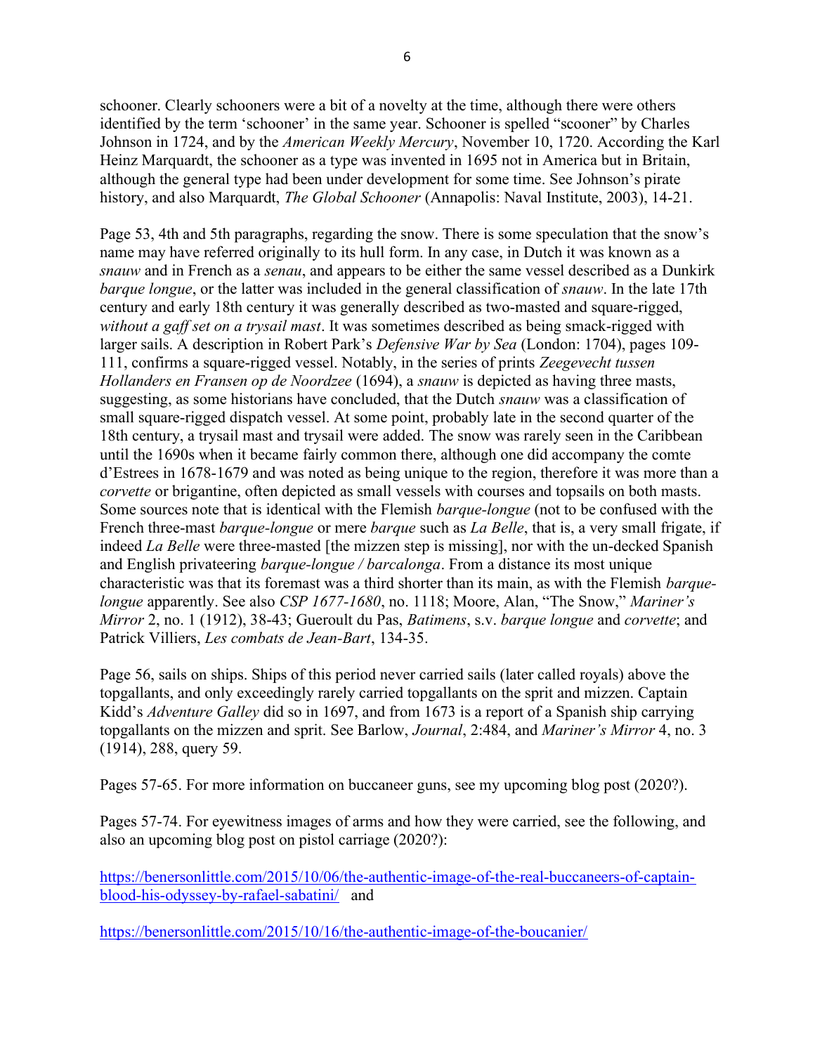schooner. Clearly schooners were a bit of a novelty at the time, although there were others identified by the term 'schooner' in the same year. Schooner is spelled "scooner" by Charles Johnson in 1724, and by the *American Weekly Mercury*, November 10, 1720. According the Karl Heinz Marquardt, the schooner as a type was invented in 1695 not in America but in Britain, although the general type had been under development for some time. See Johnson's pirate history, and also Marquardt, *The Global Schooner* (Annapolis: Naval Institute, 2003), 14-21.

Page 53, 4th and 5th paragraphs, regarding the snow. There is some speculation that the snow's name may have referred originally to its hull form. In any case, in Dutch it was known as a *snauw* and in French as a *senau*, and appears to be either the same vessel described as a Dunkirk *barque longue*, or the latter was included in the general classification of *snauw*. In the late 17th century and early 18th century it was generally described as two-masted and square-rigged, *without a gaff set on a trysail mast*. It was sometimes described as being smack-rigged with larger sails. A description in Robert Park's *Defensive War by Sea* (London: 1704), pages 109-111, confirms a square-rigged vessel. Notably, in the series of prints *Zeegevecht tussen Hollanders en Fransen op de Noordzee* (1694), a *snauw* is depicted as having three masts, suggesting, as some historians have concluded, that the Dutch *snauw* was a classification of small square-rigged dispatch vessel. At some point, probably late in the second quarter of the 18th century, a trysail mast and trysail were added. The snow was rarely seen in the Caribbean until the 1690s when it became fairly common there, although one did accompany the comte d'Estrees in 1678-1679 and was noted as being unique to the region, therefore it was more than a *corvette* or brigantine, often depicted as small vessels with courses and topsails on both masts. Some sources note that is identical with the Flemish *barque-longue* (not to be confused with the French three-mast *barque-longue* or mere *barque* such as *La Belle*, that is, a very small frigate, if indeed *La Belle* were three-masted [the mizzen step is missing], nor with the un-decked Spanish and English privateering *barque-longue / barcalonga*. From a distance its most unique characteristic was that its foremast was a third shorter than its main, as with the Flemish *barque-longue* apparently. See also *CSP 1677-1680*, no. 1118; Moore, Alan, "The Snow," *Mariner's Mirror* 2, no. 1 (1912), 38-43; Gueroult du Pas, *Batimens*, s.v. *barque longue* and *corvette*; and Patrick Villiers, *Les combats de Jean-Bart*, 134-35.

Page 56, sails on ships. Ships of this period never carried sails (later called royals) above the topgallants, and only exceedingly rarely carried topgallants on the sprit and mizzen. Captain Kidd's *Adventure Galley* did so in 1697, and from 1673 is a report of a Spanish ship carrying topgallants on the mizzen and sprit. See Barlow, *Journal*, 2:484, and *Mariner's Mirror* 4, no. 3 (1914), 288, query 59.

Pages 57-65. For more information on buccaneer guns, see my upcoming blog post (2020?).

Pages 57-74. For eyewitness images of arms and how they were carried, see the following, and also an upcoming blog post on pistol carriage (2020?):

https://benersonlittle.com/2015/10/06/the-authentic-image-of-the-real-buccaneers-of-captain-blood-his-odyssey-by-rafael-sabatini/ and

https://benersonlittle.com/2015/10/16/the-authentic-image-of-the-boucanier/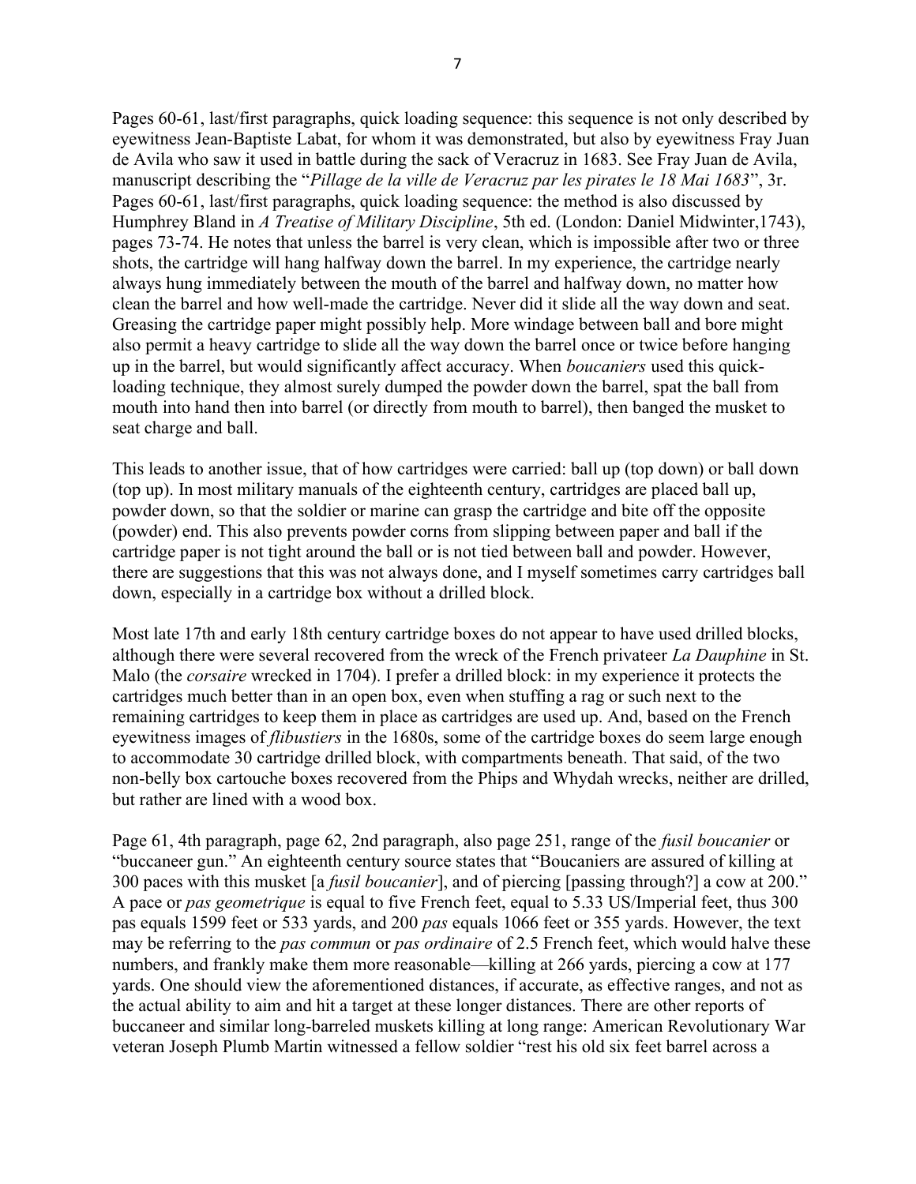Pages 60-61, last/first paragraphs, quick loading sequence: this sequence is not only described by eyewitness Jean-Baptiste Labat, for whom it was demonstrated, but also by eyewitness Fray Juan de Avila who saw it used in battle during the sack of Veracruz in 1683. See Fray Juan de Avila, manuscript describing the "*Pillage de la ville de Veracruz par les pirates le 18 Mai 1683*", 3r. Pages 60-61, last/first paragraphs, quick loading sequence: the method is also discussed by Humphrey Bland in *A Treatise of Military Discipline*, 5th ed. (London: Daniel Midwinter,1743), pages 73-74. He notes that unless the barrel is very clean, which is impossible after two or three shots, the cartridge will hang halfway down the barrel. In my experience, the cartridge nearly always hung immediately between the mouth of the barrel and halfway down, no matter how clean the barrel and how well-made the cartridge. Never did it slide all the way down and seat. Greasing the cartridge paper might possibly help. More windage between ball and bore might also permit a heavy cartridge to slide all the way down the barrel once or twice before hanging up in the barrel, but would significantly affect accuracy. When *boucaniers* used this quick-loading technique, they almost surely dumped the powder down the barrel, spat the ball from mouth into hand then into barrel (or directly from mouth to barrel), then banged the musket to seat charge and ball.

This leads to another issue, that of how cartridges were carried: ball up (top down) or ball down (top up). In most military manuals of the eighteenth century, cartridges are placed ball up, powder down, so that the soldier or marine can grasp the cartridge and bite off the opposite (powder) end. This also prevents powder corns from slipping between paper and ball if the cartridge paper is not tight around the ball or is not tied between ball and powder. However, there are suggestions that this was not always done, and I myself sometimes carry cartridges ball down, especially in a cartridge box without a drilled block.

Most late 17th and early 18th century cartridge boxes do not appear to have used drilled blocks, although there were several recovered from the wreck of the French privateer *La Dauphine* in St. Malo (the *corsaire* wrecked in 1704). I prefer a drilled block: in my experience it protects the cartridges much better than in an open box, even when stuffing a rag or such next to the remaining cartridges to keep them in place as cartridges are used up. And, based on the French eyewitness images of *flibustiers* in the 1680s, some of the cartridge boxes do seem large enough to accommodate 30 cartridge drilled block, with compartments beneath. That said, of the two non-belly box cartouche boxes recovered from the Phips and Whydah wrecks, neither are drilled, but rather are lined with a wood box.

Page 61, 4th paragraph, page 62, 2nd paragraph, also page 251, range of the *fusil boucanier* or "buccaneer gun." An eighteenth century source states that "Boucaniers are assured of killing at 300 paces with this musket [a *fusil boucanier*], and of piercing [passing through?] a cow at 200." A pace or *pas geometrique* is equal to five French feet, equal to 5.33 US/Imperial feet, thus 300 pas equals 1599 feet or 533 yards, and 200 *pas* equals 1066 feet or 355 yards. However, the text may be referring to the *pas commun* or *pas ordinaire* of 2.5 French feet, which would halve these numbers, and frankly make them more reasonable—killing at 266 yards, piercing a cow at 177 yards. One should view the aforementioned distances, if accurate, as effective ranges, and not as the actual ability to aim and hit a target at these longer distances. There are other reports of buccaneer and similar long-barreled muskets killing at long range: American Revolutionary War veteran Joseph Plumb Martin witnessed a fellow soldier "rest his old six feet barrel across a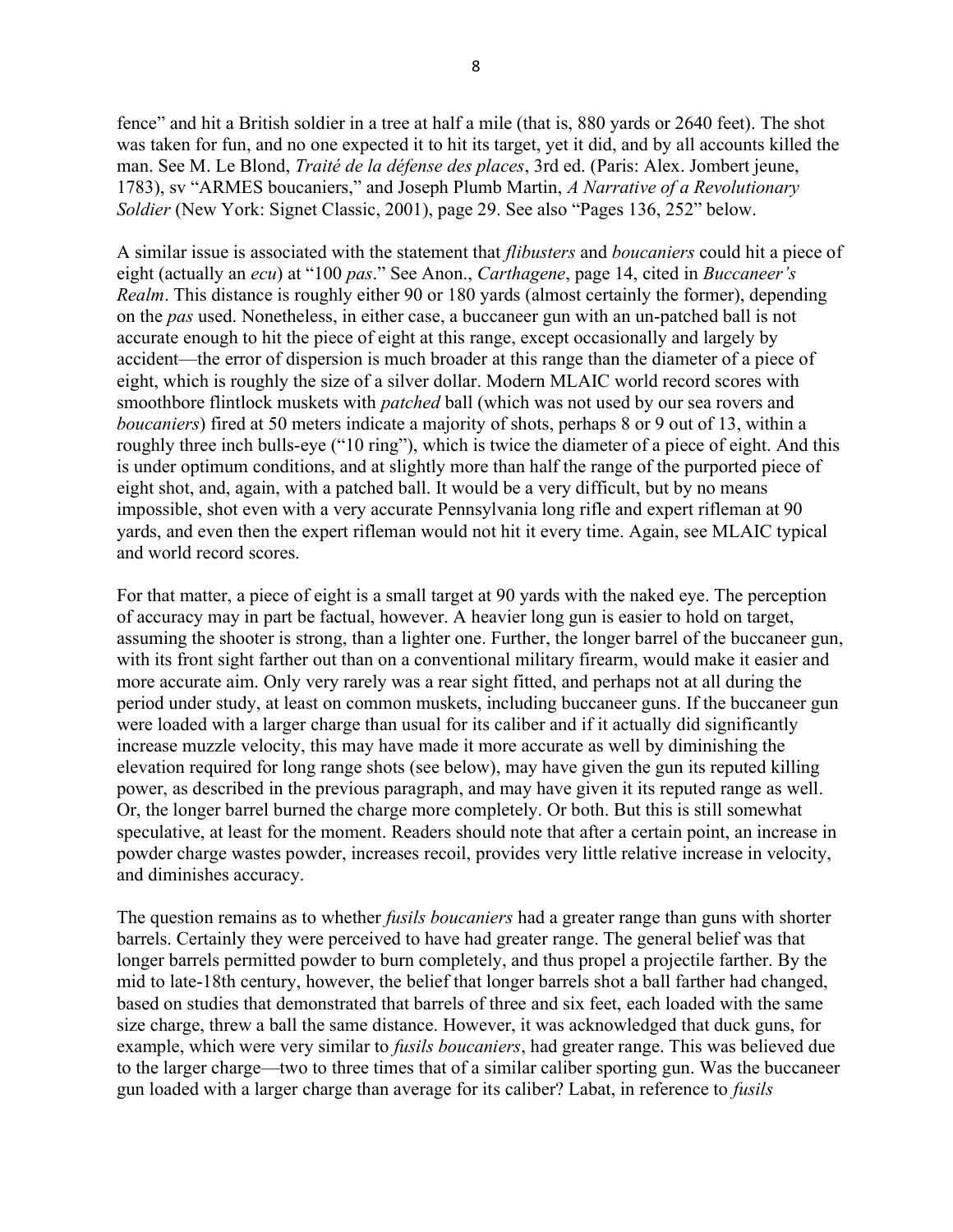fence" and hit a British soldier in a tree at half a mile (that is, 880 yards or 2640 feet). The shot was taken for fun, and no one expected it to hit its target, yet it did, and by all accounts killed the man. See M. Le Blond, *Traité de la défense des places*, 3rd ed. (Paris: Alex. Jombert jeune, 1783), sv "ARMES boucaniers," and Joseph Plumb Martin, *A Narrative of a Revolutionary Soldier* (New York: Signet Classic, 2001), page 29. See also "Pages 136, 252" below.

A similar issue is associated with the statement that *flibusters* and *boucaniers* could hit a piece of eight (actually an *ecu*) at "100 *pas*." See Anon., *Carthagene*, page 14, cited in *Buccaneer's Realm*. This distance is roughly either 90 or 180 yards (almost certainly the former), depending on the *pas* used. Nonetheless, in either case, a buccaneer gun with an un-patched ball is not accurate enough to hit the piece of eight at this range, except occasionally and largely by accident—the error of dispersion is much broader at this range than the diameter of a piece of eight, which is roughly the size of a silver dollar. Modern MLAIC world record scores with smoothbore flintlock muskets with *patched* ball (which was not used by our sea rovers and *boucaniers*) fired at 50 meters indicate a majority of shots, perhaps 8 or 9 out of 13, within a roughly three inch bulls-eye ("10 ring"), which is twice the diameter of a piece of eight. And this is under optimum conditions, and at slightly more than half the range of the purported piece of eight shot, and, again, with a patched ball. It would be a very difficult, but by no means impossible, shot even with a very accurate Pennsylvania long rifle and expert rifleman at 90 yards, and even then the expert rifleman would not hit it every time. Again, see MLAIC typical and world record scores.

For that matter, a piece of eight is a small target at 90 yards with the naked eye. The perception of accuracy may in part be factual, however. A heavier long gun is easier to hold on target, assuming the shooter is strong, than a lighter one. Further, the longer barrel of the buccaneer gun, with its front sight farther out than on a conventional military firearm, would make it easier and more accurate aim. Only very rarely was a rear sight fitted, and perhaps not at all during the period under study, at least on common muskets, including buccaneer guns. If the buccaneer gun were loaded with a larger charge than usual for its caliber and if it actually did significantly increase muzzle velocity, this may have made it more accurate as well by diminishing the elevation required for long range shots (see below), may have given the gun its reputed killing power, as described in the previous paragraph, and may have given it its reputed range as well. Or, the longer barrel burned the charge more completely. Or both. But this is still somewhat speculative, at least for the moment. Readers should note that after a certain point, an increase in powder charge wastes powder, increases recoil, provides very little relative increase in velocity, and diminishes accuracy.

The question remains as to whether *fusils boucaniers* had a greater range than guns with shorter barrels. Certainly they were perceived to have had greater range. The general belief was that longer barrels permitted powder to burn completely, and thus propel a projectile farther. By the mid to late-18th century, however, the belief that longer barrels shot a ball farther had changed, based on studies that demonstrated that barrels of three and six feet, each loaded with the same size charge, threw a ball the same distance. However, it was acknowledged that duck guns, for example, which were very similar to *fusils boucaniers*, had greater range. This was believed due to the larger charge—two to three times that of a similar caliber sporting gun. Was the buccaneer gun loaded with a larger charge than average for its caliber? Labat, in reference to *fusils*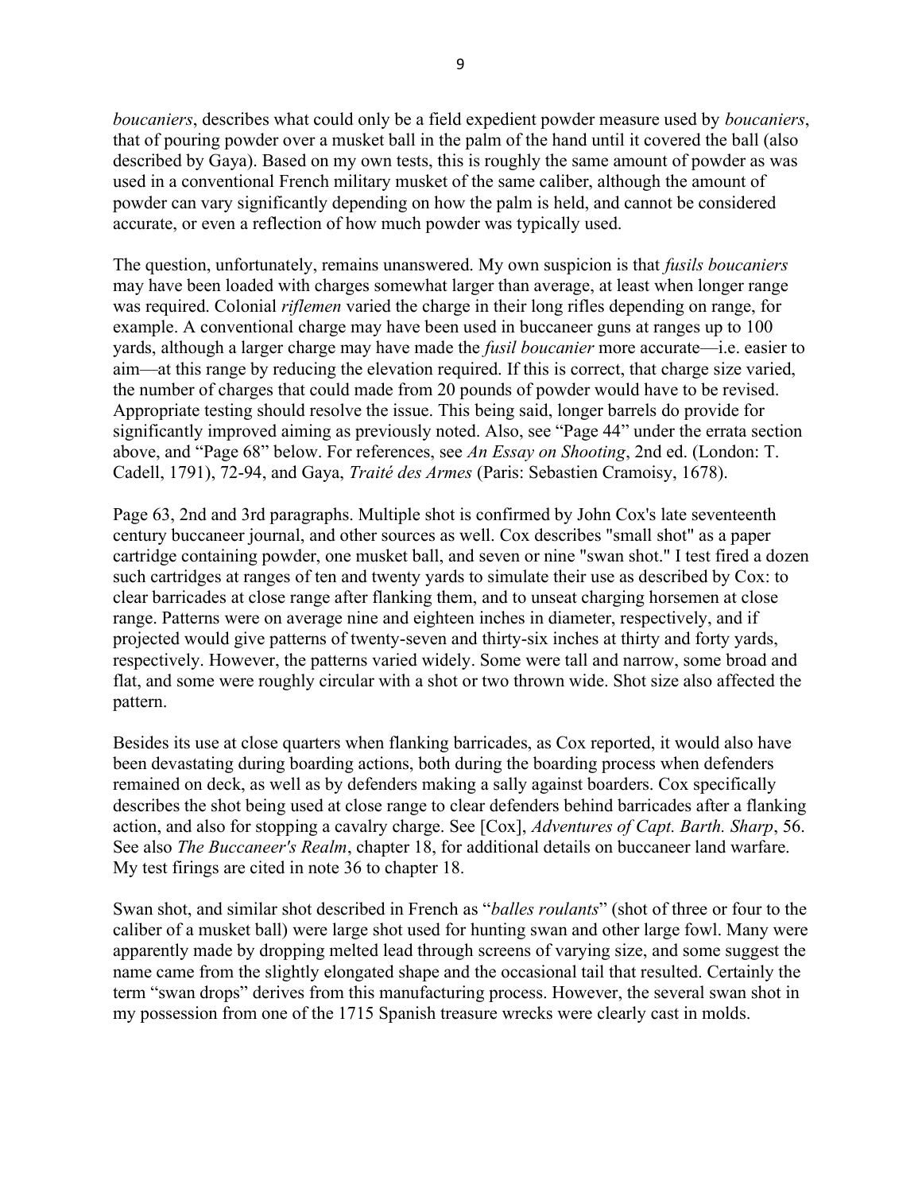*boucaniers*, describes what could only be a field expedient powder measure used by *boucaniers*, that of pouring powder over a musket ball in the palm of the hand until it covered the ball (also described by Gaya). Based on my own tests, this is roughly the same amount of powder as was used in a conventional French military musket of the same caliber, although the amount of powder can vary significantly depending on how the palm is held, and cannot be considered accurate, or even a reflection of how much powder was typically used.

The question, unfortunately, remains unanswered. My own suspicion is that *fusils boucaniers* may have been loaded with charges somewhat larger than average, at least when longer range was required. Colonial *riflemen* varied the charge in their long rifles depending on range, for example. A conventional charge may have been used in buccaneer guns at ranges up to 100 yards, although a larger charge may have made the *fusil boucanier* more accurate—i.e. easier to aim—at this range by reducing the elevation required. If this is correct, that charge size varied, the number of charges that could made from 20 pounds of powder would have to be revised. Appropriate testing should resolve the issue. This being said, longer barrels do provide for significantly improved aiming as previously noted. Also, see "Page 44" under the errata section above, and "Page 68" below. For references, see *An Essay on Shooting*, 2nd ed. (London: T. Cadell, 1791), 72-94, and Gaya, *Traité des Armes* (Paris: Sebastien Cramoisy, 1678).

Page 63, 2nd and 3rd paragraphs. Multiple shot is confirmed by John Cox's late seventeenth century buccaneer journal, and other sources as well. Cox describes "small shot" as a paper cartridge containing powder, one musket ball, and seven or nine "swan shot." I test fired a dozen such cartridges at ranges of ten and twenty yards to simulate their use as described by Cox: to clear barricades at close range after flanking them, and to unseat charging horsemen at close range. Patterns were on average nine and eighteen inches in diameter, respectively, and if projected would give patterns of twenty-seven and thirty-six inches at thirty and forty yards, respectively. However, the patterns varied widely. Some were tall and narrow, some broad and flat, and some were roughly circular with a shot or two thrown wide. Shot size also affected the pattern.

Besides its use at close quarters when flanking barricades, as Cox reported, it would also have been devastating during boarding actions, both during the boarding process when defenders remained on deck, as well as by defenders making a sally against boarders. Cox specifically describes the shot being used at close range to clear defenders behind barricades after a flanking action, and also for stopping a cavalry charge. See [Cox], *Adventures of Capt. Barth. Sharp*, 56. See also *The Buccaneer's Realm*, chapter 18, for additional details on buccaneer land warfare. My test firings are cited in note 36 to chapter 18.

Swan shot, and similar shot described in French as "*balles roulants*" (shot of three or four to the caliber of a musket ball) were large shot used for hunting swan and other large fowl. Many were apparently made by dropping melted lead through screens of varying size, and some suggest the name came from the slightly elongated shape and the occasional tail that resulted. Certainly the term "swan drops" derives from this manufacturing process. However, the several swan shot in my possession from one of the 1715 Spanish treasure wrecks were clearly cast in molds.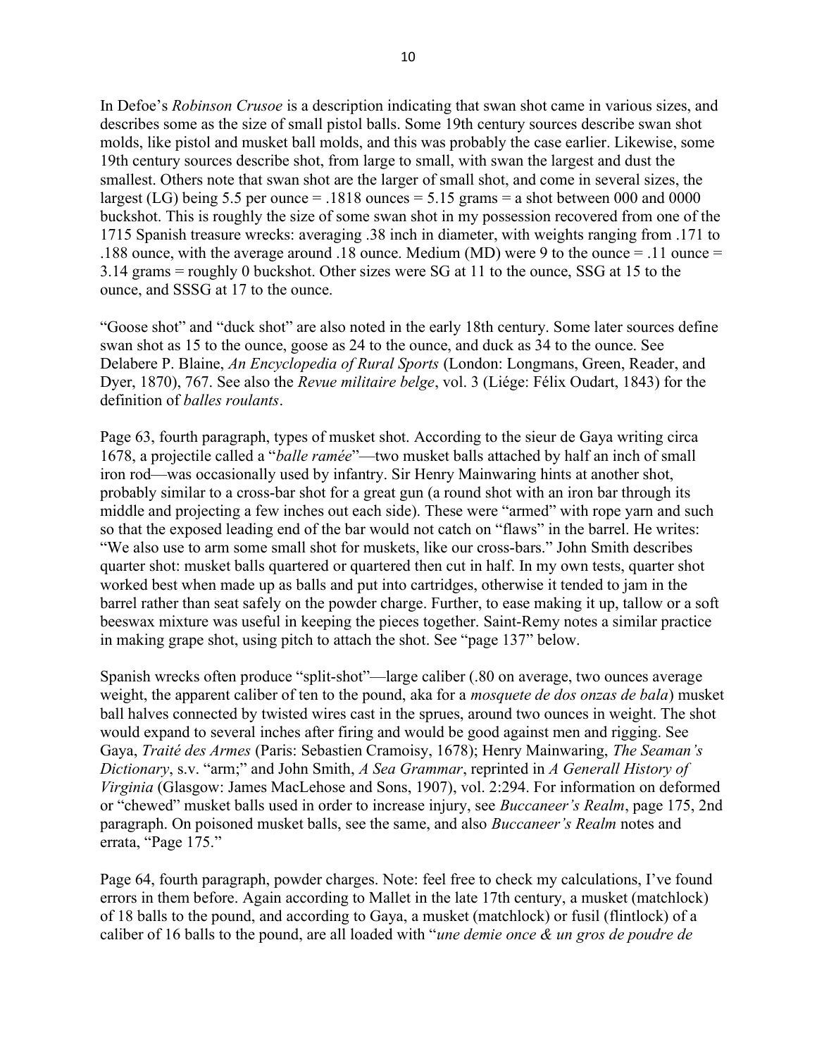In Defoe's *Robinson Crusoe* is a description indicating that swan shot came in various sizes, and describes some as the size of small pistol balls. Some 19th century sources describe swan shot molds, like pistol and musket ball molds, and this was probably the case earlier. Likewise, some 19th century sources describe shot, from large to small, with swan the largest and dust the smallest. Others note that swan shot are the larger of small shot, and come in several sizes, the largest (LG) being 5.5 per ounce = .1818 ounces = 5.15 grams = a shot between 000 and 0000 buckshot. This is roughly the size of some swan shot in my possession recovered from one of the 1715 Spanish treasure wrecks: averaging .38 inch in diameter, with weights ranging from .171 to .188 ounce, with the average around .18 ounce. Medium (MD) were 9 to the ounce = .11 ounce = 3.14 grams = roughly 0 buckshot. Other sizes were SG at 11 to the ounce, SSG at 15 to the ounce, and SSSG at 17 to the ounce.

"Goose shot" and "duck shot" are also noted in the early 18th century. Some later sources define swan shot as 15 to the ounce, goose as 24 to the ounce, and duck as 34 to the ounce. See Delabere P. Blaine, *An Encyclopedia of Rural Sports* (London: Longmans, Green, Reader, and Dyer, 1870), 767. See also the *Revue militaire belge*, vol. 3 (Liége: Félix Oudart, 1843) for the definition of *balles roulants*.

Page 63, fourth paragraph, types of musket shot. According to the sieur de Gaya writing circa 1678, a projectile called a "*balle ramée*"—two musket balls attached by half an inch of small iron rod—was occasionally used by infantry. Sir Henry Mainwaring hints at another shot, probably similar to a cross-bar shot for a great gun (a round shot with an iron bar through its middle and projecting a few inches out each side). These were "armed" with rope yarn and such so that the exposed leading end of the bar would not catch on "flaws" in the barrel. He writes: "We also use to arm some small shot for muskets, like our cross-bars." John Smith describes quarter shot: musket balls quartered or quartered then cut in half. In my own tests, quarter shot worked best when made up as balls and put into cartridges, otherwise it tended to jam in the barrel rather than seat safely on the powder charge. Further, to ease making it up, tallow or a soft beeswax mixture was useful in keeping the pieces together. Saint-Remy notes a similar practice in making grape shot, using pitch to attach the shot. See "page 137" below.

Spanish wrecks often produce "split-shot"—large caliber (.80 on average, two ounces average weight, the apparent caliber of ten to the pound, aka for a *mosquete de dos onzas de bala*) musket ball halves connected by twisted wires cast in the sprues, around two ounces in weight. The shot would expand to several inches after firing and would be good against men and rigging. See Gaya, *Traité des Armes* (Paris: Sebastien Cramoisy, 1678); Henry Mainwaring, *The Seaman's Dictionary*, s.v. "arm;" and John Smith, *A Sea Grammar*, reprinted in *A Generall History of Virginia* (Glasgow: James MacLehose and Sons, 1907), vol. 2:294. For information on deformed or "chewed" musket balls used in order to increase injury, see *Buccaneer's Realm*, page 175, 2nd paragraph. On poisoned musket balls, see the same, and also *Buccaneer's Realm* notes and errata, "Page 175."

Page 64, fourth paragraph, powder charges. Note: feel free to check my calculations, I've found errors in them before. Again according to Mallet in the late 17th century, a musket (matchlock) of 18 balls to the pound, and according to Gaya, a musket (matchlock) or fusil (flintlock) of a caliber of 16 balls to the pound, are all loaded with "*une demie once & un gros de poudre de*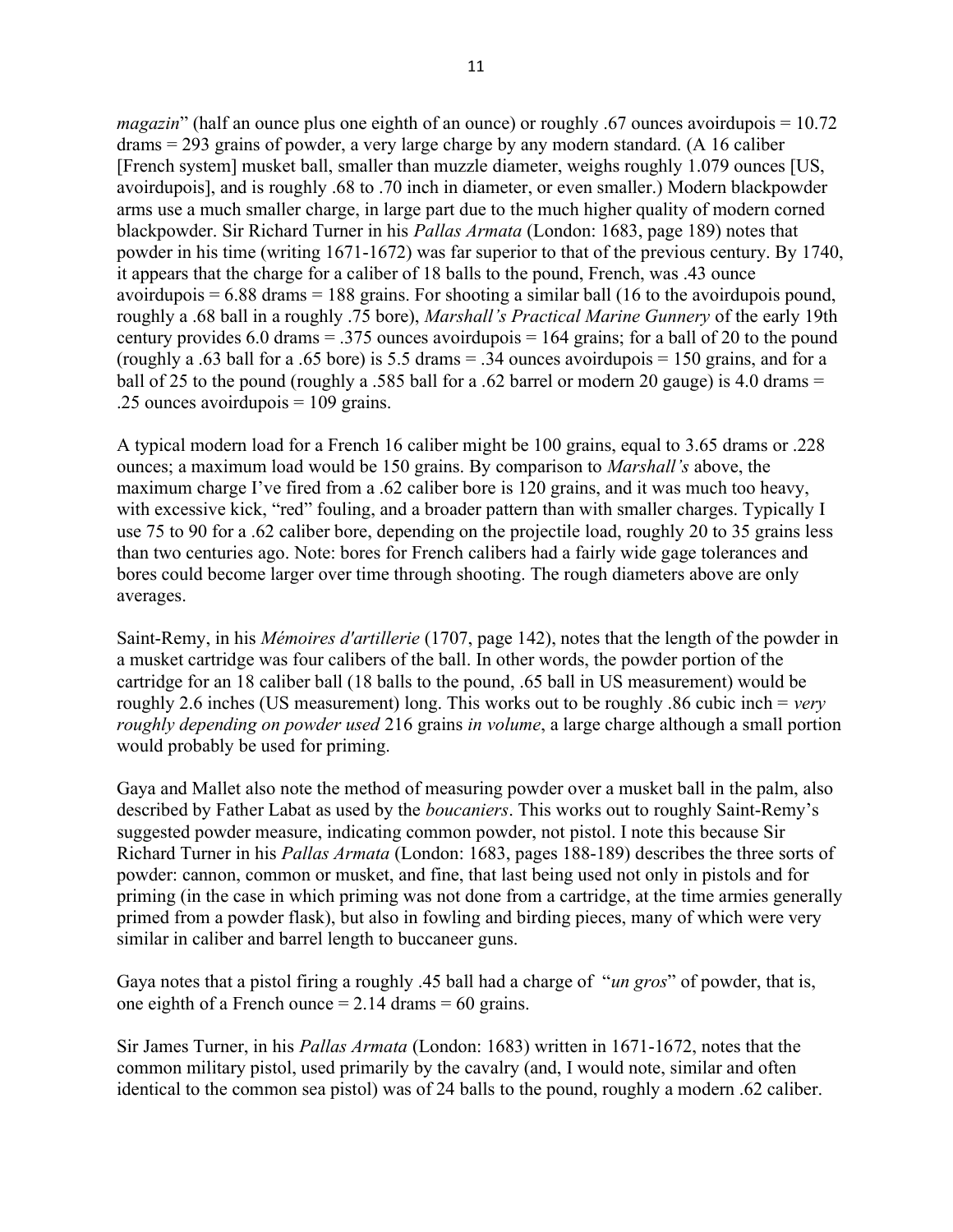*magazin*" (half an ounce plus one eighth of an ounce) or roughly .67 ounces avoirdupois = 10.72 drams = 293 grains of powder, a very large charge by any modern standard. (A 16 caliber [French system] musket ball, smaller than muzzle diameter, weighs roughly 1.079 ounces [US, avoirdupois], and is roughly .68 to .70 inch in diameter, or even smaller.) Modern blackpowder arms use a much smaller charge, in large part due to the much higher quality of modern corned blackpowder. Sir Richard Turner in his *Pallas Armata* (London: 1683, page 189) notes that powder in his time (writing 1671-1672) was far superior to that of the previous century. By 1740, it appears that the charge for a caliber of 18 balls to the pound, French, was .43 ounce avoirdupois = 6.88 drams = 188 grains. For shooting a similar ball (16 to the avoirdupois pound, roughly a .68 ball in a roughly .75 bore), *Marshall's Practical Marine Gunnery* of the early 19th century provides 6.0 drams = .375 ounces avoirdupois = 164 grains; for a ball of 20 to the pound (roughly a .63 ball for a .65 bore) is 5.5 drams = .34 ounces avoirdupois = 150 grains, and for a ball of 25 to the pound (roughly a .585 ball for a .62 barrel or modern 20 gauge) is 4.0 drams = .25 ounces avoirdupois = 109 grains.

A typical modern load for a French 16 caliber might be 100 grains, equal to 3.65 drams or .228 ounces; a maximum load would be 150 grains. By comparison to *Marshall's* above, the maximum charge I've fired from a .62 caliber bore is 120 grains, and it was much too heavy, with excessive kick, "red" fouling, and a broader pattern than with smaller charges. Typically I use 75 to 90 for a .62 caliber bore, depending on the projectile load, roughly 20 to 35 grains less than two centuries ago. Note: bores for French calibers had a fairly wide gage tolerances and bores could become larger over time through shooting. The rough diameters above are only averages.

Saint-Remy, in his *Mémoires d'artillerie* (1707, page 142), notes that the length of the powder in a musket cartridge was four calibers of the ball. In other words, the powder portion of the cartridge for an 18 caliber ball (18 balls to the pound, .65 ball in US measurement) would be roughly 2.6 inches (US measurement) long. This works out to be roughly .86 cubic inch = *very roughly depending on powder used* 216 grains *in volume*, a large charge although a small portion would probably be used for priming.

Gaya and Mallet also note the method of measuring powder over a musket ball in the palm, also described by Father Labat as used by the *boucaniers*. This works out to roughly Saint-Remy's suggested powder measure, indicating common powder, not pistol. I note this because Sir Richard Turner in his *Pallas Armata* (London: 1683, pages 188-189) describes the three sorts of powder: cannon, common or musket, and fine, that last being used not only in pistols and for priming (in the case in which priming was not done from a cartridge, at the time armies generally primed from a powder flask), but also in fowling and birding pieces, many of which were very similar in caliber and barrel length to buccaneer guns.

Gaya notes that a pistol firing a roughly .45 ball had a charge of "*un gros*" of powder, that is, one eighth of a French ounce = 2.14 drams = 60 grains.

Sir James Turner, in his *Pallas Armata* (London: 1683) written in 1671-1672, notes that the common military pistol, used primarily by the cavalry (and, I would note, similar and often identical to the common sea pistol) was of 24 balls to the pound, roughly a modern .62 caliber.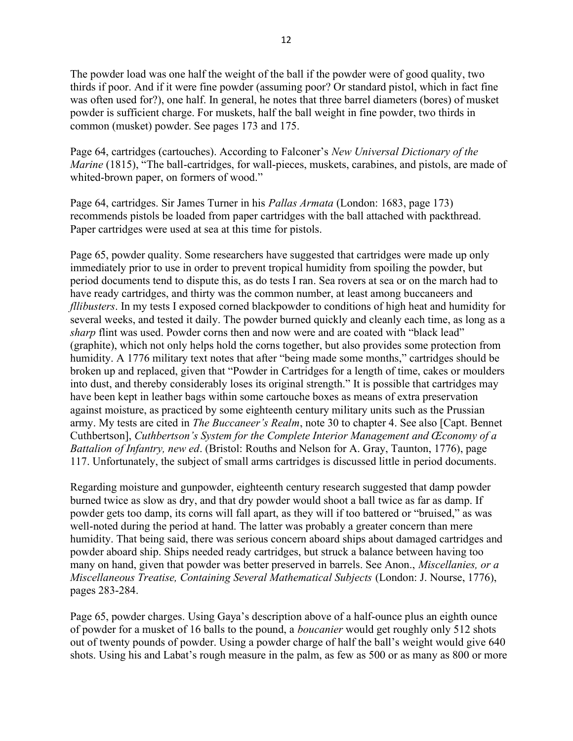The powder load was one half the weight of the ball if the powder were of good quality, two thirds if poor. And if it were fine powder (assuming poor? Or standard pistol, which in fact fine was often used for?), one half. In general, he notes that three barrel diameters (bores) of musket powder is sufficient charge. For muskets, half the ball weight in fine powder, two thirds in common (musket) powder. See pages 173 and 175.

Page 64, cartridges (cartouches). According to Falconer's *New Universal Dictionary of the Marine* (1815), "The ball-cartridges, for wall-pieces, muskets, carabines, and pistols, are made of whited-brown paper, on formers of wood."

Page 64, cartridges. Sir James Turner in his *Pallas Armata* (London: 1683, page 173) recommends pistols be loaded from paper cartridges with the ball attached with packthread. Paper cartridges were used at sea at this time for pistols.

Page 65, powder quality. Some researchers have suggested that cartridges were made up only immediately prior to use in order to prevent tropical humidity from spoiling the powder, but period documents tend to dispute this, as do tests I ran. Sea rovers at sea or on the march had to have ready cartridges, and thirty was the common number, at least among buccaneers and *fllibusters*. In my tests I exposed corned blackpowder to conditions of high heat and humidity for several weeks, and tested it daily. The powder burned quickly and cleanly each time, as long as a *sharp* flint was used. Powder corns then and now were and are coated with "black lead" (graphite), which not only helps hold the corns together, but also provides some protection from humidity. A 1776 military text notes that after "being made some months," cartridges should be broken up and replaced, given that "Powder in Cartridges for a length of time, cakes or moulders into dust, and thereby considerably loses its original strength." It is possible that cartridges may have been kept in leather bags within some cartouche boxes as means of extra preservation against moisture, as practiced by some eighteenth century military units such as the Prussian army. My tests are cited in *The Buccaneer's Realm*, note 30 to chapter 4. See also [Capt. Bennet Cuthbertson], *Cuthbertson's System for the Complete Interior Management and Œconomy of a Battalion of Infantry, new ed*. (Bristol: Rouths and Nelson for A. Gray, Taunton, 1776), page 117. Unfortunately, the subject of small arms cartridges is discussed little in period documents.

Regarding moisture and gunpowder, eighteenth century research suggested that damp powder burned twice as slow as dry, and that dry powder would shoot a ball twice as far as damp. If powder gets too damp, its corns will fall apart, as they will if too battered or "bruised," as was well-noted during the period at hand. The latter was probably a greater concern than mere humidity. That being said, there was serious concern aboard ships about damaged cartridges and powder aboard ship. Ships needed ready cartridges, but struck a balance between having too many on hand, given that powder was better preserved in barrels. See Anon., *Miscellanies, or a Miscellaneous Treatise, Containing Several Mathematical Subjects* (London: J. Nourse, 1776), pages 283-284.

Page 65, powder charges. Using Gaya's description above of a half-ounce plus an eighth ounce of powder for a musket of 16 balls to the pound, a *boucanier* would get roughly only 512 shots out of twenty pounds of powder. Using a powder charge of half the ball's weight would give 640 shots. Using his and Labat's rough measure in the palm, as few as 500 or as many as 800 or more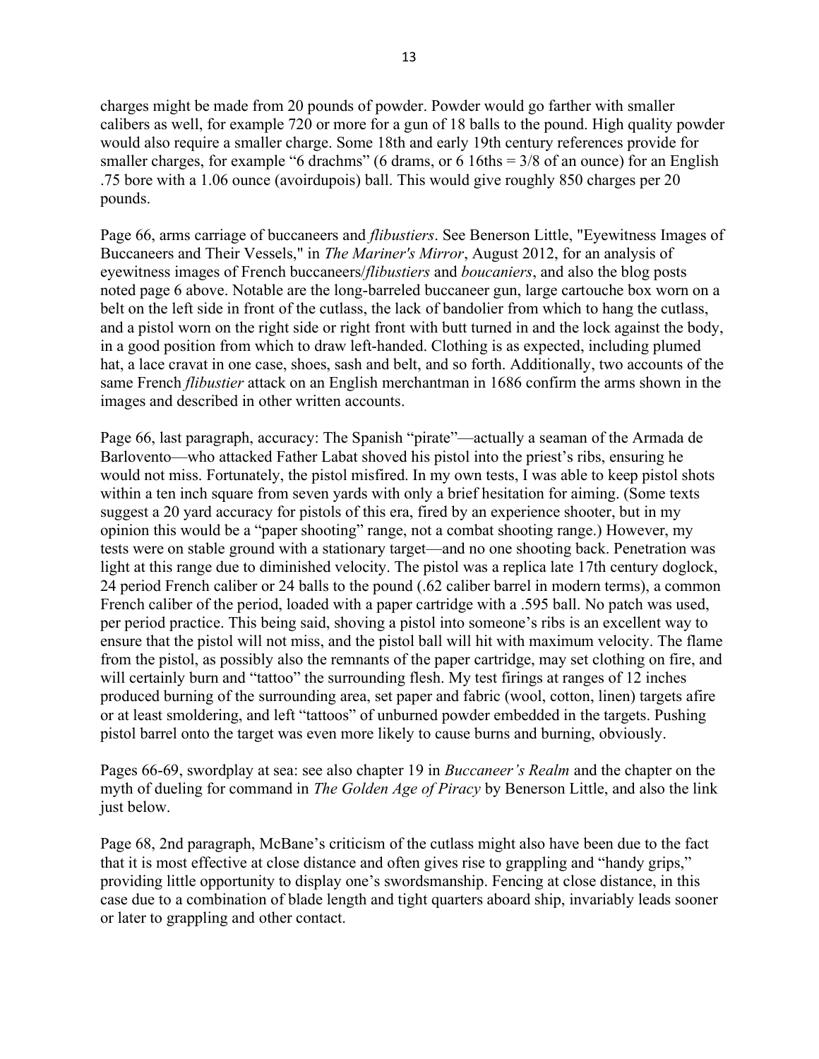charges might be made from 20 pounds of powder. Powder would go farther with smaller calibers as well, for example 720 or more for a gun of 18 balls to the pound. High quality powder would also require a smaller charge. Some 18th and early 19th century references provide for smaller charges, for example "6 drachms" (6 drams, or 6 16ths = 3/8 of an ounce) for an English .75 bore with a 1.06 ounce (avoirdupois) ball. This would give roughly 850 charges per 20 pounds.

Page 66, arms carriage of buccaneers and *flibustiers*. See Benerson Little, "Eyewitness Images of Buccaneers and Their Vessels," in *The Mariner's Mirror*, August 2012, for an analysis of eyewitness images of French buccaneers/*flibustiers* and *boucaniers*, and also the blog posts noted page 6 above. Notable are the long-barreled buccaneer gun, large cartouche box worn on a belt on the left side in front of the cutlass, the lack of bandolier from which to hang the cutlass, and a pistol worn on the right side or right front with butt turned in and the lock against the body, in a good position from which to draw left-handed. Clothing is as expected, including plumed hat, a lace cravat in one case, shoes, sash and belt, and so forth. Additionally, two accounts of the same French *flibustier* attack on an English merchantman in 1686 confirm the arms shown in the images and described in other written accounts.

Page 66, last paragraph, accuracy: The Spanish "pirate"—actually a seaman of the Armada de Barlovento—who attacked Father Labat shoved his pistol into the priest's ribs, ensuring he would not miss. Fortunately, the pistol misfired. In my own tests, I was able to keep pistol shots within a ten inch square from seven yards with only a brief hesitation for aiming. (Some texts suggest a 20 yard accuracy for pistols of this era, fired by an experience shooter, but in my opinion this would be a "paper shooting" range, not a combat shooting range.) However, my tests were on stable ground with a stationary target—and no one shooting back. Penetration was light at this range due to diminished velocity. The pistol was a replica late 17th century doglock, 24 period French caliber or 24 balls to the pound (.62 caliber barrel in modern terms), a common French caliber of the period, loaded with a paper cartridge with a .595 ball. No patch was used, per period practice. This being said, shoving a pistol into someone's ribs is an excellent way to ensure that the pistol will not miss, and the pistol ball will hit with maximum velocity. The flame from the pistol, as possibly also the remnants of the paper cartridge, may set clothing on fire, and will certainly burn and "tattoo" the surrounding flesh. My test firings at ranges of 12 inches produced burning of the surrounding area, set paper and fabric (wool, cotton, linen) targets afire or at least smoldering, and left "tattoos" of unburned powder embedded in the targets. Pushing pistol barrel onto the target was even more likely to cause burns and burning, obviously.

Pages 66-69, swordplay at sea: see also chapter 19 in *Buccaneer's Realm* and the chapter on the myth of dueling for command in *The Golden Age of Piracy* by Benerson Little, and also the link just below.

Page 68, 2nd paragraph, McBane's criticism of the cutlass might also have been due to the fact that it is most effective at close distance and often gives rise to grappling and "handy grips," providing little opportunity to display one's swordsmanship. Fencing at close distance, in this case due to a combination of blade length and tight quarters aboard ship, invariably leads sooner or later to grappling and other contact.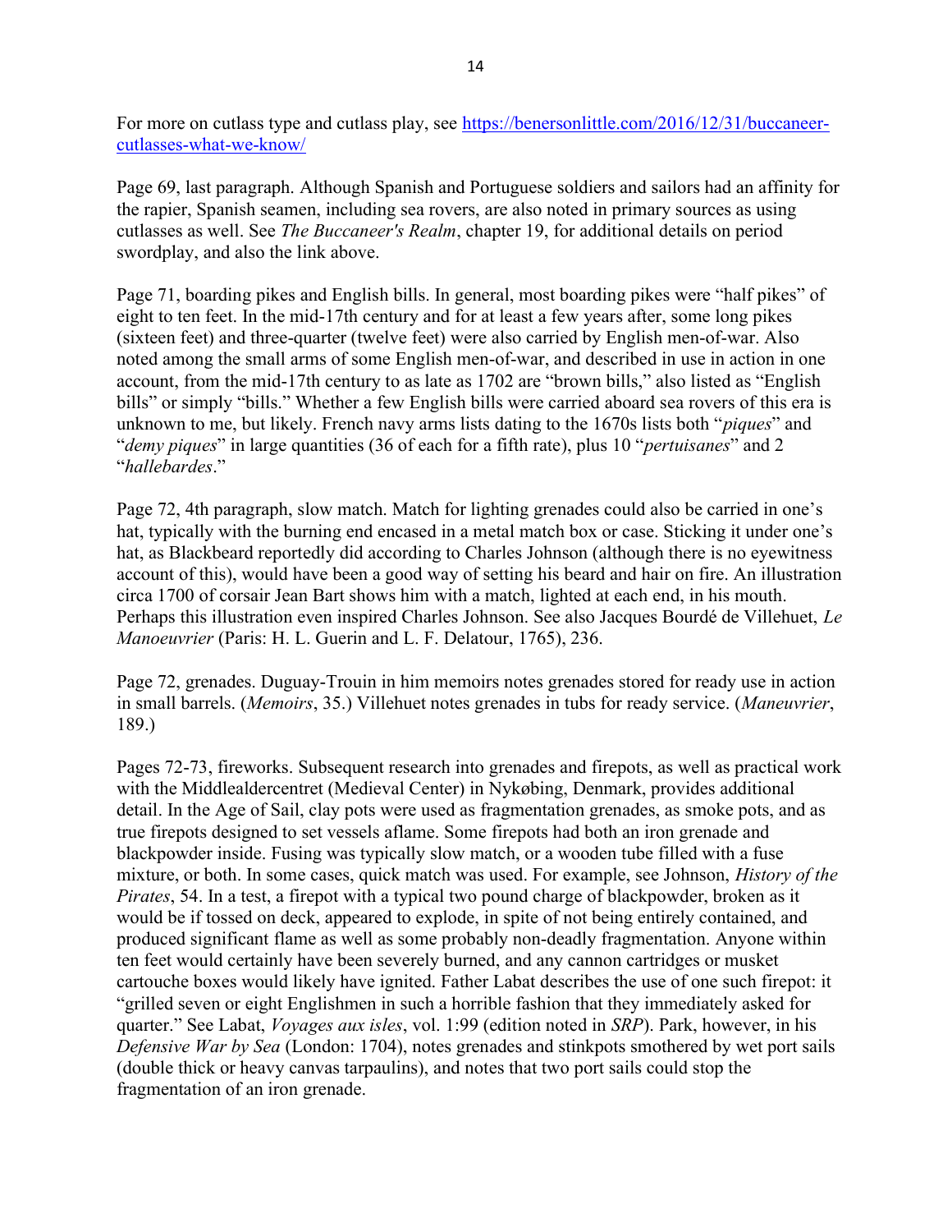For more on cutlass type and cutlass play, see [https://benersonlittle.com/2016/12/31/buccaneer-cutlasses-what-we-know/](https://benersonlittle.com/2016/12/31/buccaneer-cutlasses-what-we-know/)

Page 69, last paragraph. Although Spanish and Portuguese soldiers and sailors had an affinity for the rapier, Spanish seamen, including sea rovers, are also noted in primary sources as using cutlasses as well. See *The Buccaneer's Realm*, chapter 19, for additional details on period swordplay, and also the link above.

Page 71, boarding pikes and English bills. In general, most boarding pikes were "half pikes" of eight to ten feet. In the mid-17th century and for at least a few years after, some long pikes (sixteen feet) and three-quarter (twelve feet) were also carried by English men-of-war. Also noted among the small arms of some English men-of-war, and described in use in action in one account, from the mid-17th century to as late as 1702 are "brown bills," also listed as "English bills" or simply "bills." Whether a few English bills were carried aboard sea rovers of this era is unknown to me, but likely. French navy arms lists dating to the 1670s lists both "*piques*" and "*demy piques*" in large quantities (36 of each for a fifth rate), plus 10 "*pertuisanes*" and 2 "*hallebardes*."

Page 72, 4th paragraph, slow match. Match for lighting grenades could also be carried in one's hat, typically with the burning end encased in a metal match box or case. Sticking it under one's hat, as Blackbeard reportedly did according to Charles Johnson (although there is no eyewitness account of this), would have been a good way of setting his beard and hair on fire. An illustration circa 1700 of corsair Jean Bart shows him with a match, lighted at each end, in his mouth. Perhaps this illustration even inspired Charles Johnson. See also Jacques Bourdé de Villehuet, *Le Manoeuvrier* (Paris: H. L. Guerin and L. F. Delatour, 1765), 236.

Page 72, grenades. Duguay-Trouin in him memoirs notes grenades stored for ready use in action in small barrels. (*Memoirs*, 35.) Villehuet notes grenades in tubs for ready service. (*Maneuvrier*, 189.)

Pages 72-73, fireworks. Subsequent research into grenades and firepots, as well as practical work with the Middlealdercentret (Medieval Center) in Nykøbing, Denmark, provides additional detail. In the Age of Sail, clay pots were used as fragmentation grenades, as smoke pots, and as true firepots designed to set vessels aflame. Some firepots had both an iron grenade and blackpowder inside. Fusing was typically slow match, or a wooden tube filled with a fuse mixture, or both. In some cases, quick match was used. For example, see Johnson, *History of the Pirates*, 54. In a test, a firepot with a typical two pound charge of blackpowder, broken as it would be if tossed on deck, appeared to explode, in spite of not being entirely contained, and produced significant flame as well as some probably non-deadly fragmentation. Anyone within ten feet would certainly have been severely burned, and any cannon cartridges or musket cartouche boxes would likely have ignited. Father Labat describes the use of one such firepot: it "grilled seven or eight Englishmen in such a horrible fashion that they immediately asked for quarter." See Labat, *Voyages aux isles*, vol. 1:99 (edition noted in *SRP*). Park, however, in his *Defensive War by Sea* (London: 1704), notes grenades and stinkpots smothered by wet port sails (double thick or heavy canvas tarpaulins), and notes that two port sails could stop the fragmentation of an iron grenade.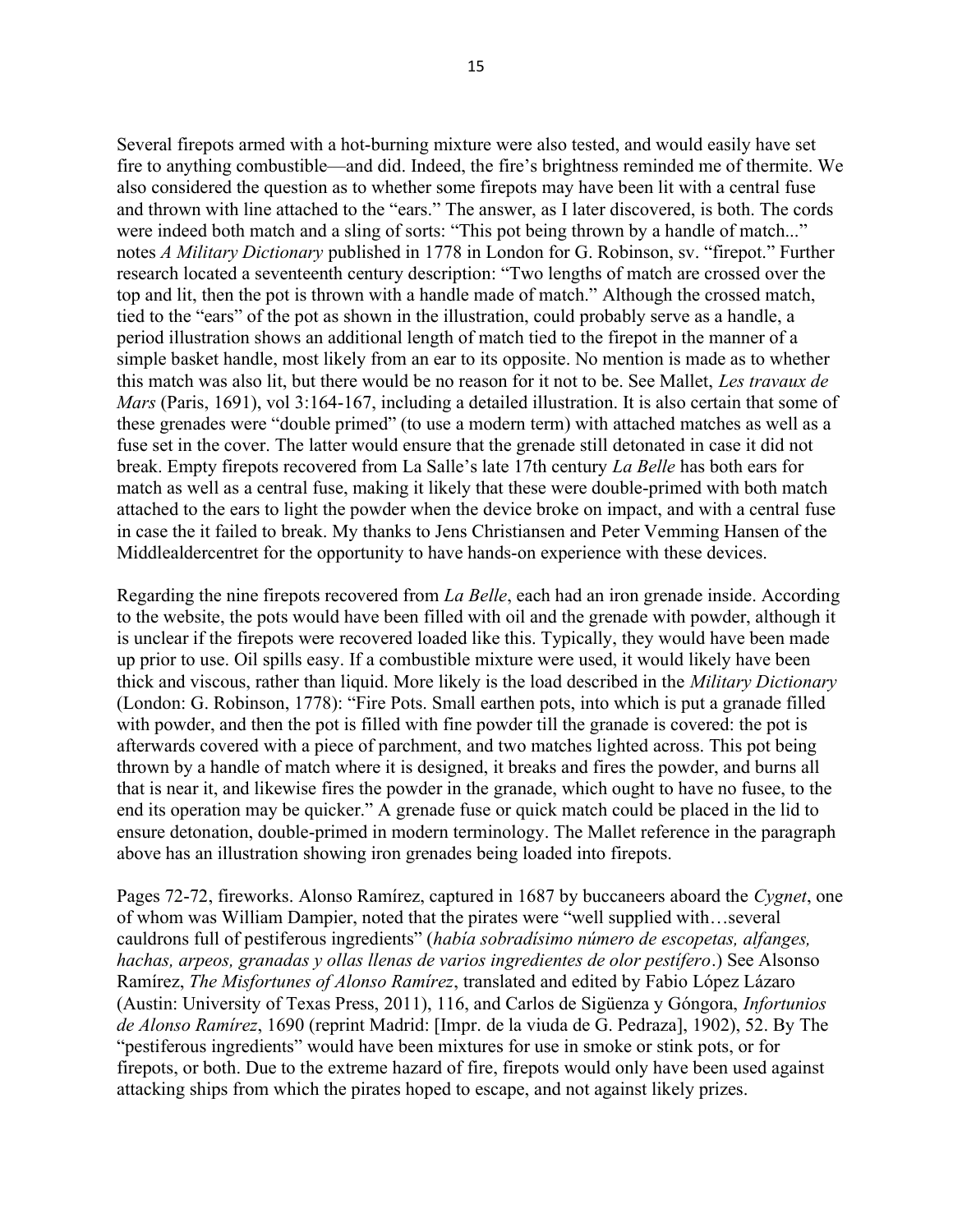Several firepots armed with a hot-burning mixture were also tested, and would easily have set fire to anything combustible—and did. Indeed, the fire's brightness reminded me of thermite. We also considered the question as to whether some firepots may have been lit with a central fuse and thrown with line attached to the "ears." The answer, as I later discovered, is both. The cords were indeed both match and a sling of sorts: "This pot being thrown by a handle of match..." notes *A Military Dictionary* published in 1778 in London for G. Robinson, sv. "firepot." Further research located a seventeenth century description: "Two lengths of match are crossed over the top and lit, then the pot is thrown with a handle made of match." Although the crossed match, tied to the "ears" of the pot as shown in the illustration, could probably serve as a handle, a period illustration shows an additional length of match tied to the firepot in the manner of a simple basket handle, most likely from an ear to its opposite. No mention is made as to whether this match was also lit, but there would be no reason for it not to be. See Mallet, *Les travaux de Mars* (Paris, 1691), vol 3:164-167, including a detailed illustration. It is also certain that some of these grenades were "double primed" (to use a modern term) with attached matches as well as a fuse set in the cover. The latter would ensure that the grenade still detonated in case it did not break. Empty firepots recovered from La Salle's late 17th century *La Belle* has both ears for match as well as a central fuse, making it likely that these were double-primed with both match attached to the ears to light the powder when the device broke on impact, and with a central fuse in case the it failed to break. My thanks to Jens Christiansen and Peter Vemming Hansen of the Middlealdercentret for the opportunity to have hands-on experience with these devices.

Regarding the nine firepots recovered from *La Belle*, each had an iron grenade inside. According to the website, the pots would have been filled with oil and the grenade with powder, although it is unclear if the firepots were recovered loaded like this. Typically, they would have been made up prior to use. Oil spills easy. If a combustible mixture were used, it would likely have been thick and viscous, rather than liquid. More likely is the load described in the *Military Dictionary* (London: G. Robinson, 1778): "Fire Pots. Small earthen pots, into which is put a granade filled with powder, and then the pot is filled with fine powder till the granade is covered: the pot is afterwards covered with a piece of parchment, and two matches lighted across. This pot being thrown by a handle of match where it is designed, it breaks and fires the powder, and burns all that is near it, and likewise fires the powder in the granade, which ought to have no fusee, to the end its operation may be quicker." A grenade fuse or quick match could be placed in the lid to ensure detonation, double-primed in modern terminology. The Mallet reference in the paragraph above has an illustration showing iron grenades being loaded into firepots.

Pages 72-72, fireworks. Alonso Ramírez, captured in 1687 by buccaneers aboard the *Cygnet*, one of whom was William Dampier, noted that the pirates were "well supplied with…several cauldrons full of pestiferous ingredients" (*había sobradísimo número de escopetas, alfanges, hachas, arpeos, granadas y ollas llenas de varios ingredientes de olor pestífero*.) See Alsonso Ramírez, *The Misfortunes of Alonso Ramírez*, translated and edited by Fabio López Lázaro (Austin: University of Texas Press, 2011), 116, and Carlos de Sigüenza y Góngora, *Infortunios de Alonso Ramírez*, 1690 (reprint Madrid: [Impr. de la viuda de G. Pedraza], 1902), 52. By The "pestiferous ingredients" would have been mixtures for use in smoke or stink pots, or for firepots, or both. Due to the extreme hazard of fire, firepots would only have been used against attacking ships from which the pirates hoped to escape, and not against likely prizes.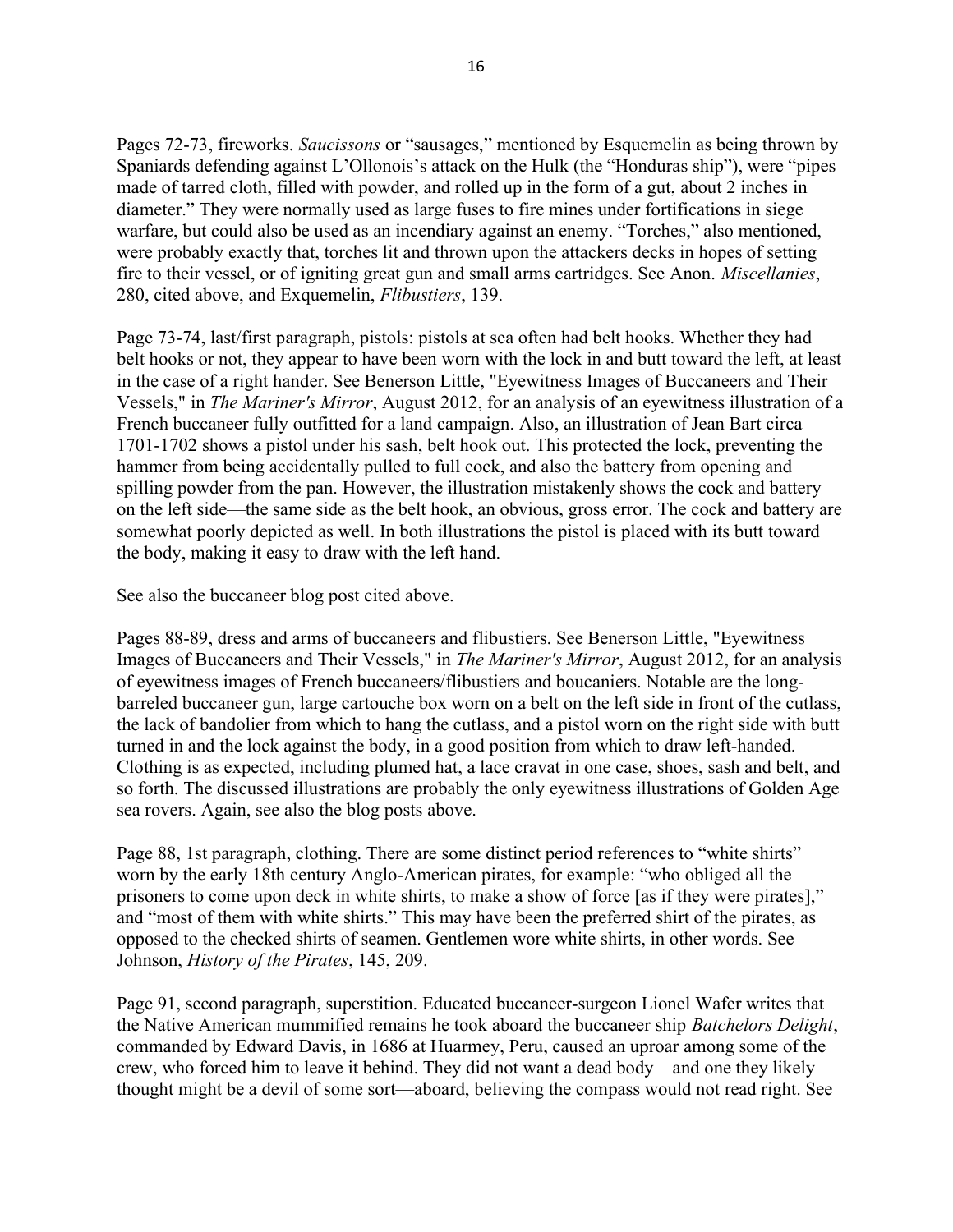Pages 72-73, fireworks. *Saucissons* or "sausages," mentioned by Esquemelin as being thrown by Spaniards defending against L'Ollonois's attack on the Hulk (the "Honduras ship"), were "pipes made of tarred cloth, filled with powder, and rolled up in the form of a gut, about 2 inches in diameter." They were normally used as large fuses to fire mines under fortifications in siege warfare, but could also be used as an incendiary against an enemy. "Torches," also mentioned, were probably exactly that, torches lit and thrown upon the attackers decks in hopes of setting fire to their vessel, or of igniting great gun and small arms cartridges. See Anon. *Miscellanies*, 280, cited above, and Exquemelin, *Flibustiers*, 139.

Page 73-74, last/first paragraph, pistols: pistols at sea often had belt hooks. Whether they had belt hooks or not, they appear to have been worn with the lock in and butt toward the left, at least in the case of a right hander. See Benerson Little, "Eyewitness Images of Buccaneers and Their Vessels," in *The Mariner's Mirror*, August 2012, for an analysis of an eyewitness illustration of a French buccaneer fully outfitted for a land campaign. Also, an illustration of Jean Bart circa 1701-1702 shows a pistol under his sash, belt hook out. This protected the lock, preventing the hammer from being accidentally pulled to full cock, and also the battery from opening and spilling powder from the pan. However, the illustration mistakenly shows the cock and battery on the left side—the same side as the belt hook, an obvious, gross error. The cock and battery are somewhat poorly depicted as well. In both illustrations the pistol is placed with its butt toward the body, making it easy to draw with the left hand.

See also the buccaneer blog post cited above.

Pages 88-89, dress and arms of buccaneers and flibustiers. See Benerson Little, "Eyewitness Images of Buccaneers and Their Vessels," in *The Mariner's Mirror*, August 2012, for an analysis of eyewitness images of French buccaneers/flibustiers and boucaniers. Notable are the long-bareled buccaneer gun, large cartouche box worn on a belt on the left side in front of the cutlass, the lack of bandolier from which to hang the cutlass, and a pistol worn on the right side with butt turned in and the lock against the body, in a good position from which to draw left-handed. Clothing is as expected, including plumed hat, a lace cravat in one case, shoes, sash and belt, and so forth. The discussed illustrations are probably the only eyewitness illustrations of Golden Age sea rovers. Again, see also the blog posts above.

Page 88, 1st paragraph, clothing. There are some distinct period references to "white shirts" worn by the early 18th century Anglo-American pirates, for example: "who obliged all the prisoners to come upon deck in white shirts, to make a show of force [as if they were pirates]," and "most of them with white shirts." This may have been the preferred shirt of the pirates, as opposed to the checked shirts of seamen. Gentlemen wore white shirts, in other words. See Johnson, *History of the Pirates*, 145, 209.

Page 91, second paragraph, superstition. Educated buccaneer-surgeon Lionel Wafer writes that the Native American mummified remains he took aboard the buccaneer ship *Batchelors Delight*, commanded by Edward Davis, in 1686 at Huarmey, Peru, caused an uproar among some of the crew, who forced him to leave it behind. They did not want a dead body—and one they likely thought might be a devil of some sort—aboard, believing the compass would not read right. See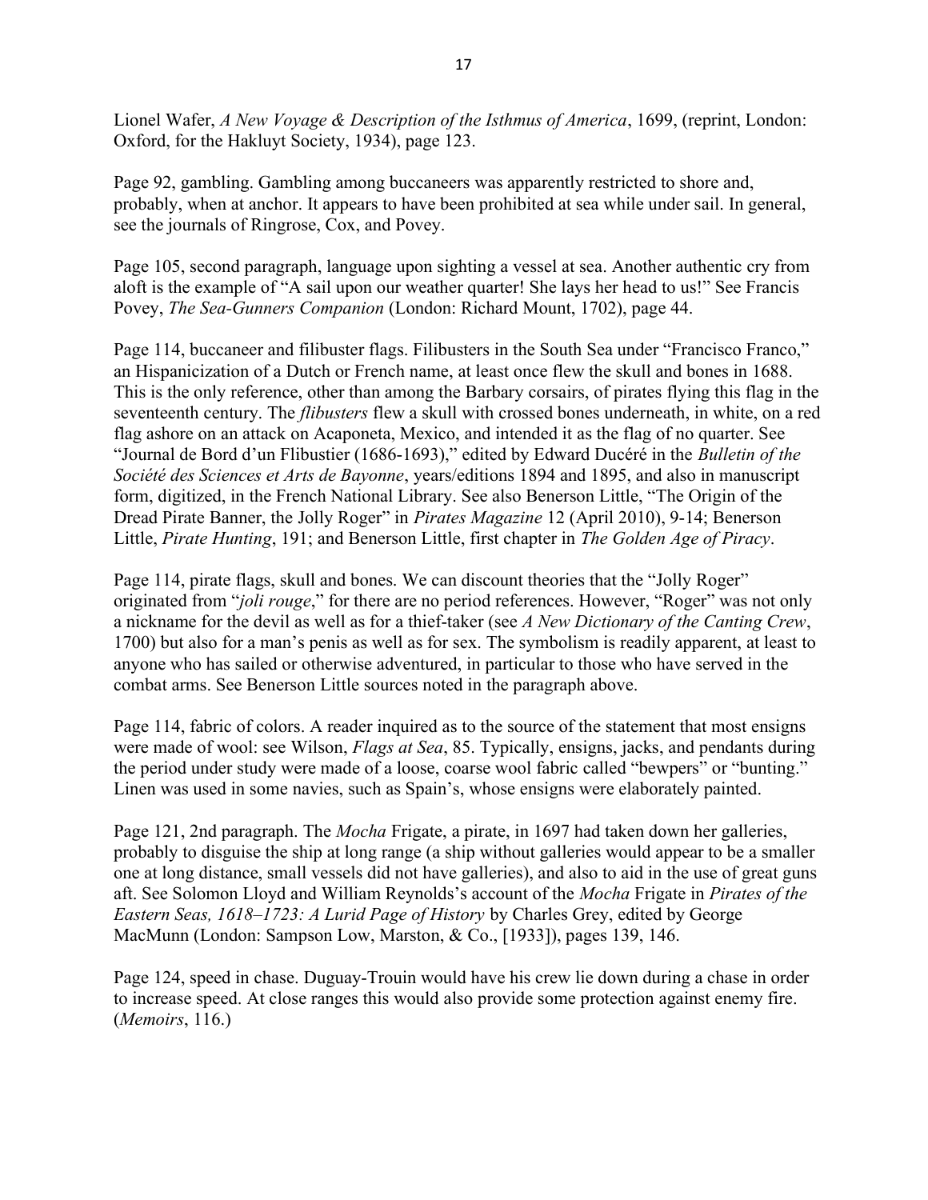Lionel Wafer, *A New Voyage & Description of the Isthmus of America*, 1699, (reprint, London: Oxford, for the Hakluyt Society, 1934), page 123.

Page 92, gambling. Gambling among buccaneers was apparently restricted to shore and, probably, when at anchor. It appears to have been prohibited at sea while under sail. In general, see the journals of Ringrose, Cox, and Povey.

Page 105, second paragraph, language upon sighting a vessel at sea. Another authentic cry from aloft is the example of "A sail upon our weather quarter! She lays her head to us!" See Francis Povey, *The Sea-Gunners Companion* (London: Richard Mount, 1702), page 44.

Page 114, buccaneer and filibuster flags. Filibusters in the South Sea under "Francisco Franco," an Hispanicization of a Dutch or French name, at least once flew the skull and bones in 1688. This is the only reference, other than among the Barbary corsairs, of pirates flying this flag in the seventeenth century. The *flibusters* flew a skull with crossed bones underneath, in white, on a red flag ashore on an attack on Acaponeta, Mexico, and intended it as the flag of no quarter. See "Journal de Bord d'un Flibustier (1686-1693)," edited by Edward Ducéré in the *Bulletin of the Société des Sciences et Arts de Bayonne*, years/editions 1894 and 1895, and also in manuscript form, digitized, in the French National Library. See also Benerson Little, "The Origin of the Dread Pirate Banner, the Jolly Roger" in *Pirates Magazine* 12 (April 2010), 9-14; Benerson Little, *Pirate Hunting*, 191; and Benerson Little, first chapter in *The Golden Age of Piracy*.

Page 114, pirate flags, skull and bones. We can discount theories that the "Jolly Roger" originated from "*joli rouge*," for there are no period references. However, "Roger" was not only a nickname for the devil as well as for a thief-taker (see *A New Dictionary of the Canting Crew*, 1700) but also for a man's penis as well as for sex. The symbolism is readily apparent, at least to anyone who has sailed or otherwise adventured, in particular to those who have served in the combat arms. See Benerson Little sources noted in the paragraph above.

Page 114, fabric of colors. A reader inquired as to the source of the statement that most ensigns were made of wool: see Wilson, *Flags at Sea*, 85. Typically, ensigns, jacks, and pendants during the period under study were made of a loose, coarse wool fabric called "bewpers" or "bunting." Linen was used in some navies, such as Spain's, whose ensigns were elaborately painted.

Page 121, 2nd paragraph. The *Mocha* Frigate, a pirate, in 1697 had taken down her galleries, probably to disguise the ship at long range (a ship without galleries would appear to be a smaller one at long distance, small vessels did not have galleries), and also to aid in the use of great guns aft. See Solomon Lloyd and William Reynolds's account of the *Mocha* Frigate in *Pirates of the Eastern Seas, 1618–1723: A Lurid Page of History* by Charles Grey, edited by George MacMunn (London: Sampson Low, Marston, & Co., [1933]), pages 139, 146.

Page 124, speed in chase. Duguay-Trouin would have his crew lie down during a chase in order to increase speed. At close ranges this would also provide some protection against enemy fire. (*Memoirs*, 116.)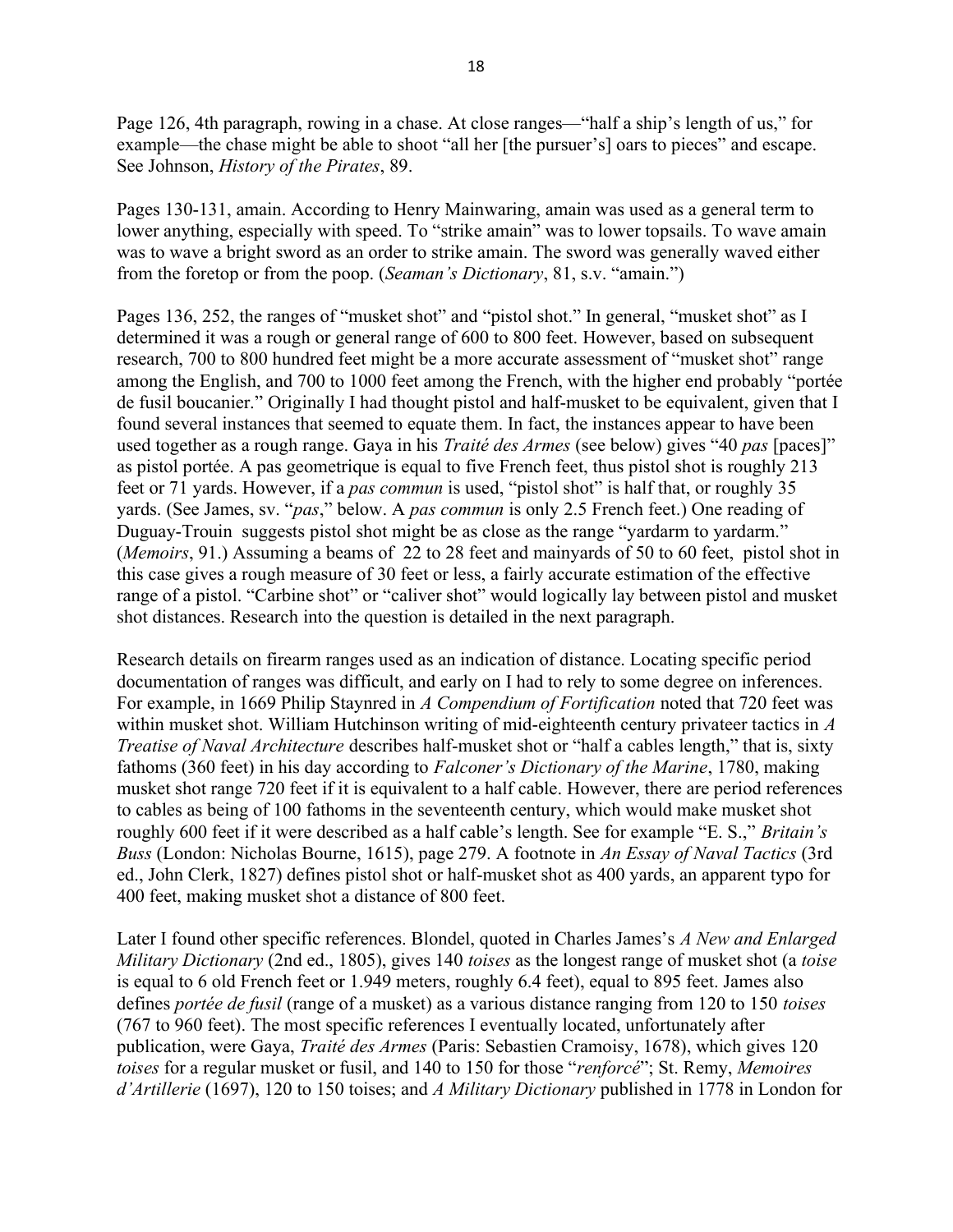Page 126, 4th paragraph, rowing in a chase. At close ranges—"half a ship's length of us," for example—the chase might be able to shoot "all her [the pursuer's] oars to pieces" and escape. See Johnson, *History of the Pirates*, 89.

Pages 130-131, amain. According to Henry Mainwaring, amain was used as a general term to lower anything, especially with speed. To "strike amain" was to lower topsails. To wave amain was to wave a bright sword as an order to strike amain. The sword was generally waved either from the foretop or from the poop. (*Seaman's Dictionary*, 81, s.v. "amain.")

Pages 136, 252, the ranges of "musket shot" and "pistol shot." In general, "musket shot" as I determined it was a rough or general range of 600 to 800 feet. However, based on subsequent research, 700 to 800 hundred feet might be a more accurate assessment of "musket shot" range among the English, and 700 to 1000 feet among the French, with the higher end probably "portée de fusil boucanier." Originally I had thought pistol and half-musket to be equivalent, given that I found several instances that seemed to equate them. In fact, the instances appear to have been used together as a rough range. Gaya in his *Traité des Armes* (see below) gives "40 *pas* [paces]" as pistol portée. A pas geometrique is equal to five French feet, thus pistol shot is roughly 213 feet or 71 yards. However, if a *pas commun* is used, "pistol shot" is half that, or roughly 35 yards. (See James, sv. "*pas*," below. A *pas commun* is only 2.5 French feet.) One reading of Duguay-Trouin suggests pistol shot might be as close as the range "yardarm to yardarm." (*Memoirs*, 91.) Assuming a beams of 22 to 28 feet and mainyards of 50 to 60 feet, pistol shot in this case gives a rough measure of 30 feet or less, a fairly accurate estimation of the effective range of a pistol. "Carbine shot" or "caliver shot" would logically lay between pistol and musket shot distances. Research into the question is detailed in the next paragraph.

Research details on firearm ranges used as an indication of distance. Locating specific period documentation of ranges was difficult, and early on I had to rely to some degree on inferences. For example, in 1669 Philip Staynred in *A Compendium of Fortification* noted that 720 feet was within musket shot. William Hutchinson writing of mid-eighteenth century privateer tactics in *A Treatise of Naval Architecture* describes half-musket shot or "half a cables length," that is, sixty fathoms (360 feet) in his day according to *Falconer's Dictionary of the Marine*, 1780, making musket shot range 720 feet if it is equivalent to a half cable. However, there are period references to cables as being of 100 fathoms in the seventeenth century, which would make musket shot roughly 600 feet if it were described as a half cable's length. See for example "E. S.," *Britain's Buss* (London: Nicholas Bourne, 1615), page 279. A footnote in *An Essay of Naval Tactics* (3rd ed., John Clerk, 1827) defines pistol shot or half-musket shot as 400 yards, an apparent typo for 400 feet, making musket shot a distance of 800 feet.

Later I found other specific references. Blondel, quoted in Charles James's *A New and Enlarged Military Dictionary* (2nd ed., 1805), gives 140 *toises* as the longest range of musket shot (a *toise* is equal to 6 old French feet or 1.949 meters, roughly 6.4 feet), equal to 895 feet. James also defines *portée de fusil* (range of a musket) as a various distance ranging from 120 to 150 *toises* (767 to 960 feet). The most specific references I eventually located, unfortunately after publication, were Gaya, *Traité des Armes* (Paris: Sebastien Cramoisy, 1678), which gives 120 *toises* for a regular musket or fusil, and 140 to 150 for those "*renforcé*"; St. Remy, *Memoires d'Artillerie* (1697), 120 to 150 toises; and *A Military Dictionary* published in 1778 in London for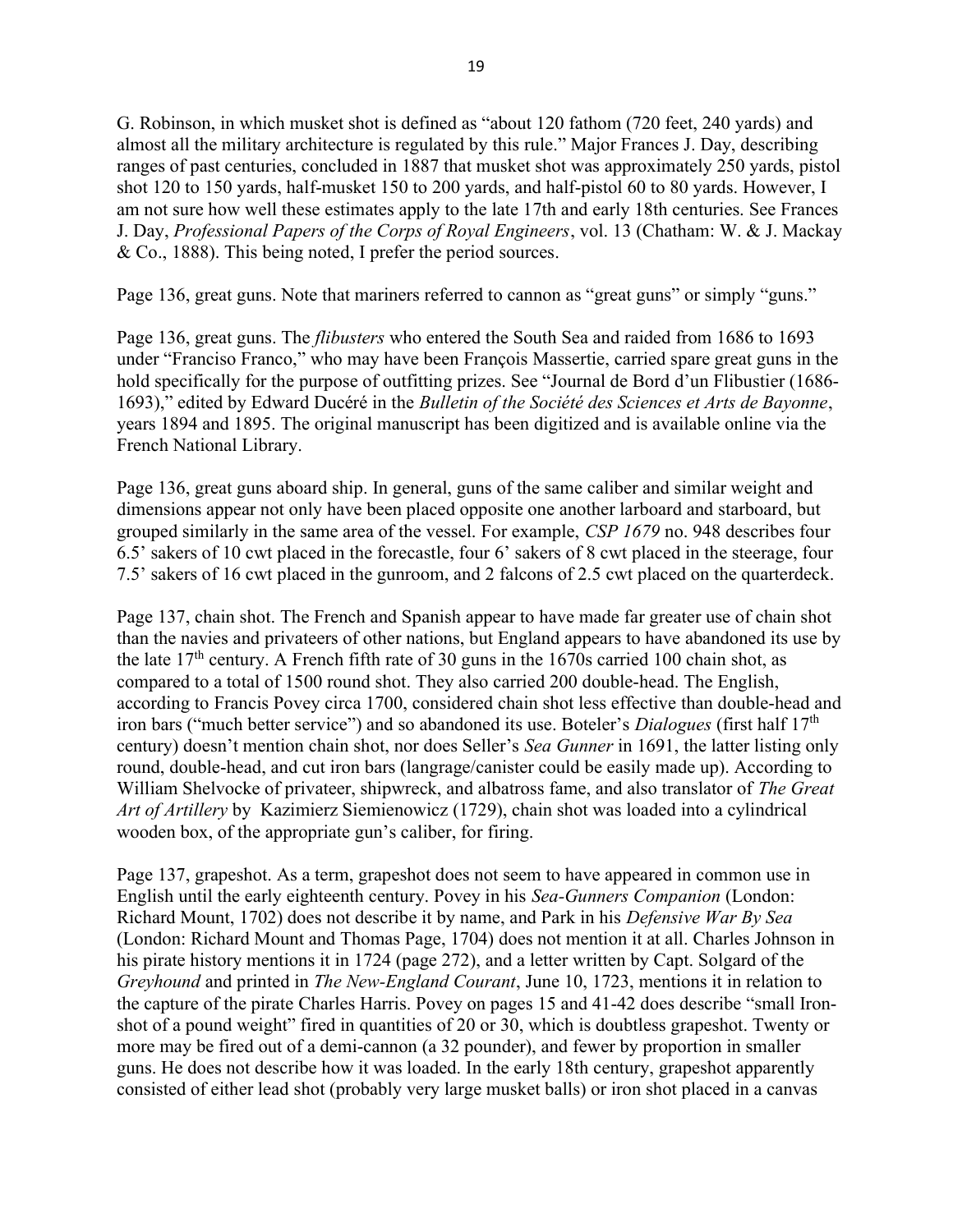G. Robinson, in which musket shot is defined as "about 120 fathom (720 feet, 240 yards) and almost all the military architecture is regulated by this rule." Major Frances J. Day, describing ranges of past centuries, concluded in 1887 that musket shot was approximately 250 yards, pistol shot 120 to 150 yards, half-musket 150 to 200 yards, and half-pistol 60 to 80 yards. However, I am not sure how well these estimates apply to the late 17th and early 18th centuries. See Frances J. Day, *Professional Papers of the Corps of Royal Engineers*, vol. 13 (Chatham: W. & J. Mackay & Co., 1888). This being noted, I prefer the period sources.

Page 136, great guns. Note that mariners referred to cannon as "great guns" or simply "guns."

Page 136, great guns. The *flibusters* who entered the South Sea and raided from 1686 to 1693 under "Franciso Franco," who may have been François Massertie, carried spare great guns in the hold specifically for the purpose of outfitting prizes. See "Journal de Bord d'un Flibustier (1686-1693)," edited by Edward Ducéré in the *Bulletin of the Société des Sciences et Arts de Bayonne*, years 1894 and 1895. The original manuscript has been digitized and is available online via the French National Library.

Page 136, great guns aboard ship. In general, guns of the same caliber and similar weight and dimensions appear not only have been placed opposite one another larboard and starboard, but grouped similarly in the same area of the vessel. For example, *CSP 1679* no. 948 describes four 6.5' sakers of 10 cwt placed in the forecastle, four 6' sakers of 8 cwt placed in the steerage, four 7.5' sakers of 16 cwt placed in the gunroom, and 2 falcons of 2.5 cwt placed on the quarterdeck.

Page 137, chain shot. The French and Spanish appear to have made far greater use of chain shot than the navies and privateers of other nations, but England appears to have abandoned its use by the late 17th century. A French fifth rate of 30 guns in the 1670s carried 100 chain shot, as compared to a total of 1500 round shot. They also carried 200 double-head. The English, according to Francis Povey circa 1700, considered chain shot less effective than double-head and iron bars ("much better service") and so abandoned its use. Boteler's *Dialogues* (first half 17th century) doesn't mention chain shot, nor does Seller's *Sea Gunner* in 1691, the latter listing only round, double-head, and cut iron bars (langrage/canister could be easily made up). According to William Shelvocke of privateer, shipwreck, and albatross fame, and also translator of *The Great Art of Artillery* by Kazimierz Siemienowicz (1729), chain shot was loaded into a cylindrical wooden box, of the appropriate gun's caliber, for firing.

Page 137, grapeshot. As a term, grapeshot does not seem to have appeared in common use in English until the early eighteenth century. Povey in his *Sea-Gunners Companion* (London: Richard Mount, 1702) does not describe it by name, and Park in his *Defensive War By Sea* (London: Richard Mount and Thomas Page, 1704) does not mention it at all. Charles Johnson in his pirate history mentions it in 1724 (page 272), and a letter written by Capt. Solgard of the *Greyhound* and printed in *The New-England Courant*, June 10, 1723, mentions it in relation to the capture of the pirate Charles Harris. Povey on pages 15 and 41-42 does describe "small Iron-shot of a pound weight" fired in quantities of 20 or 30, which is doubtless grapeshot. Twenty or more may be fired out of a demi-cannon (a 32 pounder), and fewer by proportion in smaller guns. He does not describe how it was loaded. In the early 18th century, grapeshot apparently consisted of either lead shot (probably very large musket balls) or iron shot placed in a canvas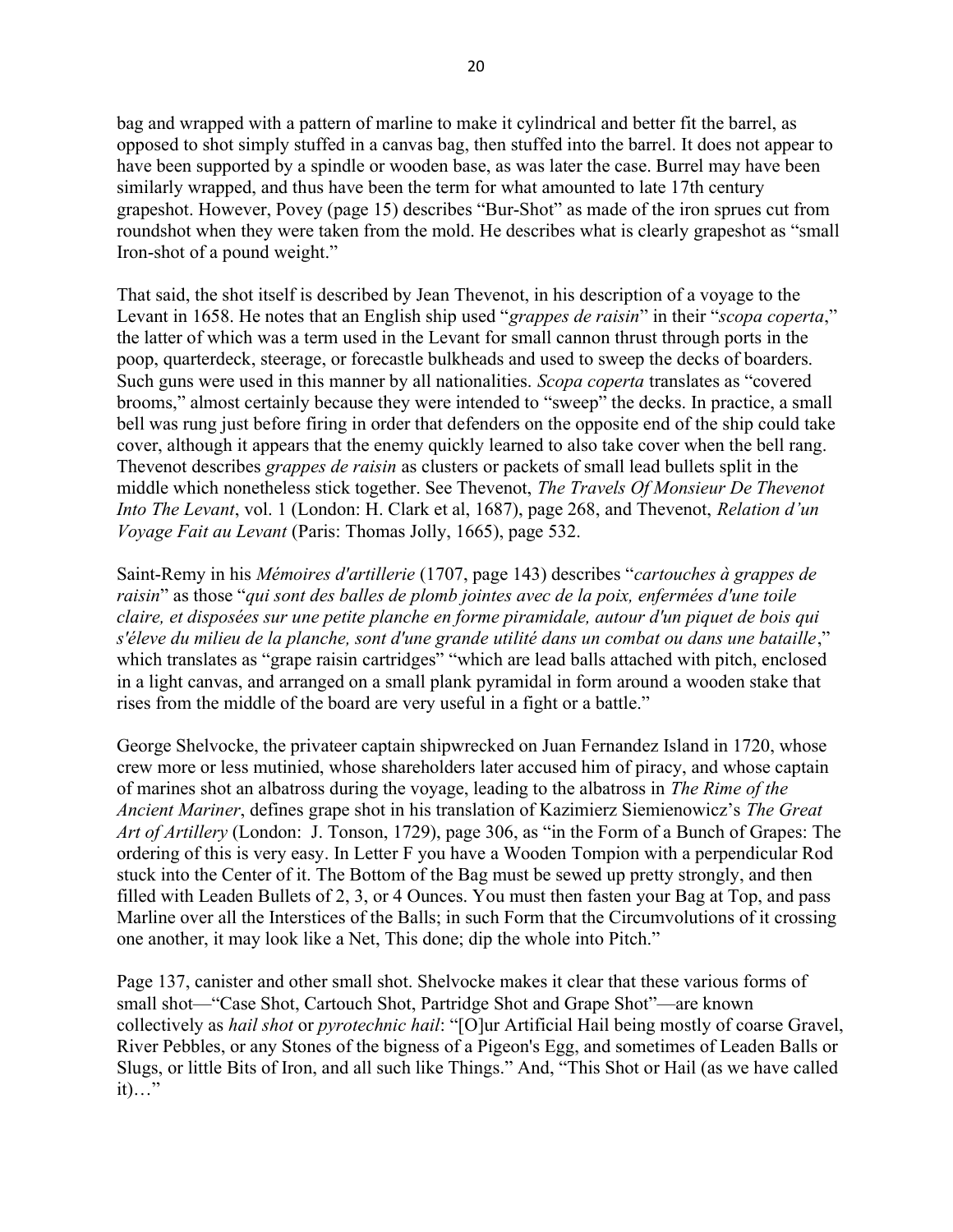bag and wrapped with a pattern of marline to make it cylindrical and better fit the barrel, as opposed to shot simply stuffed in a canvas bag, then stuffed into the barrel. It does not appear to have been supported by a spindle or wooden base, as was later the case. Burrel may have been similarly wrapped, and thus have been the term for what amounted to late 17th century grapeshot. However, Povey (page 15) describes "Bur-Shot" as made of the iron sprues cut from roundshot when they were taken from the mold. He describes what is clearly grapeshot as "small Iron-shot of a pound weight."

That said, the shot itself is described by Jean Thevenot, in his description of a voyage to the Levant in 1658. He notes that an English ship used "*grappes de raisin*" in their "*scopa coperta*," the latter of which was a term used in the Levant for small cannon thrust through ports in the poop, quarterdeck, steerage, or forecastle bulkheads and used to sweep the decks of boarders. Such guns were used in this manner by all nationalities. *Scopa coperta* translates as "covered brooms," almost certainly because they were intended to "sweep" the decks. In practice, a small bell was rung just before firing in order that defenders on the opposite end of the ship could take cover, although it appears that the enemy quickly learned to also take cover when the bell rang. Thevenot describes *grappes de raisin* as clusters or packets of small lead bullets split in the middle which nonetheless stick together. See Thevenot, *The Travels Of Monsieur De Thevenot Into The Levant*, vol. 1 (London: H. Clark et al, 1687), page 268, and Thevenot, *Relation d'un Voyage Fait au Levant* (Paris: Thomas Jolly, 1665), page 532.

Saint-Remy in his *Mémoires d'artillerie* (1707, page 143) describes "*cartouches à grappes de raisin*" as those "*qui sont des balles de plomb jointes avec de la poix, enfermées d'une toile claire, et disposées sur une petite planche en forme piramidale, autour d'un piquet de bois qui s'éleve du milieu de la planche, sont d'une grande utilité dans un combat ou dans une bataille*," which translates as "grape raisin cartridges" "which are lead balls attached with pitch, enclosed in a light canvas, and arranged on a small plank pyramidal in form around a wooden stake that rises from the middle of the board are very useful in a fight or a battle."

George Shelvocke, the privateer captain shipwrecked on Juan Fernandez Island in 1720, whose crew more or less mutinied, whose shareholders later accused him of piracy, and whose captain of marines shot an albatross during the voyage, leading to the albatross in *The Rime of the Ancient Mariner*, defines grape shot in his translation of Kazimierz Siemienowicz's *The Great Art of Artillery* (London: J. Tonson, 1729), page 306, as "in the Form of a Bunch of Grapes: The ordering of this is very easy. In Letter F you have a Wooden Tompion with a perpendicular Rod stuck into the Center of it. The Bottom of the Bag must be sewed up pretty strongly, and then filled with Leaden Bullets of 2, 3, or 4 Ounces. You must then fasten your Bag at Top, and pass Marline over all the Interstices of the Balls; in such Form that the Circumvolutions of it crossing one another, it may look like a Net, This done; dip the whole into Pitch."

Page 137, canister and other small shot. Shelvocke makes it clear that these various forms of small shot—"Case Shot, Cartouch Shot, Partridge Shot and Grape Shot"—are known collectively as *hail shot* or *pyrotechnic hail*: "[O]ur Artificial Hail being mostly of coarse Gravel, River Pebbles, or any Stones of the bigness of a Pigeon's Egg, and sometimes of Leaden Balls or Slugs, or little Bits of Iron, and all such like Things." And, "This Shot or Hail (as we have called it)…"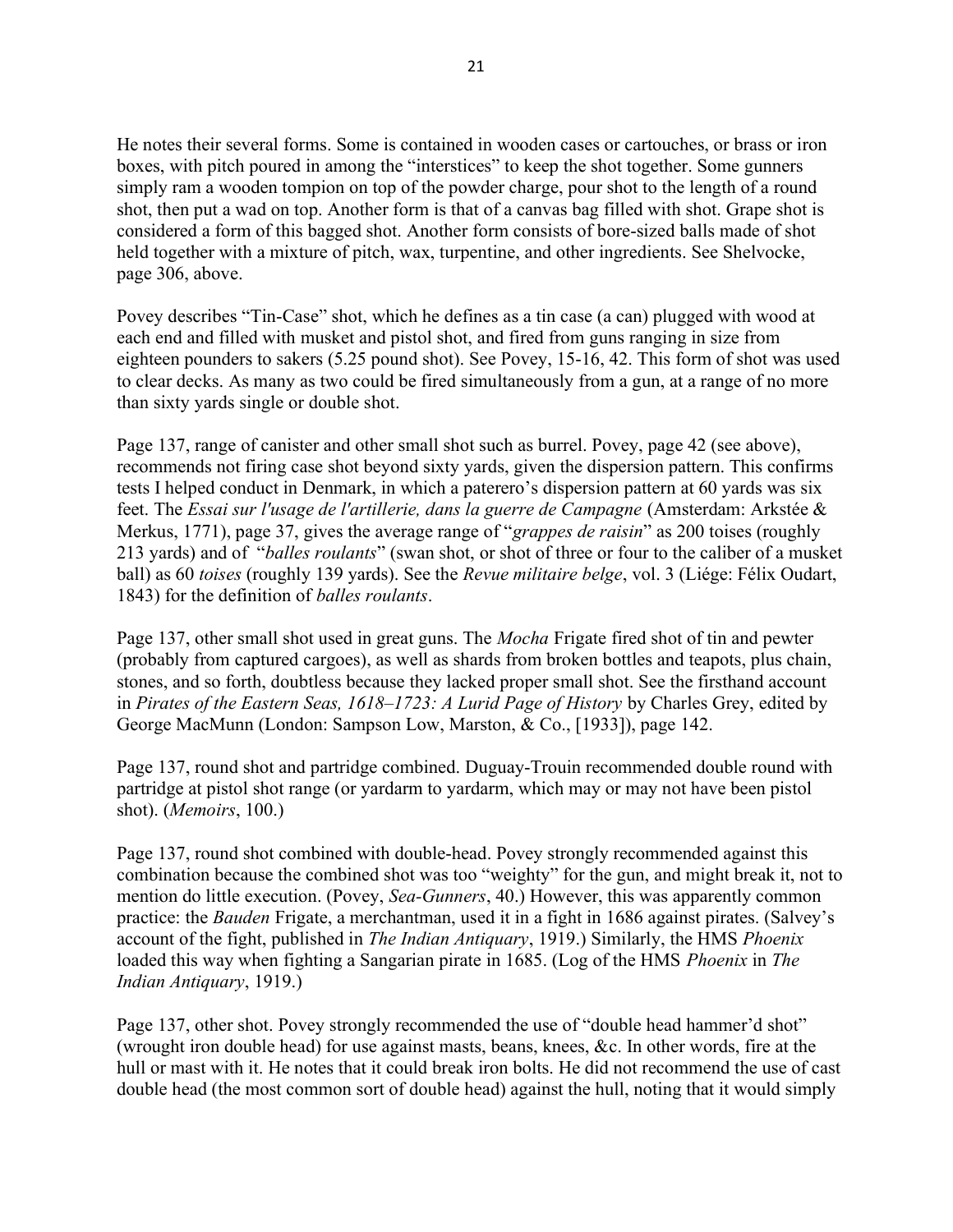He notes their several forms. Some is contained in wooden cases or cartouches, or brass or iron boxes, with pitch poured in among the "interstices" to keep the shot together. Some gunners simply ram a wooden tompion on top of the powder charge, pour shot to the length of a round shot, then put a wad on top. Another form is that of a canvas bag filled with shot. Grape shot is considered a form of this bagged shot. Another form consists of bore-sized balls made of shot held together with a mixture of pitch, wax, turpentine, and other ingredients. See Shelvocke, page 306, above.

Povey describes "Tin-Case" shot, which he defines as a tin case (a can) plugged with wood at each end and filled with musket and pistol shot, and fired from guns ranging in size from eighteen pounders to sakers (5.25 pound shot). See Povey, 15-16, 42. This form of shot was used to clear decks. As many as two could be fired simultaneously from a gun, at a range of no more than sixty yards single or double shot.

Page 137, range of canister and other small shot such as burrel. Povey, page 42 (see above), recommends not firing case shot beyond sixty yards, given the dispersion pattern. This confirms tests I helped conduct in Denmark, in which a paterero's dispersion pattern at 60 yards was six feet. The *Essai sur l'usage de l'artillerie, dans la guerre de Campagne* (Amsterdam: Arkstée & Merkus, 1771), page 37, gives the average range of "*grappes de raisin*" as 200 toises (roughly 213 yards) and of "*balles roulants*" (swan shot, or shot of three or four to the caliber of a musket ball) as 60 *toises* (roughly 139 yards). See the *Revue militaire belge*, vol. 3 (Liége: Félix Oudart, 1843) for the definition of *balles roulants*.

Page 137, other small shot used in great guns. The *Mocha* Frigate fired shot of tin and pewter (probably from captured cargoes), as well as shards from broken bottles and teapots, plus chain, stones, and so forth, doubtless because they lacked proper small shot. See the firsthand account in *Pirates of the Eastern Seas, 1618–1723: A Lurid Page of History* by Charles Grey, edited by George MacMunn (London: Sampson Low, Marston, & Co., [1933]), page 142.

Page 137, round shot and partridge combined. Duguay-Trouin recommended double round with partridge at pistol shot range (or yardarm to yardarm, which may or may not have been pistol shot). (*Memoirs*, 100.)

Page 137, round shot combined with double-head. Povey strongly recommended against this combination because the combined shot was too "weighty" for the gun, and might break it, not to mention do little execution. (Povey, *Sea-Gunners*, 40.) However, this was apparently common practice: the *Bauden* Frigate, a merchantman, used it in a fight in 1686 against pirates. (Salvey's account of the fight, published in *The Indian Antiquary*, 1919.) Similarly, the HMS *Phoenix* loaded this way when fighting a Sangarian pirate in 1685. (Log of the HMS *Phoenix* in *The Indian Antiquary*, 1919.)

Page 137, other shot. Povey strongly recommended the use of "double head hammer'd shot" (wrought iron double head) for use against masts, beans, knees, &c. In other words, fire at the hull or mast with it. He notes that it could break iron bolts. He did not recommend the use of cast double head (the most common sort of double head) against the hull, noting that it would simply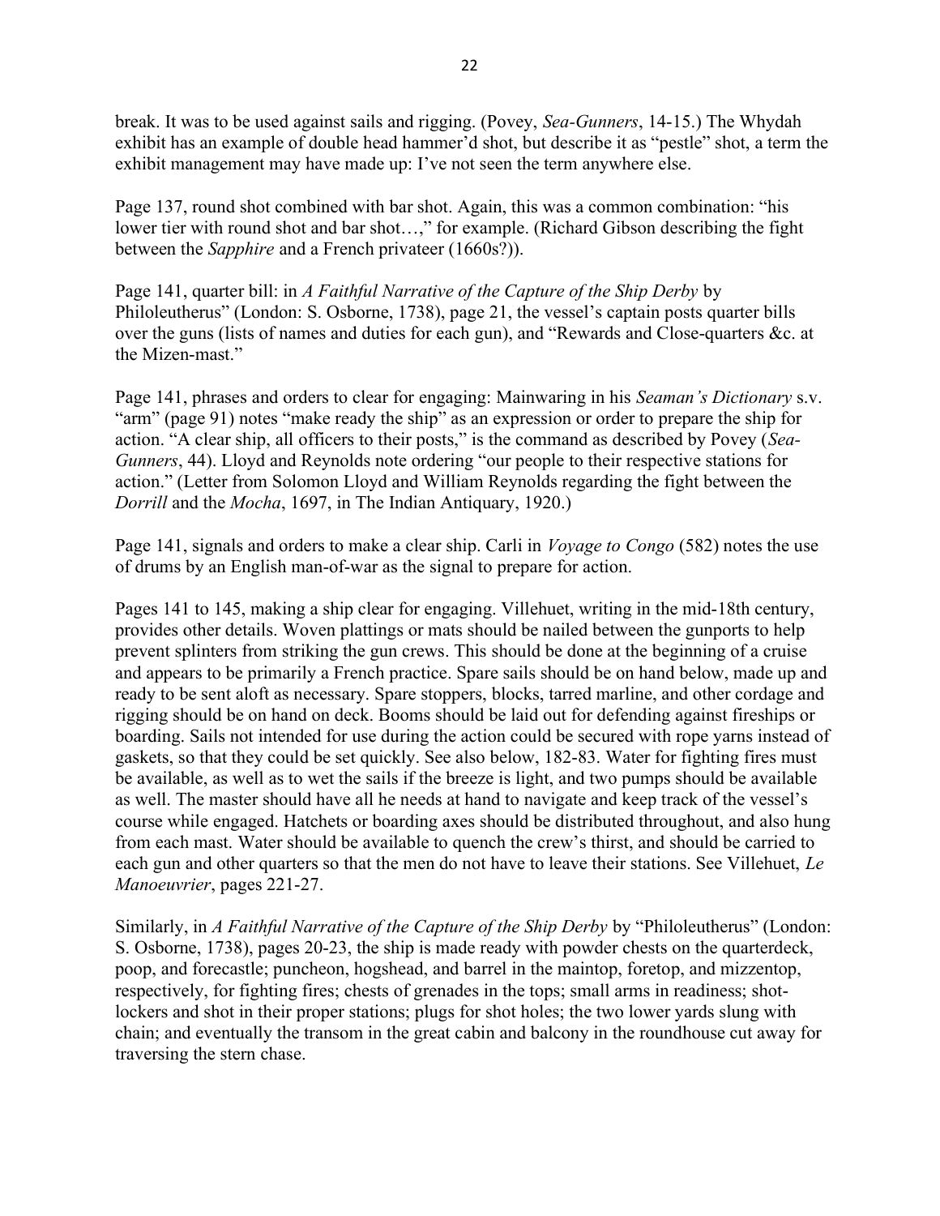break. It was to be used against sails and rigging. (Povey, *Sea-Gunners*, 14-15.) The Whydah exhibit has an example of double head hammer'd shot, but describe it as "pestle" shot, a term the exhibit management may have made up: I've not seen the term anywhere else.

Page 137, round shot combined with bar shot. Again, this was a common combination: "his lower tier with round shot and bar shot…," for example. (Richard Gibson describing the fight between the *Sapphire* and a French privateer (1660s?)).

Page 141, quarter bill: in *A Faithful Narrative of the Capture of the Ship Derby* by Philoleutherus" (London: S. Osborne, 1738), page 21, the vessel's captain posts quarter bills over the guns (lists of names and duties for each gun), and "Rewards and Close-quarters &c. at the Mizen-mast."

Page 141, phrases and orders to clear for engaging: Mainwaring in his *Seaman's Dictionary* s.v. "arm" (page 91) notes "make ready the ship" as an expression or order to prepare the ship for action. "A clear ship, all officers to their posts," is the command as described by Povey (*Sea-Gunners*, 44). Lloyd and Reynolds note ordering "our people to their respective stations for action." (Letter from Solomon Lloyd and William Reynolds regarding the fight between the *Dorrill* and the *Mocha*, 1697, in The Indian Antiquary, 1920.)

Page 141, signals and orders to make a clear ship. Carli in *Voyage to Congo* (582) notes the use of drums by an English man-of-war as the signal to prepare for action.

Pages 141 to 145, making a ship clear for engaging. Villehuet, writing in the mid-18th century, provides other details. Woven plattings or mats should be nailed between the gunports to help prevent splinters from striking the gun crews. This should be done at the beginning of a cruise and appears to be primarily a French practice. Spare sails should be on hand below, made up and ready to be sent aloft as necessary. Spare stoppers, blocks, tarred marline, and other cordage and rigging should be on hand on deck. Booms should be laid out for defending against fireships or boarding. Sails not intended for use during the action could be secured with rope yarns instead of gaskets, so that they could be set quickly. See also below, 182-83. Water for fighting fires must be available, as well as to wet the sails if the breeze is light, and two pumps should be available as well. The master should have all he needs at hand to navigate and keep track of the vessel's course while engaged. Hatchets or boarding axes should be distributed throughout, and also hung from each mast. Water should be available to quench the crew's thirst, and should be carried to each gun and other quarters so that the men do not have to leave their stations. See Villehuet, *Le Manoeuvrier*, pages 221-27.

Similarly, in *A Faithful Narrative of the Capture of the Ship Derby* by "Philoleutherus" (London: S. Osborne, 1738), pages 20-23, the ship is made ready with powder chests on the quarterdeck, poop, and forecastle; puncheon, hogshead, and barrel in the maintop, foretop, and mizzentop, respectively, for fighting fires; chests of grenades in the tops; small arms in readiness; shot-lockers and shot in their proper stations; plugs for shot holes; the two lower yards slung with chain; and eventually the transom in the great cabin and balcony in the roundhouse cut away for traversing the stern chase.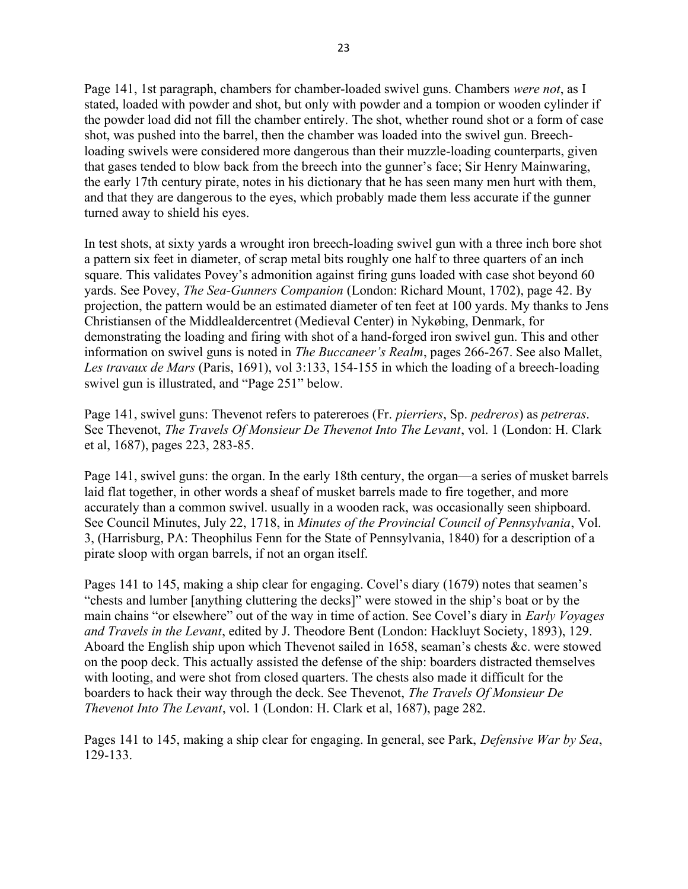Page 141, 1st paragraph, chambers for chamber-loaded swivel guns. Chambers *were not*, as I stated, loaded with powder and shot, but only with powder and a tompion or wooden cylinder if the powder load did not fill the chamber entirely. The shot, whether round shot or a form of case shot, was pushed into the barrel, then the chamber was loaded into the swivel gun. Breech-loading swivels were considered more dangerous than their muzzle-loading counterparts, given that gases tended to blow back from the breech into the gunner's face; Sir Henry Mainwaring, the early 17th century pirate, notes in his dictionary that he has seen many men hurt with them, and that they are dangerous to the eyes, which probably made them less accurate if the gunner turned away to shield his eyes.

In test shots, at sixty yards a wrought iron breech-loading swivel gun with a three inch bore shot a pattern six feet in diameter, of scrap metal bits roughly one half to three quarters of an inch square. This validates Povey's admonition against firing guns loaded with case shot beyond 60 yards. See Povey, *The Sea-Gunners Companion* (London: Richard Mount, 1702), page 42. By projection, the pattern would be an estimated diameter of ten feet at 100 yards. My thanks to Jens Christiansen of the Middlealdercentret (Medieval Center) in Nykøbing, Denmark, for demonstrating the loading and firing with shot of a hand-forged iron swivel gun. This and other information on swivel guns is noted in *The Buccaneer's Realm*, pages 266-267. See also Mallet, *Les travaux de Mars* (Paris, 1691), vol 3:133, 154-155 in which the loading of a breech-loading swivel gun is illustrated, and "Page 251" below.

Page 141, swivel guns: Thevenot refers to patereroes (Fr. *pierriers*, Sp. *pedreros*) as *petreras*. See Thevenot, *The Travels Of Monsieur De Thevenot Into The Levant*, vol. 1 (London: H. Clark et al, 1687), pages 223, 283-85.

Page 141, swivel guns: the organ. In the early 18th century, the organ—a series of musket barrels laid flat together, in other words a sheaf of musket barrels made to fire together, and more accurately than a common swivel. usually in a wooden rack, was occasionally seen shipboard. See Council Minutes, July 22, 1718, in *Minutes of the Provincial Council of Pennsylvania*, Vol. 3, (Harrisburg, PA: Theophilus Fenn for the State of Pennsylvania, 1840) for a description of a pirate sloop with organ barrels, if not an organ itself.

Pages 141 to 145, making a ship clear for engaging. Covel's diary (1679) notes that seamen's "chests and lumber [anything cluttering the decks]" were stowed in the ship's boat or by the main chains "or elsewhere" out of the way in time of action. See Covel's diary in *Early Voyages and Travels in the Levant*, edited by J. Theodore Bent (London: Hackluyt Society, 1893), 129. Aboard the English ship upon which Thevenot sailed in 1658, seaman's chests &c. were stowed on the poop deck. This actually assisted the defense of the ship: boarders distracted themselves with looting, and were shot from closed quarters. The chests also made it difficult for the boarders to hack their way through the deck. See Thevenot, *The Travels Of Monsieur De Thevenot Into The Levant*, vol. 1 (London: H. Clark et al, 1687), page 282.

Pages 141 to 145, making a ship clear for engaging. In general, see Park, *Defensive War by Sea*, 129-133.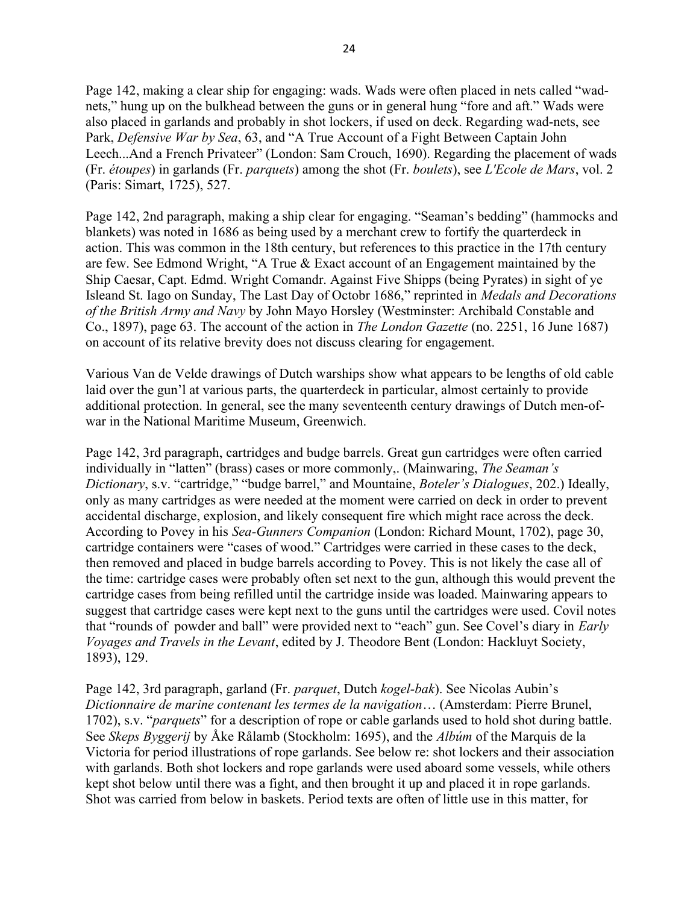Page 142, making a clear ship for engaging: wads. Wads were often placed in nets called "wad-nets," hung up on the bulkhead between the guns or in general hung "fore and aft." Wads were also placed in garlands and probably in shot lockers, if used on deck. Regarding wad-nets, see Park, *Defensive War by Sea*, 63, and "A True Account of a Fight Between Captain John Leech...And a French Privateer" (London: Sam Crouch, 1690). Regarding the placement of wads (Fr. *étoupes*) in garlands (Fr. *parquets*) among the shot (Fr. *boulets*), see *L'Ecole de Mars*, vol. 2 (Paris: Simart, 1725), 527.

Page 142, 2nd paragraph, making a ship clear for engaging. "Seaman's bedding" (hammocks and blankets) was noted in 1686 as being used by a merchant crew to fortify the quarterdeck in action. This was common in the 18th century, but references to this practice in the 17th century are few. See Edmond Wright, "A True & Exact account of an Engagement maintained by the Ship Caesar, Capt. Edmd. Wright Comandr. Against Five Shipps (being Pyrates) in sight of ye Isleand St. Iago on Sunday, The Last Day of Octobr 1686," reprinted in *Medals and Decorations of the British Army and Navy* by John Mayo Horsley (Westminster: Archibald Constable and Co., 1897), page 63. The account of the action in *The London Gazette* (no. 2251, 16 June 1687) on account of its relative brevity does not discuss clearing for engagement.

Various Van de Velde drawings of Dutch warships show what appears to be lengths of old cable laid over the gun'l at various parts, the quarterdeck in particular, almost certainly to provide additional protection. In general, see the many seventeenth century drawings of Dutch men-of-war in the National Maritime Museum, Greenwich.

Page 142, 3rd paragraph, cartridges and budge barrels. Great gun cartridges were often carried individually in "latten" (brass) cases or more commonly,. (Mainwaring, *The Seaman's Dictionary*, s.v. "cartridge," "budge barrel," and Mountaine, *Boteler's Dialogues*, 202.) Ideally, only as many cartridges as were needed at the moment were carried on deck in order to prevent accidental discharge, explosion, and likely consequent fire which might race across the deck. According to Povey in his *Sea-Gunners Companion* (London: Richard Mount, 1702), page 30, cartridge containers were "cases of wood." Cartridges were carried in these cases to the deck, then removed and placed in budge barrels according to Povey. This is not likely the case all of the time: cartridge cases were probably often set next to the gun, although this would prevent the cartridge cases from being refilled until the cartridge inside was loaded. Mainwaring appears to suggest that cartridge cases were kept next to the guns until the cartridges were used. Covil notes that "rounds of powder and ball" were provided next to "each" gun. See Covel's diary in *Early Voyages and Travels in the Levant*, edited by J. Theodore Bent (London: Hackluyt Society, 1893), 129.

Page 142, 3rd paragraph, garland (Fr. *parquet*, Dutch *kogel-bak*). See Nicolas Aubin's *Dictionnaire de marine contenant les termes de la navigation*… (Amsterdam: Pierre Brunel, 1702), s.v. "*parquets*" for a description of rope or cable garlands used to hold shot during battle. See *Skeps Byggerij* by Åke Rålamb (Stockholm: 1695), and the *Albúm* of the Marquis de la Victoria for period illustrations of rope garlands. See below re: shot lockers and their association with garlands. Both shot lockers and rope garlands were used aboard some vessels, while others kept shot below until there was a fight, and then brought it up and placed it in rope garlands. Shot was carried from below in baskets. Period texts are often of little use in this matter, for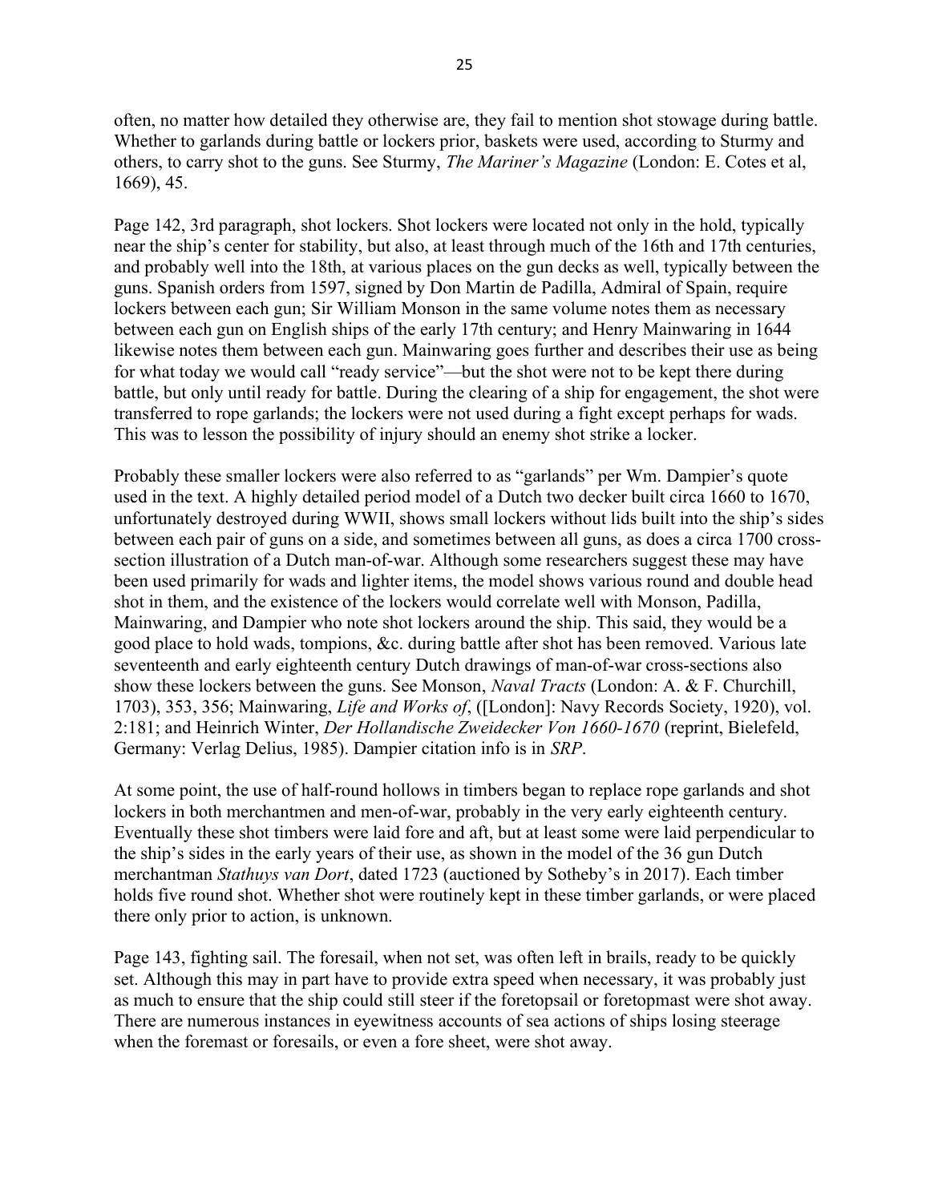often, no matter how detailed they otherwise are, they fail to mention shot stowage during battle. Whether to garlands during battle or lockers prior, baskets were used, according to Sturmy and others, to carry shot to the guns. See Sturmy, *The Mariner's Magazine* (London: E. Cotes et al, 1669), 45.

Page 142, 3rd paragraph, shot lockers. Shot lockers were located not only in the hold, typically near the ship's center for stability, but also, at least through much of the 16th and 17th centuries, and probably well into the 18th, at various places on the gun decks as well, typically between the guns. Spanish orders from 1597, signed by Don Martin de Padilla, Admiral of Spain, require lockers between each gun; Sir William Monson in the same volume notes them as necessary between each gun on English ships of the early 17th century; and Henry Mainwaring in 1644 likewise notes them between each gun. Mainwaring goes further and describes their use as being for what today we would call "ready service"—but the shot were not to be kept there during battle, but only until ready for battle. During the clearing of a ship for engagement, the shot were transferred to rope garlands; the lockers were not used during a fight except perhaps for wads. This was to lesson the possibility of injury should an enemy shot strike a locker.

Probably these smaller lockers were also referred to as "garlands" per Wm. Dampier's quote used in the text. A highly detailed period model of a Dutch two decker built circa 1660 to 1670, unfortunately destroyed during WWII, shows small lockers without lids built into the ship's sides between each pair of guns on a side, and sometimes between all guns, as does a circa 1700 cross-section illustration of a Dutch man-of-war. Although some researchers suggest these may have been used primarily for wads and lighter items, the model shows various round and double head shot in them, and the existence of the lockers would correlate well with Monson, Padilla, Mainwaring, and Dampier who note shot lockers around the ship. This said, they would be a good place to hold wads, tompions, &c. during battle after shot has been removed. Various late seventeenth and early eighteenth century Dutch drawings of man-of-war cross-sections also show these lockers between the guns. See Monson, *Naval Tracts* (London: A. & F. Churchill, 1703), 353, 356; Mainwaring, *Life and Works of*, ([London]: Navy Records Society, 1920), vol. 2:181; and Heinrich Winter, *Der Hollandische Zweidecker Von 1660-1670* (reprint, Bielefeld, Germany: Verlag Delius, 1985). Dampier citation info is in *SRP*.

At some point, the use of half-round hollows in timbers began to replace rope garlands and shot lockers in both merchantmen and men-of-war, probably in the very early eighteenth century. Eventually these shot timbers were laid fore and aft, but at least some were laid perpendicular to the ship's sides in the early years of their use, as shown in the model of the 36 gun Dutch merchantman *Stathuys van Dort*, dated 1723 (auctioned by Sotheby's in 2017). Each timber holds five round shot. Whether shot were routinely kept in these timber garlands, or were placed there only prior to action, is unknown.

Page 143, fighting sail. The foresail, when not set, was often left in brails, ready to be quickly set. Although this may in part have to provide extra speed when necessary, it was probably just as much to ensure that the ship could still steer if the foretopsail or foretopmast were shot away. There are numerous instances in eyewitness accounts of sea actions of ships losing steerage when the foremast or foresails, or even a fore sheet, were shot away.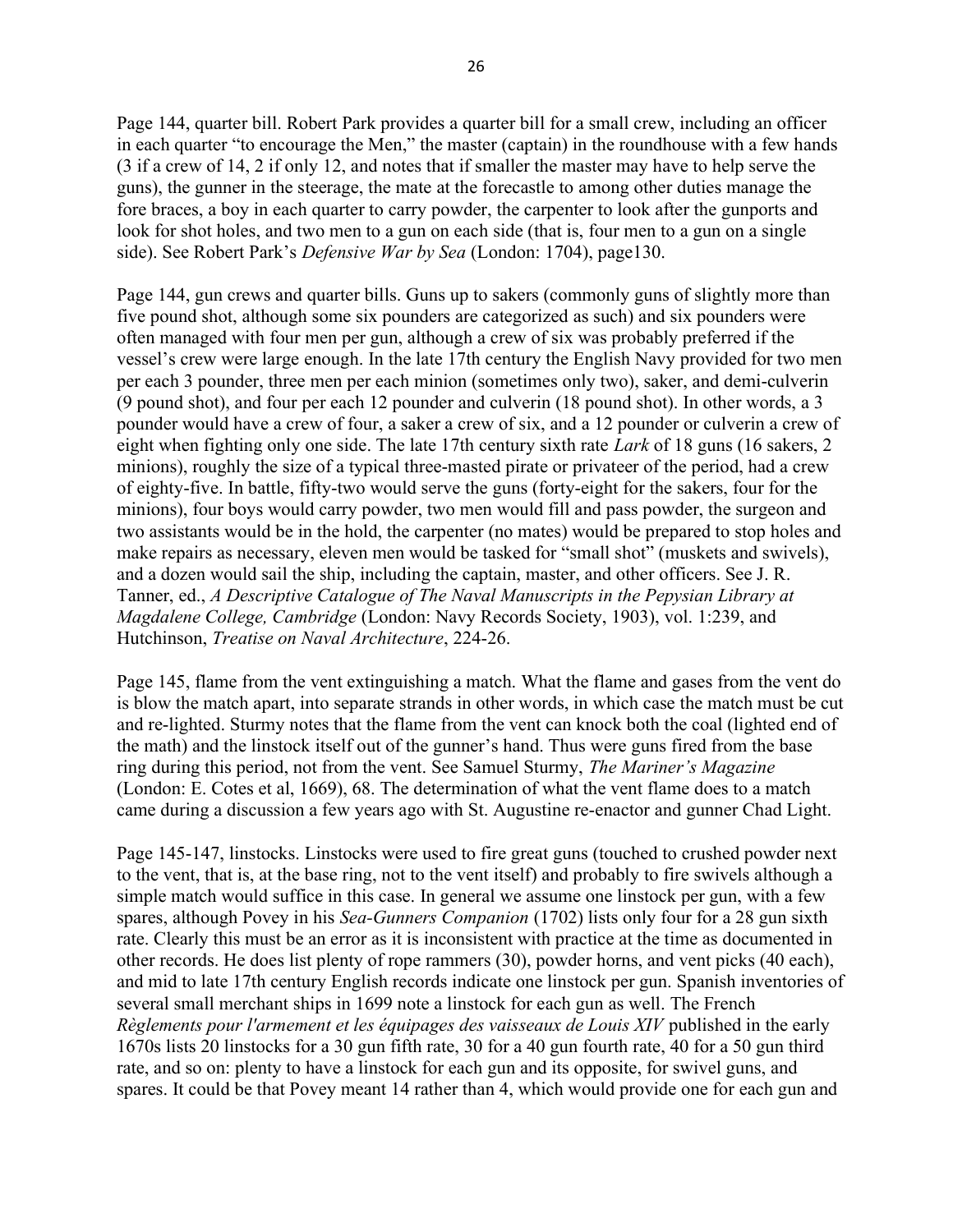Page 144, quarter bill. Robert Park provides a quarter bill for a small crew, including an officer in each quarter "to encourage the Men," the master (captain) in the roundhouse with a few hands (3 if a crew of 14, 2 if only 12, and notes that if smaller the master may have to help serve the guns), the gunner in the steerage, the mate at the forecastle to among other duties manage the fore braces, a boy in each quarter to carry powder, the carpenter to look after the gunports and look for shot holes, and two men to a gun on each side (that is, four men to a gun on a single side). See Robert Park's *Defensive War by Sea* (London: 1704), page130.

Page 144, gun crews and quarter bills. Guns up to sakers (commonly guns of slightly more than five pound shot, although some six pounders are categorized as such) and six pounders were often managed with four men per gun, although a crew of six was probably preferred if the vessel's crew were large enough. In the late 17th century the English Navy provided for two men per each 3 pounder, three men per each minion (sometimes only two), saker, and demi-culverin (9 pound shot), and four per each 12 pounder and culverin (18 pound shot). In other words, a 3 pounder would have a crew of four, a saker a crew of six, and a 12 pounder or culverin a crew of eight when fighting only one side. The late 17th century sixth rate *Lark* of 18 guns (16 sakers, 2 minions), roughly the size of a typical three-masted pirate or privateer of the period, had a crew of eighty-five. In battle, fifty-two would serve the guns (forty-eight for the sakers, four for the minions), four boys would carry powder, two men would fill and pass powder, the surgeon and two assistants would be in the hold, the carpenter (no mates) would be prepared to stop holes and make repairs as necessary, eleven men would be tasked for "small shot" (muskets and swivels), and a dozen would sail the ship, including the captain, master, and other officers. See J. R. Tanner, ed., *A Descriptive Catalogue of The Naval Manuscripts in the Pepysian Library at Magdalene College, Cambridge* (London: Navy Records Society, 1903), vol. 1:239, and Hutchinson, *Treatise on Naval Architecture*, 224-26.

Page 145, flame from the vent extinguishing a match. What the flame and gases from the vent do is blow the match apart, into separate strands in other words, in which case the match must be cut and re-lighted. Sturmy notes that the flame from the vent can knock both the coal (lighted end of the math) and the linstock itself out of the gunner's hand. Thus were guns fired from the base ring during this period, not from the vent. See Samuel Sturmy, *The Mariner's Magazine* (London: E. Cotes et al, 1669), 68. The determination of what the vent flame does to a match came during a discussion a few years ago with St. Augustine re-enactor and gunner Chad Light.

Page 145-147, linstocks. Linstocks were used to fire great guns (touched to crushed powder next to the vent, that is, at the base ring, not to the vent itself) and probably to fire swivels although a simple match would suffice in this case. In general we assume one linstock per gun, with a few spares, although Povey in his *Sea-Gunners Companion* (1702) lists only four for a 28 gun sixth rate. Clearly this must be an error as it is inconsistent with practice at the time as documented in other records. He does list plenty of rope rammers (30), powder horns, and vent picks (40 each), and mid to late 17th century English records indicate one linstock per gun. Spanish inventories of several small merchant ships in 1699 note a linstock for each gun as well. The French *Règlements pour l'armement et les équipages des vaisseaux de Louis XIV* published in the early 1670s lists 20 linstocks for a 30 gun fifth rate, 30 for a 40 gun fourth rate, 40 for a 50 gun third rate, and so on: plenty to have a linstock for each gun and its opposite, for swivel guns, and spares. It could be that Povey meant 14 rather than 4, which would provide one for each gun and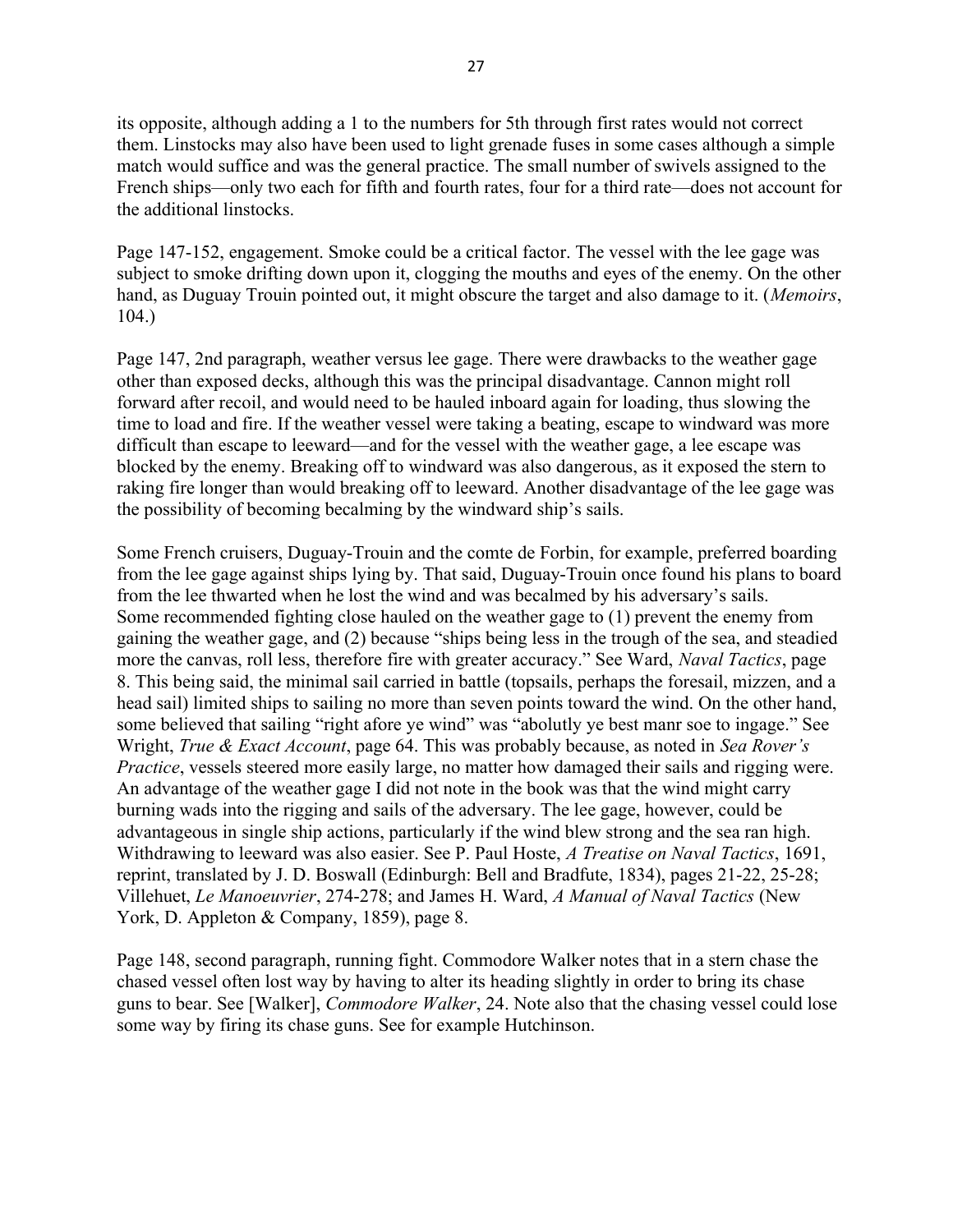its opposite, although adding a 1 to the numbers for 5th through first rates would not correct them. Linstocks may also have been used to light grenade fuses in some cases although a simple match would suffice and was the general practice. The small number of swivels assigned to the French ships—only two each for fifth and fourth rates, four for a third rate—does not account for the additional linstocks.

Page 147-152, engagement. Smoke could be a critical factor. The vessel with the lee gage was subject to smoke drifting down upon it, clogging the mouths and eyes of the enemy. On the other hand, as Duguay Trouin pointed out, it might obscure the target and also damage to it. (*Memoirs*, 104.)

Page 147, 2nd paragraph, weather versus lee gage. There were drawbacks to the weather gage other than exposed decks, although this was the principal disadvantage. Cannon might roll forward after recoil, and would need to be hauled inboard again for loading, thus slowing the time to load and fire. If the weather vessel were taking a beating, escape to windward was more difficult than escape to leeward—and for the vessel with the weather gage, a lee escape was blocked by the enemy. Breaking off to windward was also dangerous, as it exposed the stern to raking fire longer than would breaking off to leeward. Another disadvantage of the lee gage was the possibility of becoming becalming by the windward ship's sails.

Some French cruisers, Duguay-Trouin and the comte de Forbin, for example, preferred boarding from the lee gage against ships lying by. That said, Duguay-Trouin once found his plans to board from the lee thwarted when he lost the wind and was becalmed by his adversary's sails. Some recommended fighting close hauled on the weather gage to (1) prevent the enemy from gaining the weather gage, and (2) because "ships being less in the trough of the sea, and steadied more the canvas, roll less, therefore fire with greater accuracy." See Ward, *Naval Tactics*, page 8. This being said, the minimal sail carried in battle (topsails, perhaps the foresail, mizzen, and a head sail) limited ships to sailing no more than seven points toward the wind. On the other hand, some believed that sailing "right afore ye wind" was "abolutly ye best manr soe to ingage." See Wright, *True & Exact Account*, page 64. This was probably because, as noted in *Sea Rover's Practice*, vessels steered more easily large, no matter how damaged their sails and rigging were. An advantage of the weather gage I did not note in the book was that the wind might carry burning wads into the rigging and sails of the adversary. The lee gage, however, could be advantageous in single ship actions, particularly if the wind blew strong and the sea ran high. Withdrawing to leeward was also easier. See P. Paul Hoste, *A Treatise on Naval Tactics*, 1691, reprint, translated by J. D. Boswall (Edinburgh: Bell and Bradfute, 1834), pages 21-22, 25-28; Villehuet, *Le Manoeuvrier*, 274-278; and James H. Ward, *A Manual of Naval Tactics* (New York, D. Appleton & Company, 1859), page 8.

Page 148, second paragraph, running fight. Commodore Walker notes that in a stern chase the chased vessel often lost way by having to alter its heading slightly in order to bring its chase guns to bear. See [Walker], *Commodore Walker*, 24. Note also that the chasing vessel could lose some way by firing its chase guns. See for example Hutchinson.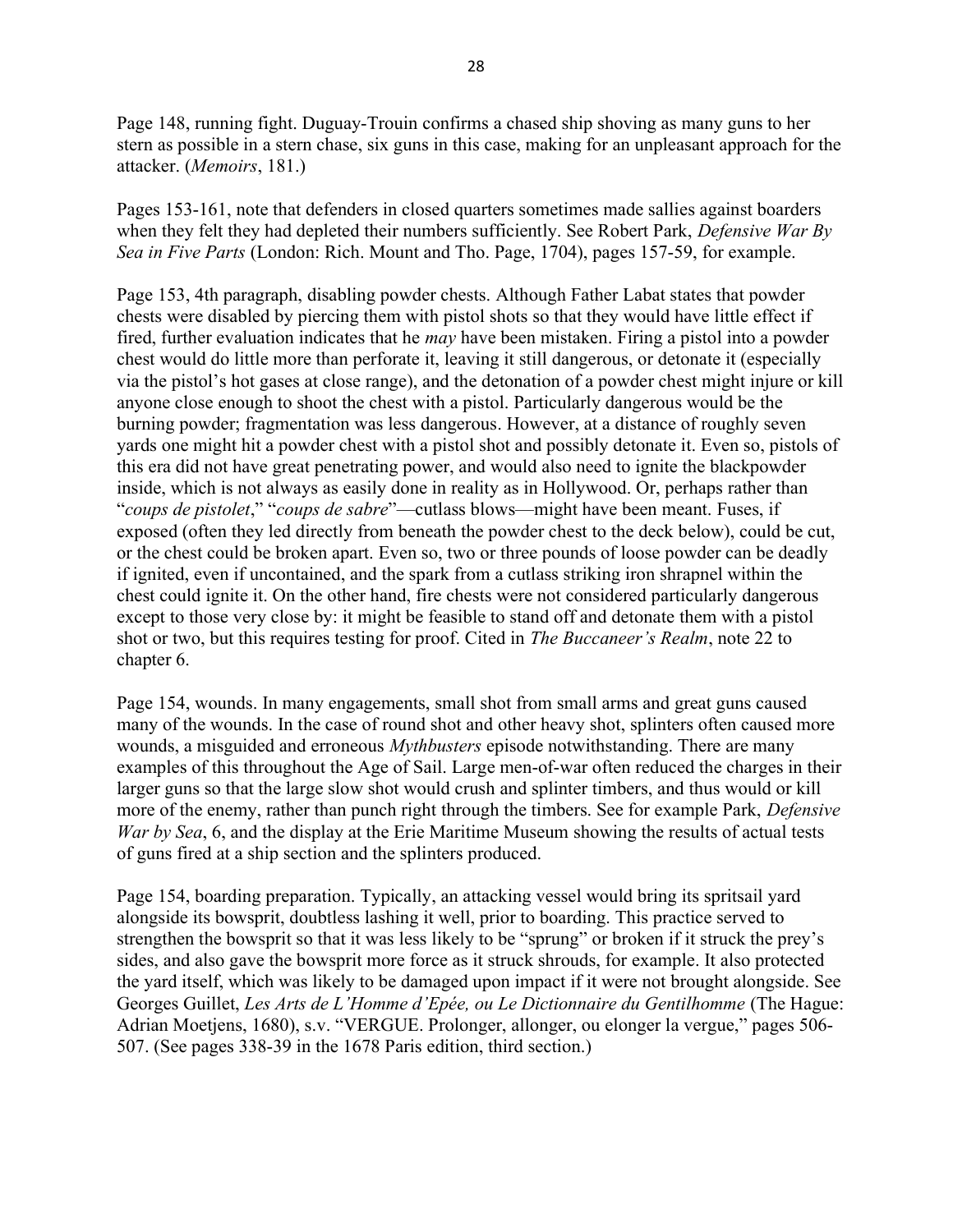Page 148, running fight. Duguay-Trouin confirms a chased ship shoving as many guns to her stern as possible in a stern chase, six guns in this case, making for an unpleasant approach for the attacker. (*Memoirs*, 181.)

Pages 153-161, note that defenders in closed quarters sometimes made sallies against boarders when they felt they had depleted their numbers sufficiently. See Robert Park, *Defensive War By Sea in Five Parts* (London: Rich. Mount and Tho. Page, 1704), pages 157-59, for example.

Page 153, 4th paragraph, disabling powder chests. Although Father Labat states that powder chests were disabled by piercing them with pistol shots so that they would have little effect if fired, further evaluation indicates that he *may* have been mistaken. Firing a pistol into a powder chest would do little more than perforate it, leaving it still dangerous, or detonate it (especially via the pistol's hot gases at close range), and the detonation of a powder chest might injure or kill anyone close enough to shoot the chest with a pistol. Particularly dangerous would be the burning powder; fragmentation was less dangerous. However, at a distance of roughly seven yards one might hit a powder chest with a pistol shot and possibly detonate it. Even so, pistols of this era did not have great penetrating power, and would also need to ignite the blackpowder inside, which is not always as easily done in reality as in Hollywood. Or, perhaps rather than "*coups de pistolet*," "*coups de sabre*"—cutlass blows—might have been meant. Fuses, if exposed (often they led directly from beneath the powder chest to the deck below), could be cut, or the chest could be broken apart. Even so, two or three pounds of loose powder can be deadly if ignited, even if uncontained, and the spark from a cutlass striking iron shrapnel within the chest could ignite it. On the other hand, fire chests were not considered particularly dangerous except to those very close by: it might be feasible to stand off and detonate them with a pistol shot or two, but this requires testing for proof. Cited in *The Buccaneer's Realm*, note 22 to chapter 6.

Page 154, wounds. In many engagements, small shot from small arms and great guns caused many of the wounds. In the case of round shot and other heavy shot, splinters often caused more wounds, a misguided and erroneous *Mythbusters* episode notwithstanding. There are many examples of this throughout the Age of Sail. Large men-of-war often reduced the charges in their larger guns so that the large slow shot would crush and splinter timbers, and thus would or kill more of the enemy, rather than punch right through the timbers. See for example Park, *Defensive War by Sea*, 6, and the display at the Erie Maritime Museum showing the results of actual tests of guns fired at a ship section and the splinters produced.

Page 154, boarding preparation. Typically, an attacking vessel would bring its spritsail yard alongside its bowsprit, doubtless lashing it well, prior to boarding. This practice served to strengthen the bowsprit so that it was less likely to be "sprung" or broken if it struck the prey's sides, and also gave the bowsprit more force as it struck shrouds, for example. It also protected the yard itself, which was likely to be damaged upon impact if it were not brought alongside. See Georges Guillet, *Les Arts de L'Homme d'Epée, ou Le Dictionnaire du Gentilhomme* (The Hague: Adrian Moetjens, 1680), s.v. "VERGUE. Prolonger, allonger, ou elonger la vergue," pages 506-507. (See pages 338-39 in the 1678 Paris edition, third section.)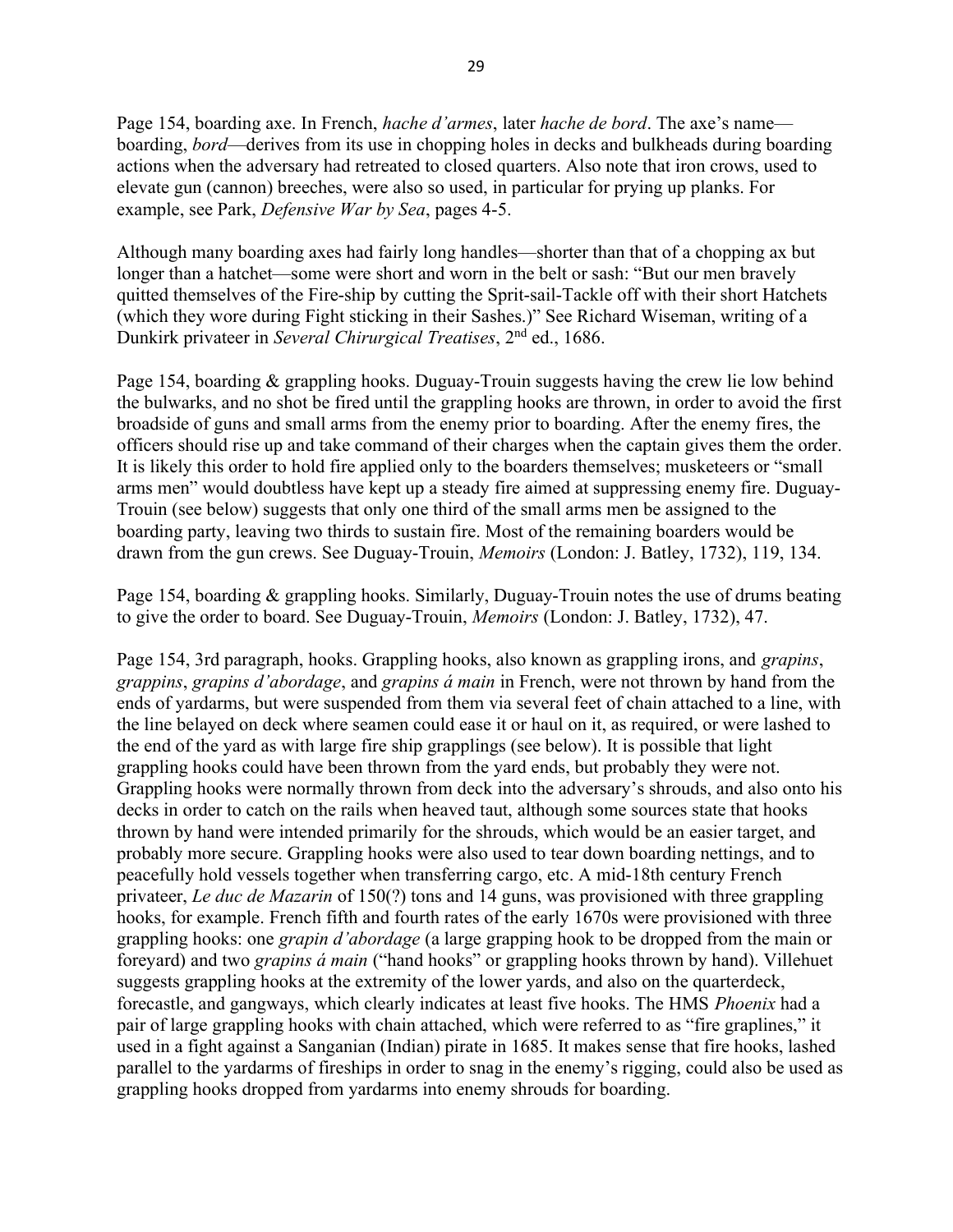Page 154, boarding axe. In French, *hache d'armes*, later *hache de bord*. The axe's name—boarding, *bord*—derives from its use in chopping holes in decks and bulkheads during boarding actions when the adversary had retreated to closed quarters. Also note that iron crows, used to elevate gun (cannon) breeches, were also so used, in particular for prying up planks. For example, see Park, *Defensive War by Sea*, pages 4-5.

Although many boarding axes had fairly long handles—shorter than that of a chopping ax but longer than a hatchet—some were short and worn in the belt or sash: "But our men bravely quitted themselves of the Fire-ship by cutting the Sprit-sail-Tackle off with their short Hatchets (which they wore during Fight sticking in their Sashes.)" See Richard Wiseman, writing of a Dunkirk privateer in *Several Chirurgical Treatises*, 2nd ed., 1686.

Page 154, boarding & grappling hooks. Duguay-Trouin suggests having the crew lie low behind the bulwarks, and no shot be fired until the grappling hooks are thrown, in order to avoid the first broadside of guns and small arms from the enemy prior to boarding. After the enemy fires, the officers should rise up and take command of their charges when the captain gives them the order. It is likely this order to hold fire applied only to the boarders themselves; musketeers or "small arms men" would doubtless have kept up a steady fire aimed at suppressing enemy fire. Duguay-Trouin (see below) suggests that only one third of the small arms men be assigned to the boarding party, leaving two thirds to sustain fire. Most of the remaining boarders would be drawn from the gun crews. See Duguay-Trouin, *Memoirs* (London: J. Batley, 1732), 119, 134.

Page 154, boarding & grappling hooks. Similarly, Duguay-Trouin notes the use of drums beating to give the order to board. See Duguay-Trouin, *Memoirs* (London: J. Batley, 1732), 47.

Page 154, 3rd paragraph, hooks. Grappling hooks, also known as grappling irons, and *grapins*, *grappins*, *grapins d'abordage*, and *grapins á main* in French, were not thrown by hand from the ends of yardarms, but were suspended from them via several feet of chain attached to a line, with the line belayed on deck where seamen could ease it or haul on it, as required, or were lashed to the end of the yard as with large fire ship grapplings (see below). It is possible that light grappling hooks could have been thrown from the yard ends, but probably they were not. Grappling hooks were normally thrown from deck into the adversary's shrouds, and also onto his decks in order to catch on the rails when heaved taut, although some sources state that hooks thrown by hand were intended primarily for the shrouds, which would be an easier target, and probably more secure. Grappling hooks were also used to tear down boarding nettings, and to peacefully hold vessels together when transferring cargo, etc. A mid-18th century French privateer, *Le duc de Mazarin* of 150(?) tons and 14 guns, was provisioned with three grappling hooks, for example. French fifth and fourth rates of the early 1670s were provisioned with three grappling hooks: one *grapin d'abordage* (a large grapping hook to be dropped from the main or foreyard) and two *grapins á main* ("hand hooks" or grappling hooks thrown by hand). Villehuet suggests grappling hooks at the extremity of the lower yards, and also on the quarterdeck, forecastle, and gangways, which clearly indicates at least five hooks. The HMS *Phoenix* had a pair of large grappling hooks with chain attached, which were referred to as "fire graplines," it used in a fight against a Sanganian (Indian) pirate in 1685. It makes sense that fire hooks, lashed parallel to the yardarms of fireships in order to snag in the enemy's rigging, could also be used as grappling hooks dropped from yardarms into enemy shrouds for boarding.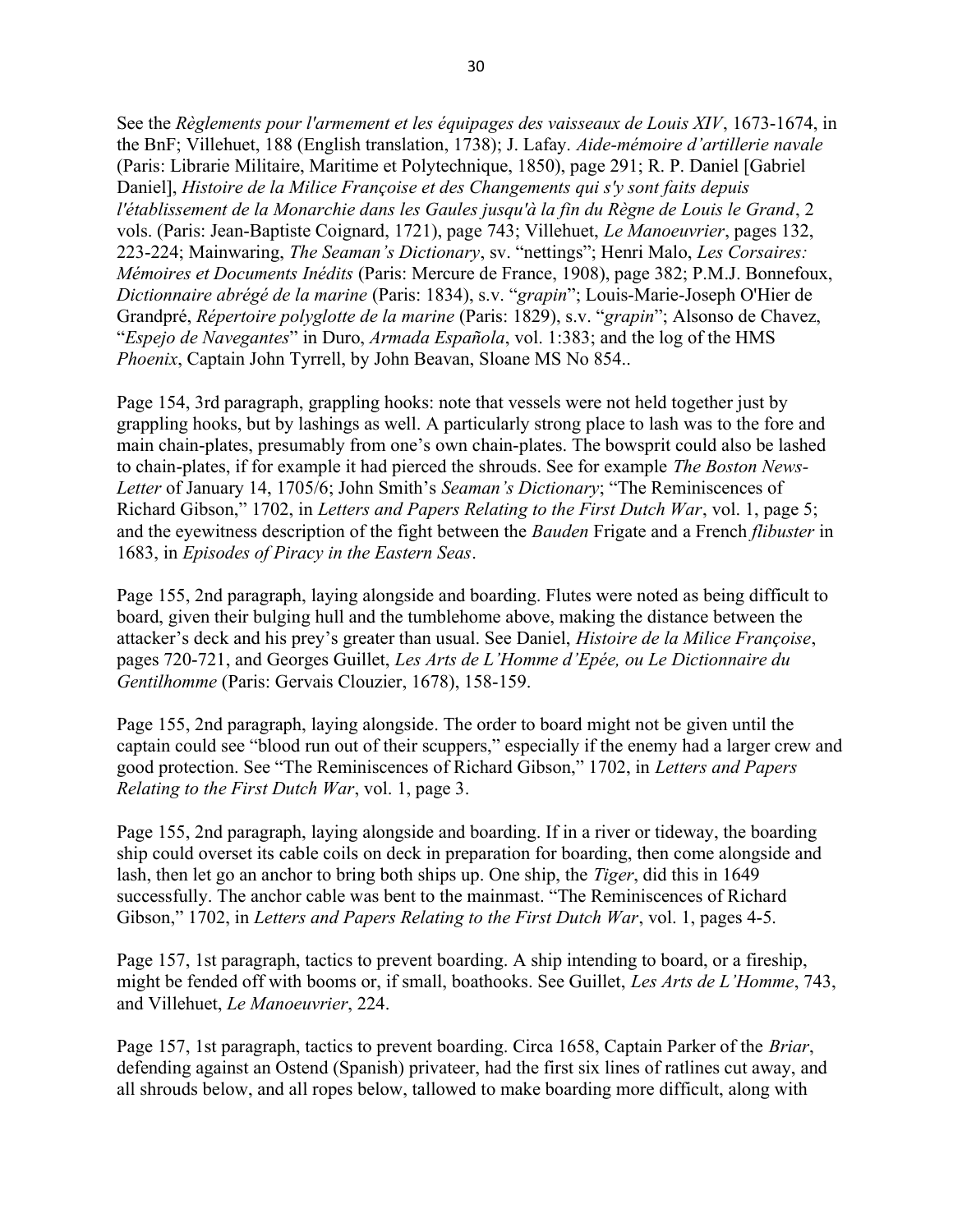See the *Règlements pour l'armement et les équipages des vaisseaux de Louis XIV*, 1673-1674, in the BnF; Villehuet, 188 (English translation, 1738); J. Lafay. *Aide-mémoire d'artillerie navale* (Paris: Librarie Militaire, Maritime et Polytechnique, 1850), page 291; R. P. Daniel [Gabriel Daniel], *Histoire de la Milice Françoise et des Changements qui s'y sont faits depuis l'établissement de la Monarchie dans les Gaules jusqu'à la fin du Règne de Louis le Grand*, 2 vols. (Paris: Jean-Baptiste Coignard, 1721), page 743; Villehuet, *Le Manoeuvrier*, pages 132, 223-224; Mainwaring, *The Seaman's Dictionary*, sv. "nettings"; Henri Malo, *Les Corsaires: Mémoires et Documents Inédits* (Paris: Mercure de France, 1908), page 382; P.M.J. Bonnefoux, *Dictionnaire abrégé de la marine* (Paris: 1834), s.v. "*grapin*"; Louis-Marie-Joseph O'Hier de Grandpré, *Répertoire polyglotte de la marine* (Paris: 1829), s.v. "*grapin*"; Alsonso de Chavez, "*Espejo de Navegantes*" in Duro, *Armada Española*, vol. 1:383; and the log of the HMS *Phoenix*, Captain John Tyrrell, by John Beavan, Sloane MS No 854..

Page 154, 3rd paragraph, grappling hooks: note that vessels were not held together just by grappling hooks, but by lashings as well. A particularly strong place to lash was to the fore and main chain-plates, presumably from one's own chain-plates. The bowsprit could also be lashed to chain-plates, if for example it had pierced the shrouds. See for example *The Boston News-Letter* of January 14, 1705/6; John Smith's *Seaman's Dictionary*; "The Reminiscences of Richard Gibson," 1702, in *Letters and Papers Relating to the First Dutch War*, vol. 1, page 5; and the eyewitness description of the fight between the *Bauden* Frigate and a French *flibuster* in 1683, in *Episodes of Piracy in the Eastern Seas*.

Page 155, 2nd paragraph, laying alongside and boarding. Flutes were noted as being difficult to board, given their bulging hull and the tumblehome above, making the distance between the attacker's deck and his prey's greater than usual. See Daniel, *Histoire de la Milice Françoise*, pages 720-721, and Georges Guillet, *Les Arts de L'Homme d'Epée, ou Le Dictionnaire du Gentilhomme* (Paris: Gervais Clouzier, 1678), 158-159.

Page 155, 2nd paragraph, laying alongside. The order to board might not be given until the captain could see "blood run out of their scuppers," especially if the enemy had a larger crew and good protection. See "The Reminiscences of Richard Gibson," 1702, in *Letters and Papers Relating to the First Dutch War*, vol. 1, page 3.

Page 155, 2nd paragraph, laying alongside and boarding. If in a river or tideway, the boarding ship could overset its cable coils on deck in preparation for boarding, then come alongside and lash, then let go an anchor to bring both ships up. One ship, the *Tiger*, did this in 1649 successfully. The anchor cable was bent to the mainmast. "The Reminiscences of Richard Gibson," 1702, in *Letters and Papers Relating to the First Dutch War*, vol. 1, pages 4-5.

Page 157, 1st paragraph, tactics to prevent boarding. A ship intending to board, or a fireship, might be fended off with booms or, if small, boathooks. See Guillet, *Les Arts de L'Homme*, 743, and Villehuet, *Le Manoeuvrier*, 224.

Page 157, 1st paragraph, tactics to prevent boarding. Circa 1658, Captain Parker of the *Briar*, defending against an Ostend (Spanish) privateer, had the first six lines of ratlines cut away, and all shrouds below, and all ropes below, tallowed to make boarding more difficult, along with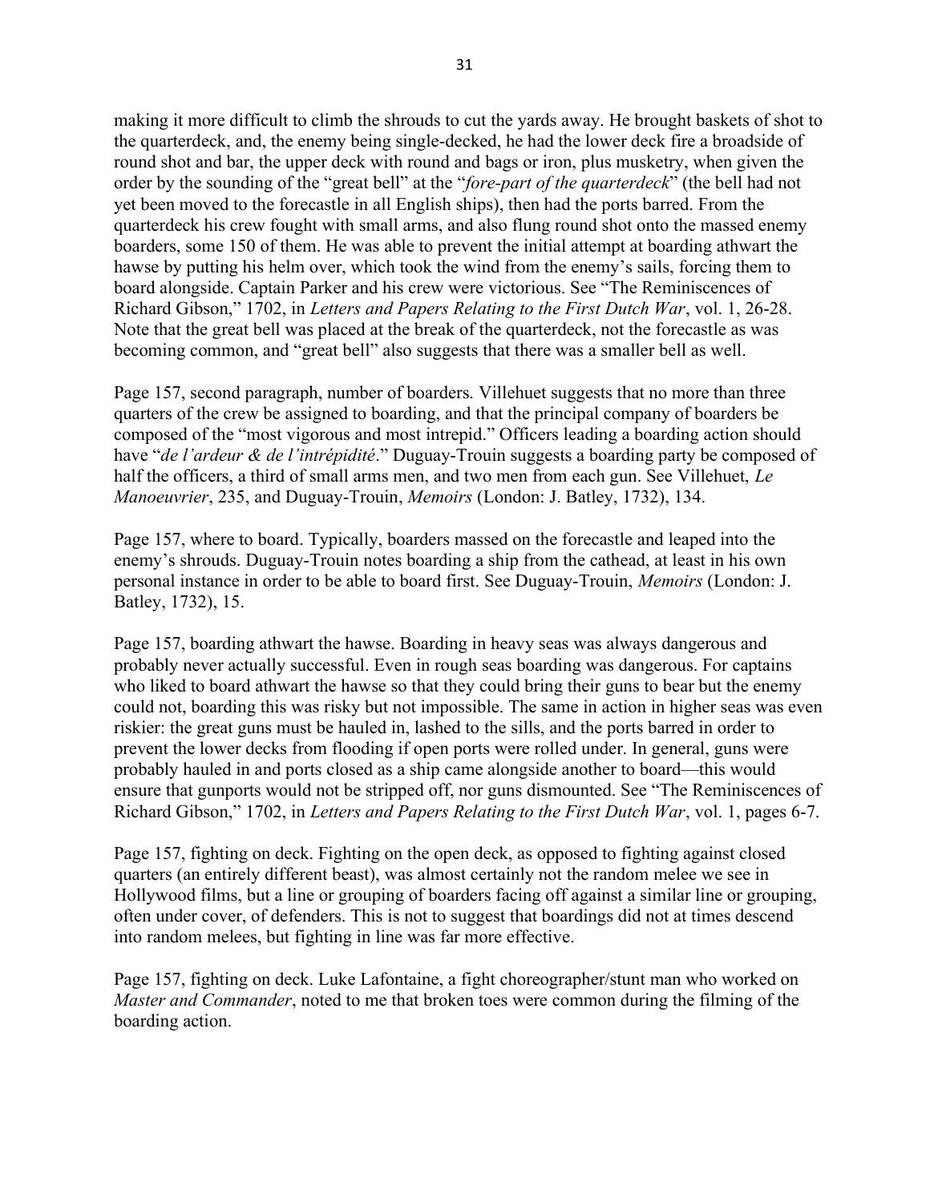making it more difficult to climb the shrouds to cut the yards away. He brought baskets of shot to the quarterdeck, and, the enemy being single-decked, he had the lower deck fire a broadside of round shot and bar, the upper deck with round and bags or iron, plus musketry, when given the order by the sounding of the "great bell" at the "*fore-part of the quarterdeck*" (the bell had not yet been moved to the forecastle in all English ships), then had the ports barred. From the quarterdeck his crew fought with small arms, and also flung round shot onto the massed enemy boarders, some 150 of them. He was able to prevent the initial attempt at boarding athwart the hawse by putting his helm over, which took the wind from the enemy's sails, forcing them to board alongside. Captain Parker and his crew were victorious. See "The Reminiscences of Richard Gibson," 1702, in *Letters and Papers Relating to the First Dutch War*, vol. 1, 26-28. Note that the great bell was placed at the break of the quarterdeck, not the forecastle as was becoming common, and "great bell" also suggests that there was a smaller bell as well.

Page 157, second paragraph, number of boarders. Villehuet suggests that no more than three quarters of the crew be assigned to boarding, and that the principal company of boarders be composed of the "most vigorous and most intrepid." Officers leading a boarding action should have "*de l'ardeur & de l'intrépidité*." Duguay-Trouin suggests a boarding party be composed of half the officers, a third of small arms men, and two men from each gun. See Villehuet, *Le Manoeuvrier*, 235, and Duguay-Trouin, *Memoirs* (London: J. Batley, 1732), 134.

Page 157, where to board. Typically, boarders massed on the forecastle and leaped into the enemy's shrouds. Duguay-Trouin notes boarding a ship from the cathead, at least in his own personal instance in order to be able to board first. See Duguay-Trouin, *Memoirs* (London: J. Batley, 1732), 15.

Page 157, boarding athwart the hawse. Boarding in heavy seas was always dangerous and probably never actually successful. Even in rough seas boarding was dangerous. For captains who liked to board athwart the hawse so that they could bring their guns to bear but the enemy could not, boarding this was risky but not impossible. The same in action in higher seas was even riskier: the great guns must be hauled in, lashed to the sills, and the ports barred in order to prevent the lower decks from flooding if open ports were rolled under. In general, guns were probably hauled in and ports closed as a ship came alongside another to board—this would ensure that gunports would not be stripped off, nor guns dismounted. See "The Reminiscences of Richard Gibson," 1702, in *Letters and Papers Relating to the First Dutch War*, vol. 1, pages 6-7.

Page 157, fighting on deck. Fighting on the open deck, as opposed to fighting against closed quarters (an entirely different beast), was almost certainly not the random melee we see in Hollywood films, but a line or grouping of boarders facing off against a similar line or grouping, often under cover, of defenders. This is not to suggest that boardings did not at times descend into random melees, but fighting in line was far more effective.

Page 157, fighting on deck. Luke Lafontaine, a fight choreographer/stunt man who worked on *Master and Commander*, noted to me that broken toes were common during the filming of the boarding action.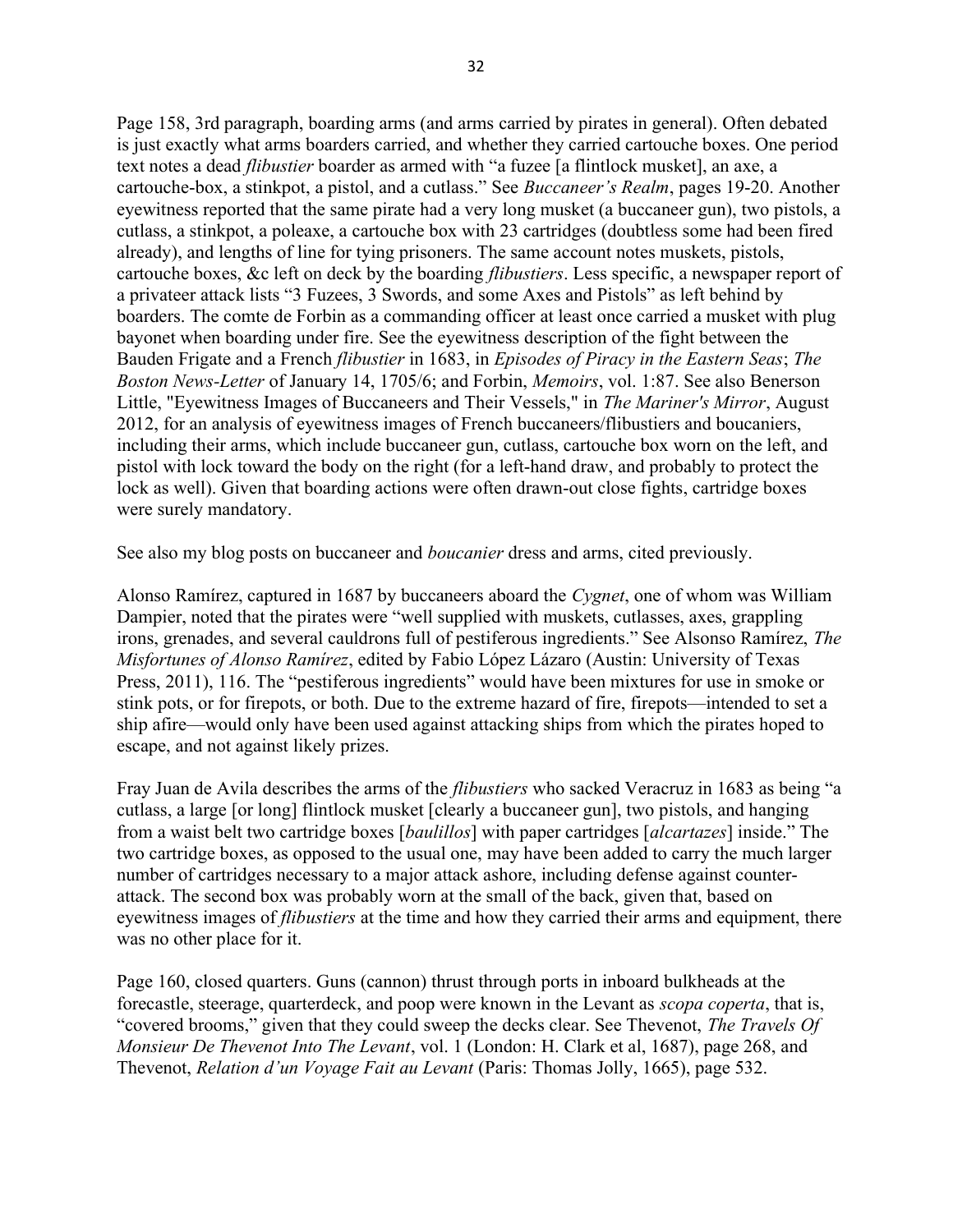Page 158, 3rd paragraph, boarding arms (and arms carried by pirates in general). Often debated is just exactly what arms boarders carried, and whether they carried cartouche boxes. One period text notes a dead *flibustier* boarder as armed with "a fuzee [a flintlock musket], an axe, a cartouche-box, a stinkpot, a pistol, and a cutlass." See *Buccaneer's Realm*, pages 19-20. Another eyewitness reported that the same pirate had a very long musket (a buccaneer gun), two pistols, a cutlass, a stinkpot, a poleaxe, a cartouche box with 23 cartridges (doubtless some had been fired already), and lengths of line for tying prisoners. The same account notes muskets, pistols, cartouche boxes, &c left on deck by the boarding *flibustiers*. Less specific, a newspaper report of a privateer attack lists "3 Fuzees, 3 Swords, and some Axes and Pistols" as left behind by boarders. The comte de Forbin as a commanding officer at least once carried a musket with plug bayonet when boarding under fire. See the eyewitness description of the fight between the Bauden Frigate and a French *flibustier* in 1683, in *Episodes of Piracy in the Eastern Seas*; *The Boston News-Letter* of January 14, 1705/6; and Forbin, *Memoirs*, vol. 1:87. See also Benerson Little, "Eyewitness Images of Buccaneers and Their Vessels," in *The Mariner's Mirror*, August 2012, for an analysis of eyewitness images of French buccaneers/flibustiers and boucaniers, including their arms, which include buccaneer gun, cutlass, cartouche box worn on the left, and pistol with lock toward the body on the right (for a left-hand draw, and probably to protect the lock as well). Given that boarding actions were often drawn-out close fights, cartridge boxes were surely mandatory.

See also my blog posts on buccaneer and *boucanier* dress and arms, cited previously.

Alonso Ramírez, captured in 1687 by buccaneers aboard the *Cygnet*, one of whom was William Dampier, noted that the pirates were "well supplied with muskets, cutlasses, axes, grappling irons, grenades, and several cauldrons full of pestiferous ingredients." See Alsonso Ramírez, *The Misfortunes of Alonso Ramírez*, edited by Fabio López Lázaro (Austin: University of Texas Press, 2011), 116. The "pestiferous ingredients" would have been mixtures for use in smoke or stink pots, or for firepots, or both. Due to the extreme hazard of fire, firepots—intended to set a ship afire—would only have been used against attacking ships from which the pirates hoped to escape, and not against likely prizes.

Fray Juan de Avila describes the arms of the *flibustiers* who sacked Veracruz in 1683 as being "a cutlass, a large [or long] flintlock musket [clearly a buccaneer gun], two pistols, and hanging from a waist belt two cartridge boxes [*baulillos*] with paper cartridges [*alcartazes*] inside." The two cartridge boxes, as opposed to the usual one, may have been added to carry the much larger number of cartridges necessary to a major attack ashore, including defense against counter-attack. The second box was probably worn at the small of the back, given that, based on eyewitness images of *flibustiers* at the time and how they carried their arms and equipment, there was no other place for it.

Page 160, closed quarters. Guns (cannon) thrust through ports in inboard bulkheads at the forecastle, steerage, quarterdeck, and poop were known in the Levant as *scopa coperta*, that is, "covered brooms," given that they could sweep the decks clear. See Thevenot, *The Travels Of Monsieur De Thevenot Into The Levant*, vol. 1 (London: H. Clark et al, 1687), page 268, and Thevenot, *Relation d'un Voyage Fait au Levant* (Paris: Thomas Jolly, 1665), page 532.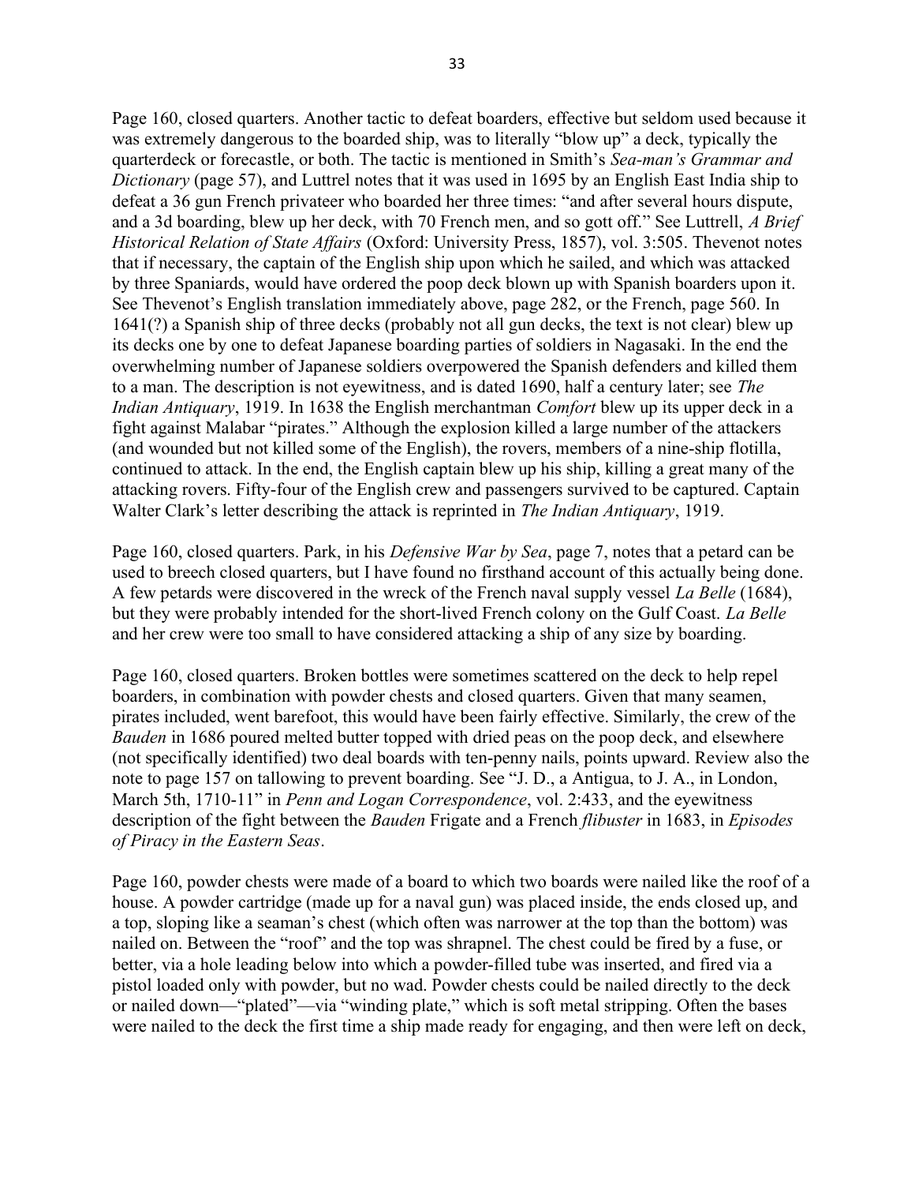Page 160, closed quarters. Another tactic to defeat boarders, effective but seldom used because it was extremely dangerous to the boarded ship, was to literally "blow up" a deck, typically the quarterdeck or forecastle, or both. The tactic is mentioned in Smith's *Sea-man's Grammar and Dictionary* (page 57), and Luttrel notes that it was used in 1695 by an English East India ship to defeat a 36 gun French privateer who boarded her three times: "and after several hours dispute, and a 3d boarding, blew up her deck, with 70 French men, and so gott off." See Luttrell, *A Brief Historical Relation of State Affairs* (Oxford: University Press, 1857), vol. 3:505. Thevenot notes that if necessary, the captain of the English ship upon which he sailed, and which was attacked by three Spaniards, would have ordered the poop deck blown up with Spanish boarders upon it. See Thevenot's English translation immediately above, page 282, or the French, page 560. In 1641(?) a Spanish ship of three decks (probably not all gun decks, the text is not clear) blew up its decks one by one to defeat Japanese boarding parties of soldiers in Nagasaki. In the end the overwhelming number of Japanese soldiers overpowered the Spanish defenders and killed them to a man. The description is not eyewitness, and is dated 1690, half a century later; see *The Indian Antiquary*, 1919. In 1638 the English merchantman *Comfort* blew up its upper deck in a fight against Malabar "pirates." Although the explosion killed a large number of the attackers (and wounded but not killed some of the English), the rovers, members of a nine-ship flotilla, continued to attack. In the end, the English captain blew up his ship, killing a great many of the attacking rovers. Fifty-four of the English crew and passengers survived to be captured. Captain Walter Clark's letter describing the attack is reprinted in *The Indian Antiquary*, 1919.

Page 160, closed quarters. Park, in his *Defensive War by Sea*, page 7, notes that a petard can be used to breech closed quarters, but I have found no firsthand account of this actually being done. A few petards were discovered in the wreck of the French naval supply vessel *La Belle* (1684), but they were probably intended for the short-lived French colony on the Gulf Coast. *La Belle* and her crew were too small to have considered attacking a ship of any size by boarding.

Page 160, closed quarters. Broken bottles were sometimes scattered on the deck to help repel boarders, in combination with powder chests and closed quarters. Given that many seamen, pirates included, went barefoot, this would have been fairly effective. Similarly, the crew of the *Bauden* in 1686 poured melted butter topped with dried peas on the poop deck, and elsewhere (not specifically identified) two deal boards with ten-penny nails, points upward. Review also the note to page 157 on tallowing to prevent boarding. See "J. D., a Antigua, to J. A., in London, March 5th, 1710-11" in *Penn and Logan Correspondence*, vol. 2:433, and the eyewitness description of the fight between the *Bauden* Frigate and a French *flibuster* in 1683, in *Episodes of Piracy in the Eastern Seas*.

Page 160, powder chests were made of a board to which two boards were nailed like the roof of a house. A powder cartridge (made up for a naval gun) was placed inside, the ends closed up, and a top, sloping like a seaman's chest (which often was narrower at the top than the bottom) was nailed on. Between the "roof" and the top was shrapnel. The chest could be fired by a fuse, or better, via a hole leading below into which a powder-filled tube was inserted, and fired via a pistol loaded only with powder, but no wad. Powder chests could be nailed directly to the deck or nailed down—"plated"—via "winding plate," which is soft metal stripping. Often the bases were nailed to the deck the first time a ship made ready for engaging, and then were left on deck,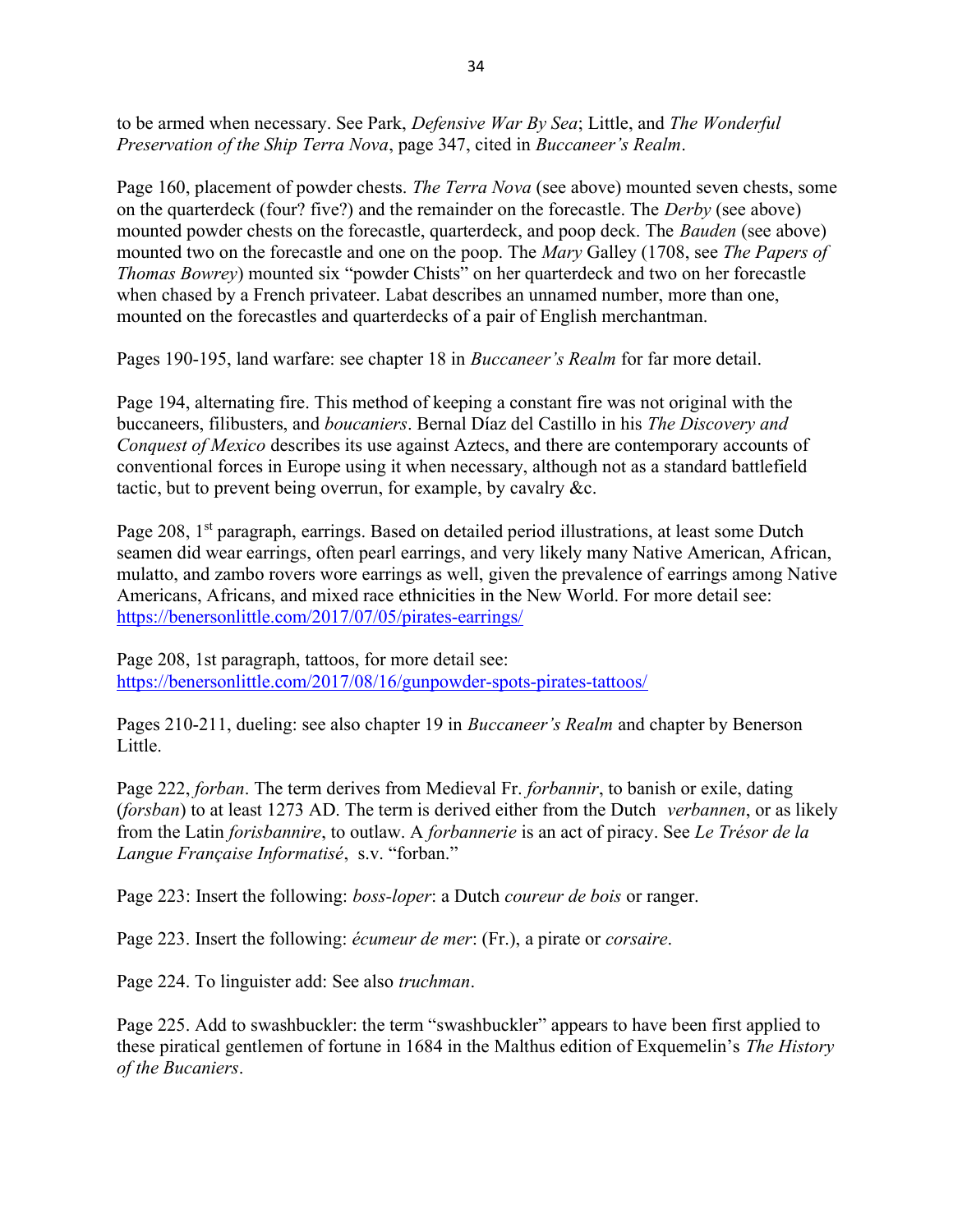to be armed when necessary. See Park, *Defensive War By Sea*; Little, and *The Wonderful Preservation of the Ship Terra Nova*, page 347, cited in *Buccaneer's Realm*.

Page 160, placement of powder chests. *The Terra Nova* (see above) mounted seven chests, some on the quarterdeck (four? five?) and the remainder on the forecastle. The *Derby* (see above) mounted powder chests on the forecastle, quarterdeck, and poop deck. The *Bauden* (see above) mounted two on the forecastle and one on the poop. The *Mary* Galley (1708, see *The Papers of Thomas Bowrey*) mounted six "powder Chists" on her quarterdeck and two on her forecastle when chased by a French privateer. Labat describes an unnamed number, more than one, mounted on the forecastles and quarterdecks of a pair of English merchantman.

Pages 190-195, land warfare: see chapter 18 in *Buccaneer's Realm* for far more detail.

Page 194, alternating fire. This method of keeping a constant fire was not original with the buccaneers, filibusters, and *boucaniers*. Bernal Díaz del Castillo in his *The Discovery and Conquest of Mexico* describes its use against Aztecs, and there are contemporary accounts of conventional forces in Europe using it when necessary, although not as a standard battlefield tactic, but to prevent being overrun, for example, by cavalry &c.

Page 208, 1st paragraph, earrings. Based on detailed period illustrations, at least some Dutch seamen did wear earrings, often pearl earrings, and very likely many Native American, African, mulatto, and zambo rovers wore earrings as well, given the prevalence of earrings among Native Americans, Africans, and mixed race ethnicities in the New World. For more detail see: https://benersonlittle.com/2017/07/05/pirates-earrings/

Page 208, 1st paragraph, tattoos, for more detail see: https://benersonlittle.com/2017/08/16/gunpowder-spots-pirates-tattoos/

Pages 210-211, dueling: see also chapter 19 in *Buccaneer's Realm* and chapter by Benerson Little.

Page 222, *forban*. The term derives from Medieval Fr. *forbannir*, to banish or exile, dating (*forsban*) to at least 1273 AD. The term is derived either from the Dutch *verbannen*, or as likely from the Latin *forisbannire*, to outlaw. A *forbannerie* is an act of piracy. See *Le Trésor de la Langue Française Informatisé*, s.v. "forban."

Page 223: Insert the following: *boss-loper*: a Dutch *coureur de bois* or ranger.

Page 223. Insert the following: *écumeur de mer*: (Fr.), a pirate or *corsaire*.

Page 224. To linguister add: See also *truchman*.

Page 225. Add to swashbuckler: the term "swashbuckler" appears to have been first applied to these piratical gentlemen of fortune in 1684 in the Malthus edition of Exquemelin's *The History of the Bucaniers*.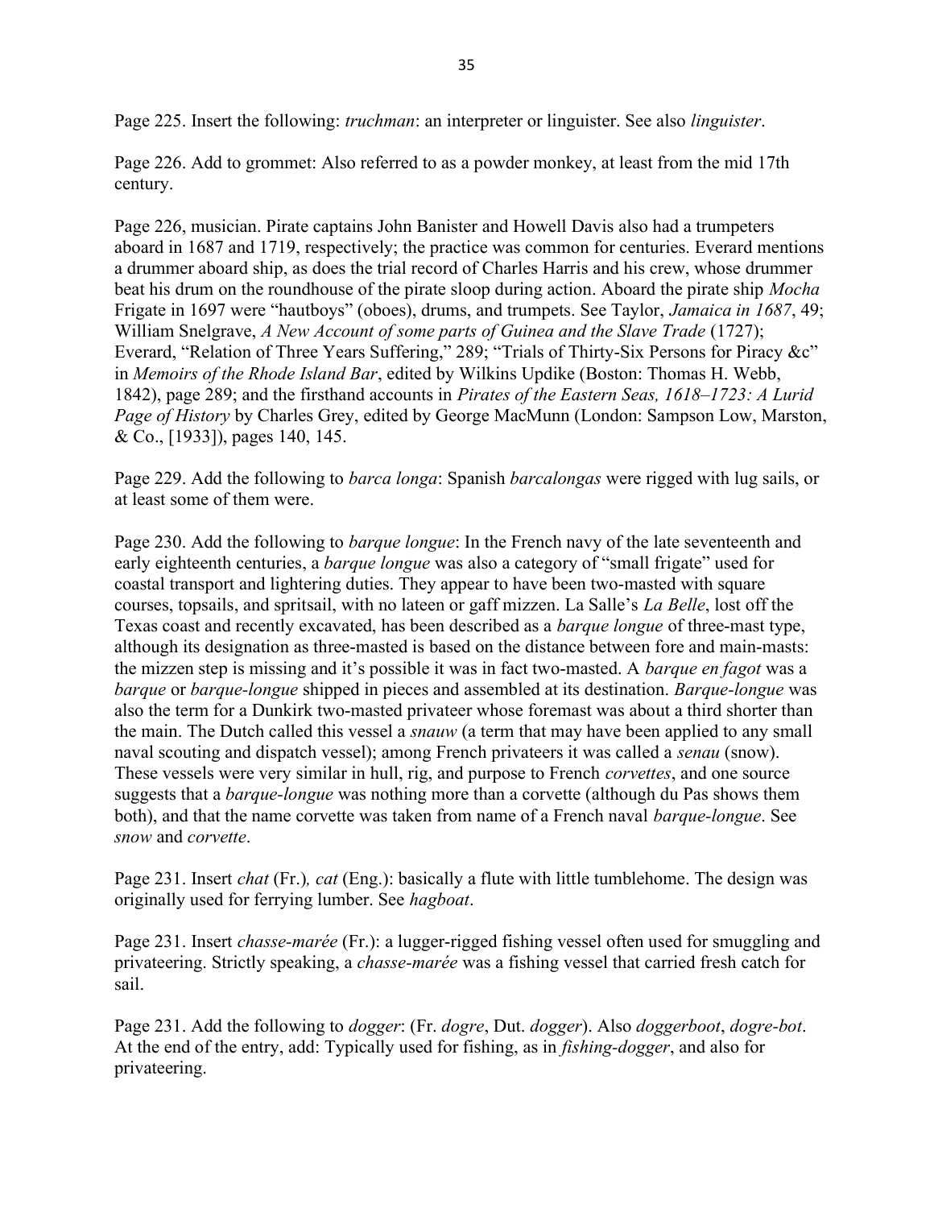Page 225. Insert the following: *truchman*: an interpreter or linguister. See also *linguister*.

Page 226. Add to grommet: Also referred to as a powder monkey, at least from the mid 17th century.

Page 226, musician. Pirate captains John Banister and Howell Davis also had a trumpeters aboard in 1687 and 1719, respectively; the practice was common for centuries. Everard mentions a drummer aboard ship, as does the trial record of Charles Harris and his crew, whose drummer beat his drum on the roundhouse of the pirate sloop during action. Aboard the pirate ship *Mocha* Frigate in 1697 were "hautboys" (oboes), drums, and trumpets. See Taylor, *Jamaica in 1687*, 49; William Snelgrave, *A New Account of some parts of Guinea and the Slave Trade* (1727); Everard, "Relation of Three Years Suffering," 289; "Trials of Thirty-Six Persons for Piracy &c" in *Memoirs of the Rhode Island Bar*, edited by Wilkins Updike (Boston: Thomas H. Webb, 1842), page 289; and the firsthand accounts in *Pirates of the Eastern Seas, 1618–1723: A Lurid Page of History* by Charles Grey, edited by George MacMunn (London: Sampson Low, Marston, & Co., [1933]), pages 140, 145.

Page 229. Add the following to *barca longa*: Spanish *barcalongas* were rigged with lug sails, or at least some of them were.

Page 230. Add the following to *barque longue*: In the French navy of the late seventeenth and early eighteenth centuries, a *barque longue* was also a category of "small frigate" used for coastal transport and lightering duties. They appear to have been two-masted with square courses, topsails, and spritsail, with no lateen or gaff mizzen. La Salle's *La Belle*, lost off the Texas coast and recently excavated, has been described as a *barque longue* of three-mast type, although its designation as three-masted is based on the distance between fore and main-masts: the mizzen step is missing and it's possible it was in fact two-masted. A *barque en fagot* was a *barque* or *barque-longue* shipped in pieces and assembled at its destination. *Barque-longue* was also the term for a Dunkirk two-masted privateer whose foremast was about a third shorter than the main. The Dutch called this vessel a *snauw* (a term that may have been applied to any small naval scouting and dispatch vessel); among French privateers it was called a *senau* (snow). These vessels were very similar in hull, rig, and purpose to French *corvettes*, and one source suggests that a *barque-longue* was nothing more than a corvette (although du Pas shows them both), and that the name corvette was taken from name of a French naval *barque-longue*. See *snow* and *corvette*.

Page 231. Insert *chat* (Fr.)*, cat* (Eng.): basically a flute with little tumblehome. The design was originally used for ferrying lumber. See *hagboat*.

Page 231. Insert *chasse-marée* (Fr.): a lugger-rigged fishing vessel often used for smuggling and privateering. Strictly speaking, a *chasse-marée* was a fishing vessel that carried fresh catch for sail.

Page 231. Add the following to *dogger*: (Fr. *dogre*, Dut. *dogger*). Also *doggerboot*, *dogre-bot*. At the end of the entry, add: Typically used for fishing, as in *fishing-dogger*, and also for privateering.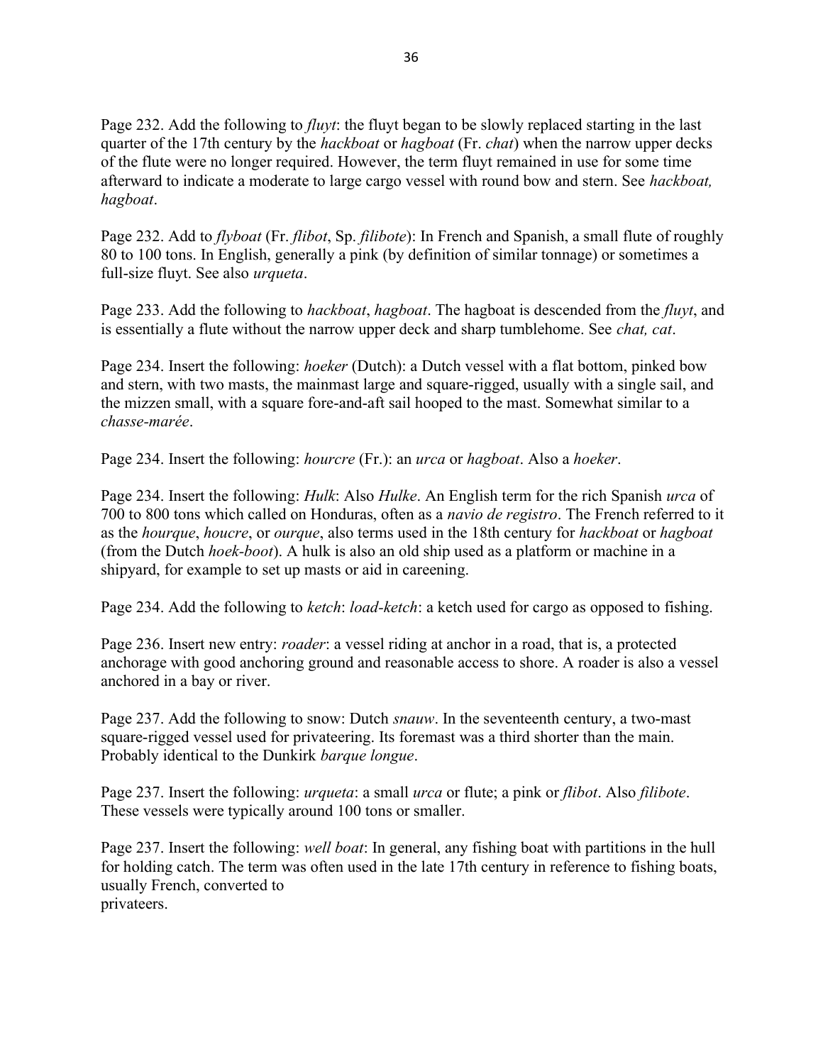Page 232. Add the following to *fluyt*: the fluyt began to be slowly replaced starting in the last quarter of the 17th century by the *hackboat* or *hagboat* (Fr. *chat*) when the narrow upper decks of the flute were no longer required. However, the term fluyt remained in use for some time afterward to indicate a moderate to large cargo vessel with round bow and stern. See *hackboat, hagboat*.

Page 232. Add to *flyboat* (Fr. *flibot*, Sp. *filibote*): In French and Spanish, a small flute of roughly 80 to 100 tons. In English, generally a pink (by definition of similar tonnage) or sometimes a full-size fluyt. See also *urqueta*.

Page 233. Add the following to *hackboat*, *hagboat*. The hagboat is descended from the *fluyt*, and is essentially a flute without the narrow upper deck and sharp tumblehome. See *chat, cat*.

Page 234. Insert the following: *hoeker* (Dutch): a Dutch vessel with a flat bottom, pinked bow and stern, with two masts, the mainmast large and square-rigged, usually with a single sail, and the mizzen small, with a square fore-and-aft sail hooped to the mast. Somewhat similar to a *chasse-marée*.

Page 234. Insert the following: *hourcre* (Fr.): an *urca* or *hagboat*. Also a *hoeker*.

Page 234. Insert the following: *Hulk*: Also *Hulke*. An English term for the rich Spanish *urca* of 700 to 800 tons which called on Honduras, often as a *navio de registro*. The French referred to it as the *hourque*, *houcre*, or *ourque*, also terms used in the 18th century for *hackboat* or *hagboat* (from the Dutch *hoek-boot*). A hulk is also an old ship used as a platform or machine in a shipyard, for example to set up masts or aid in careening.

Page 234. Add the following to *ketch*: *load-ketch*: a ketch used for cargo as opposed to fishing.

Page 236. Insert new entry: *roader*: a vessel riding at anchor in a road, that is, a protected anchorage with good anchoring ground and reasonable access to shore. A roader is also a vessel anchored in a bay or river.

Page 237. Add the following to snow: Dutch *snauw*. In the seventeenth century, a two-mast square-rigged vessel used for privateering. Its foremast was a third shorter than the main. Probably identical to the Dunkirk *barque longue*.

Page 237. Insert the following: *urqueta*: a small *urca* or flute; a pink or *flibot*. Also *filibote*. These vessels were typically around 100 tons or smaller.

Page 237. Insert the following: *well boat*: In general, any fishing boat with partitions in the hull for holding catch. The term was often used in the late 17th century in reference to fishing boats, usually French, converted to privateers.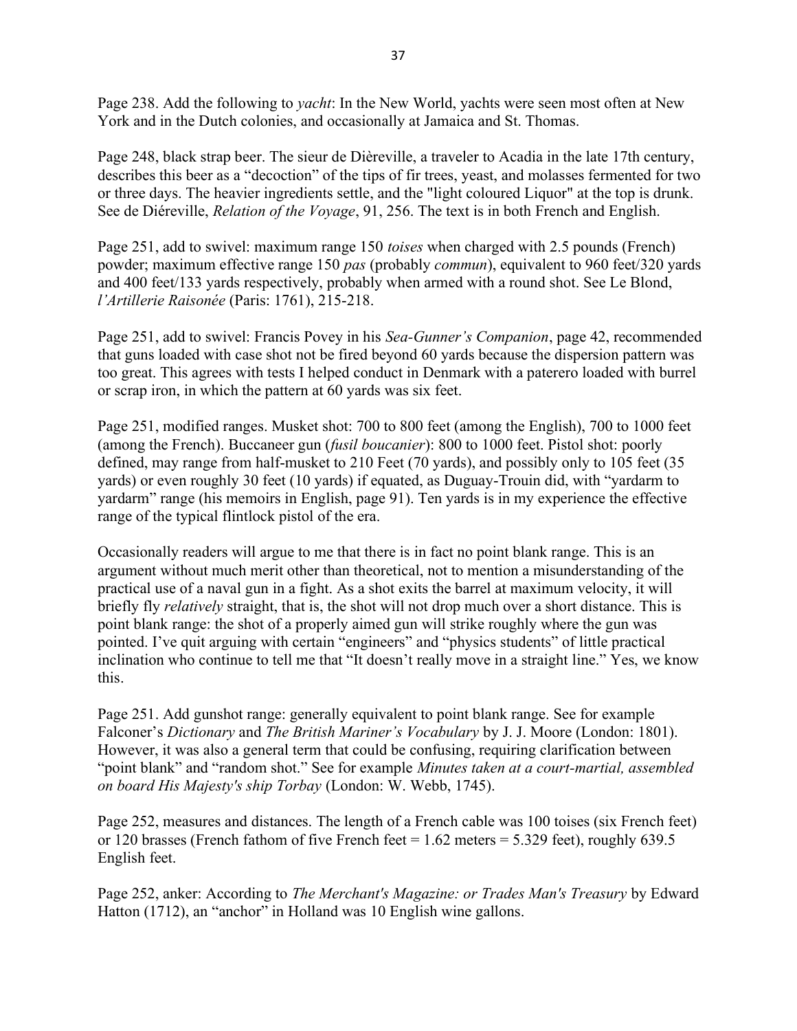Page 238. Add the following to *yacht*: In the New World, yachts were seen most often at New York and in the Dutch colonies, and occasionally at Jamaica and St. Thomas.

Page 248, black strap beer. The sieur de Dièreville, a traveler to Acadia in the late 17th century, describes this beer as a "decoction" of the tips of fir trees, yeast, and molasses fermented for two or three days. The heavier ingredients settle, and the "light coloured Liquor" at the top is drunk. See de Diéreville, *Relation of the Voyage*, 91, 256. The text is in both French and English.

Page 251, add to swivel: maximum range 150 *toises* when charged with 2.5 pounds (French) powder; maximum effective range 150 *pas* (probably *commun*), equivalent to 960 feet/320 yards and 400 feet/133 yards respectively, probably when armed with a round shot. See Le Blond, *l'Artillerie Raisonée* (Paris: 1761), 215-218.

Page 251, add to swivel: Francis Povey in his *Sea-Gunner's Companion*, page 42, recommended that guns loaded with case shot not be fired beyond 60 yards because the dispersion pattern was too great. This agrees with tests I helped conduct in Denmark with a paterero loaded with burrel or scrap iron, in which the pattern at 60 yards was six feet.

Page 251, modified ranges. Musket shot: 700 to 800 feet (among the English), 700 to 1000 feet (among the French). Buccaneer gun (*fusil boucanier*): 800 to 1000 feet. Pistol shot: poorly defined, may range from half-musket to 210 Feet (70 yards), and possibly only to 105 feet (35 yards) or even roughly 30 feet (10 yards) if equated, as Duguay-Trouin did, with "yardarm to yardarm" range (his memoirs in English, page 91). Ten yards is in my experience the effective range of the typical flintlock pistol of the era.

Occasionally readers will argue to me that there is in fact no point blank range. This is an argument without much merit other than theoretical, not to mention a misunderstanding of the practical use of a naval gun in a fight. As a shot exits the barrel at maximum velocity, it will briefly fly *relatively* straight, that is, the shot will not drop much over a short distance. This is point blank range: the shot of a properly aimed gun will strike roughly where the gun was pointed. I've quit arguing with certain "engineers" and "physics students" of little practical inclination who continue to tell me that "It doesn't really move in a straight line." Yes, we know this.

Page 251. Add gunshot range: generally equivalent to point blank range. See for example Falconer's *Dictionary* and *The British Mariner's Vocabulary* by J. J. Moore (London: 1801). However, it was also a general term that could be confusing, requiring clarification between "point blank" and "random shot." See for example *Minutes taken at a court-martial, assembled on board His Majesty's ship Torbay* (London: W. Webb, 1745).

Page 252, measures and distances. The length of a French cable was 100 toises (six French feet) or 120 brasses (French fathom of five French feet = 1.62 meters = 5.329 feet), roughly 639.5 English feet.

Page 252, anker: According to *The Merchant's Magazine: or Trades Man's Treasury* by Edward Hatton (1712), an "anchor" in Holland was 10 English wine gallons.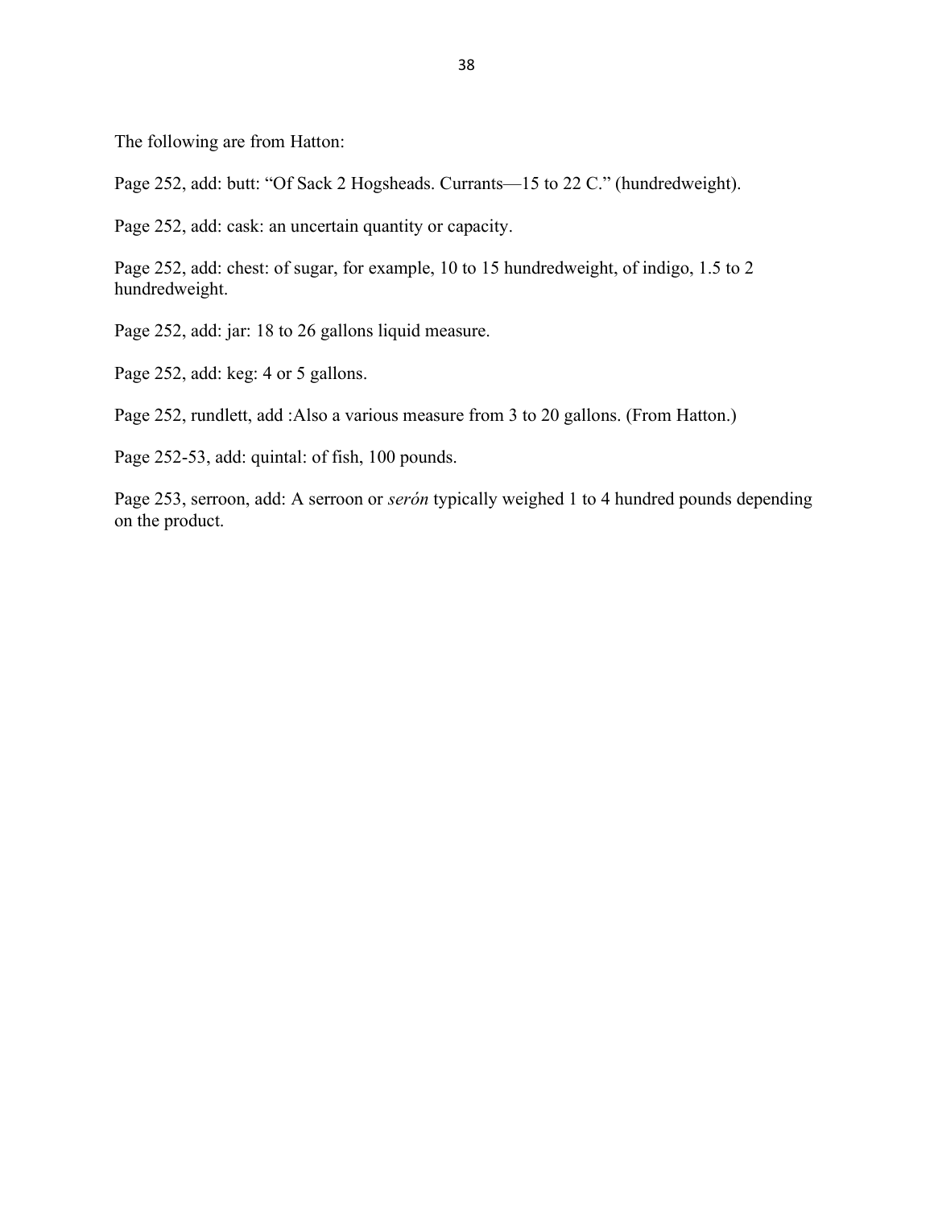The following are from Hatton:

Page 252, add: butt: "Of Sack 2 Hogsheads. Currants—15 to 22 C." (hundredweight).

Page 252, add: cask: an uncertain quantity or capacity.

Page 252, add: chest: of sugar, for example, 10 to 15 hundredweight, of indigo, 1.5 to 2 hundredweight.

Page 252, add: jar: 18 to 26 gallons liquid measure.

Page 252, add: keg: 4 or 5 gallons.

Page 252, rundlett, add :Also a various measure from 3 to 20 gallons. (From Hatton.)

Page 252-53, add: quintal: of fish, 100 pounds.

Page 253, serroon, add: A serroon or *serón* typically weighed 1 to 4 hundred pounds depending on the product.